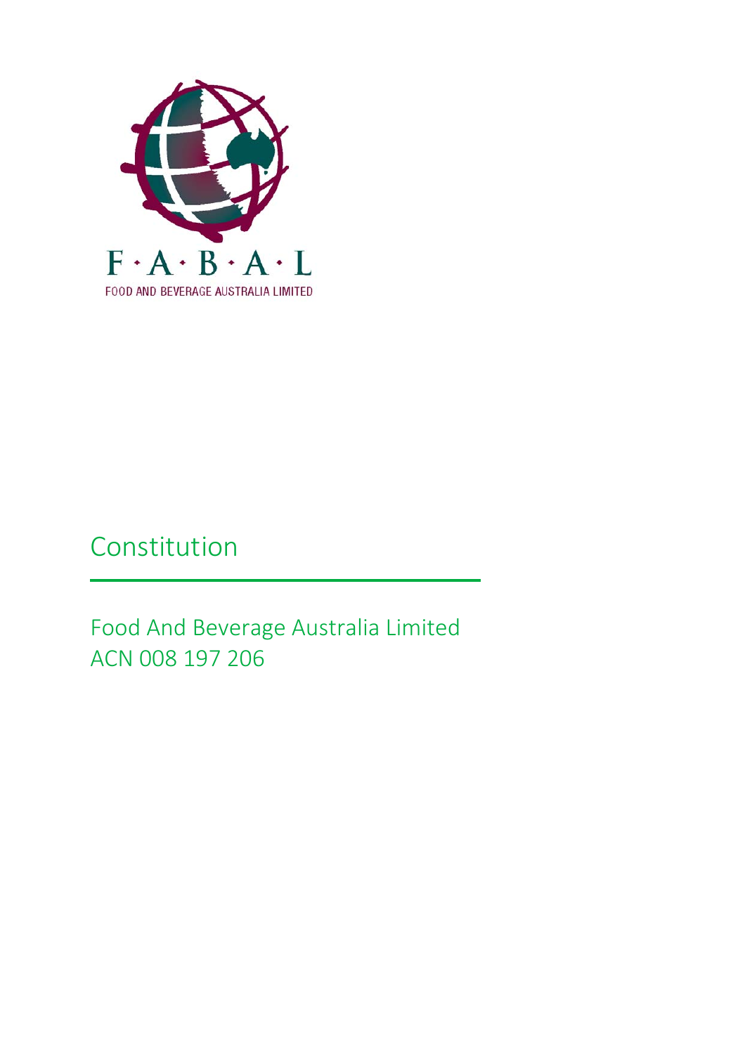F·A·B·A·L

FOOD AND BEVERAGE AUSTRALIA LIMITED

# Constitution

Food And Beverage Australia Limited
ACN 008 197 206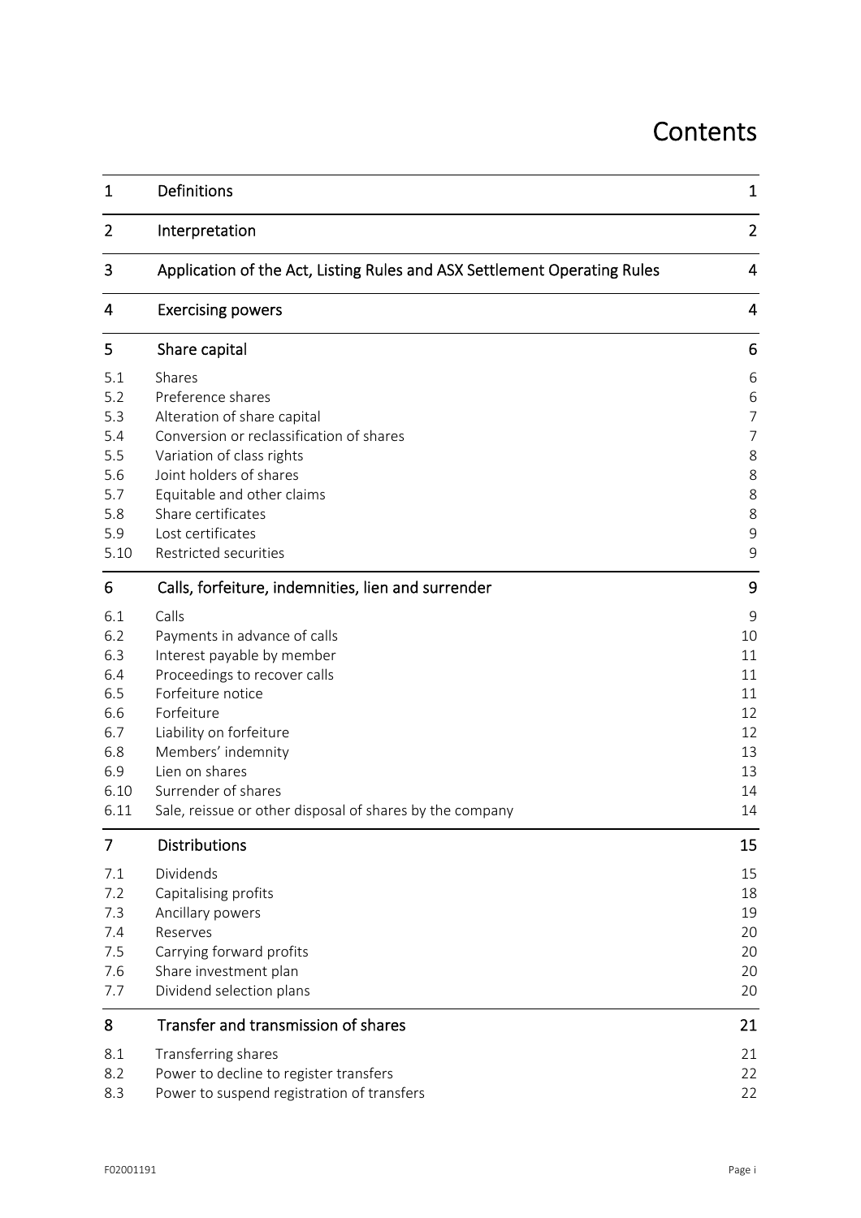# Contents

| | | |
|---|---|---|
| 1 | Definitions | 1 |
| 2 | Interpretation | 2 |
| 3 | Application of the Act, Listing Rules and ASX Settlement Operating Rules | 4 |
| 4 | Exercising powers | 4 |
| 5 | Share capital | 6 |
| 5.1 | Shares | 6 |
| 5.2 | Preference shares | 6 |
| 5.3 | Alteration of share capital | 7 |
| 5.4 | Conversion or reclassification of shares | 7 |
| 5.5 | Variation of class rights | 8 |
| 5.6 | Joint holders of shares | 8 |
| 5.7 | Equitable and other claims | 8 |
| 5.8 | Share certificates | 8 |
| 5.9 | Lost certificates | 9 |
| 5.10 | Restricted securities | 9 |
| 6 | Calls, forfeiture, indemnities, lien and surrender | 9 |
| 6.1 | Calls | 9 |
| 6.2 | Payments in advance of calls | 10 |
| 6.3 | Interest payable by member | 11 |
| 6.4 | Proceedings to recover calls | 11 |
| 6.5 | Forfeiture notice | 11 |
| 6.6 | Forfeiture | 12 |
| 6.7 | Liability on forfeiture | 12 |
| 6.8 | Members' indemnity | 13 |
| 6.9 | Lien on shares | 13 |
| 6.10 | Surrender of shares | 14 |
| 6.11 | Sale, reissue or other disposal of shares by the company | 14 |
| 7 | Distributions | 15 |
| 7.1 | Dividends | 15 |
| 7.2 | Capitalising profits | 18 |
| 7.3 | Ancillary powers | 19 |
| 7.4 | Reserves | 20 |
| 7.5 | Carrying forward profits | 20 |
| 7.6 | Share investment plan | 20 |
| 7.7 | Dividend selection plans | 20 |
| 8 | Transfer and transmission of shares | 21 |
| 8.1 | Transferring shares | 21 |
| 8.2 | Power to decline to register transfers | 22 |
| 8.3 | Power to suspend registration of transfers | 22 |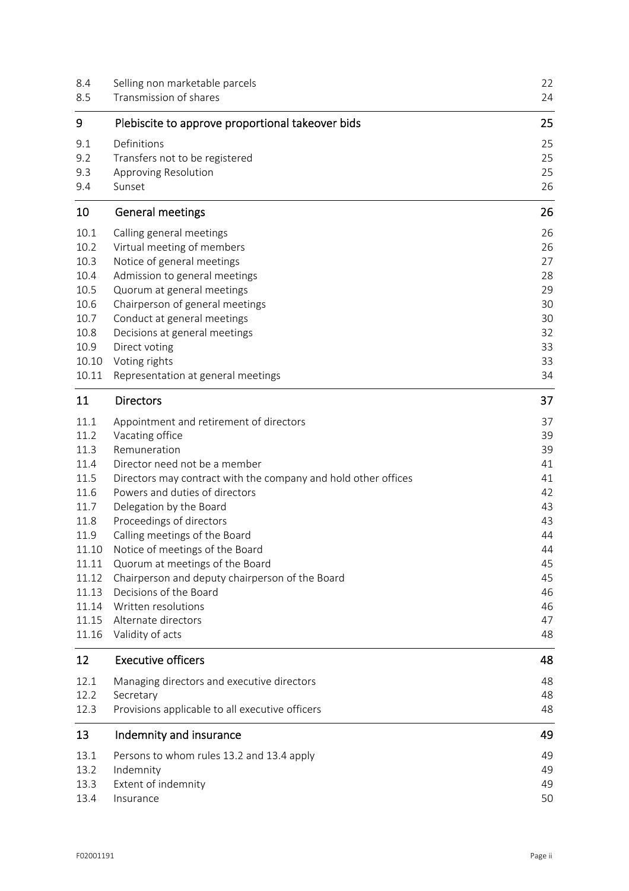| | | |
|---|---|---|
| 8.4 | Selling non marketable parcels | 22 |
| 8.5 | Transmission of shares | 24 |
| **9** | **Plebiscite to approve proportional takeover bids** | **25** |
| 9.1 | Definitions | 25 |
| 9.2 | Transfers not to be registered | 25 |
| 9.3 | Approving Resolution | 25 |
| 9.4 | Sunset | 26 |
| **10** | **General meetings** | **26** |
| 10.1 | Calling general meetings | 26 |
| 10.2 | Virtual meeting of members | 26 |
| 10.3 | Notice of general meetings | 27 |
| 10.4 | Admission to general meetings | 28 |
| 10.5 | Quorum at general meetings | 29 |
| 10.6 | Chairperson of general meetings | 30 |
| 10.7 | Conduct at general meetings | 30 |
| 10.8 | Decisions at general meetings | 32 |
| 10.9 | Direct voting | 33 |
| 10.10 | Voting rights | 33 |
| 10.11 | Representation at general meetings | 34 |
| **11** | **Directors** | **37** |
| 11.1 | Appointment and retirement of directors | 37 |
| 11.2 | Vacating office | 39 |
| 11.3 | Remuneration | 39 |
| 11.4 | Director need not be a member | 41 |
| 11.5 | Directors may contract with the company and hold other offices | 41 |
| 11.6 | Powers and duties of directors | 42 |
| 11.7 | Delegation by the Board | 43 |
| 11.8 | Proceedings of directors | 43 |
| 11.9 | Calling meetings of the Board | 44 |
| 11.10 | Notice of meetings of the Board | 44 |
| 11.11 | Quorum at meetings of the Board | 45 |
| 11.12 | Chairperson and deputy chairperson of the Board | 45 |
| 11.13 | Decisions of the Board | 46 |
| 11.14 | Written resolutions | 46 |
| 11.15 | Alternate directors | 47 |
| 11.16 | Validity of acts | 48 |
| **12** | **Executive officers** | **48** |
| 12.1 | Managing directors and executive directors | 48 |
| 12.2 | Secretary | 48 |
| 12.3 | Provisions applicable to all executive officers | 48 |
| **13** | **Indemnity and insurance** | **49** |
| 13.1 | Persons to whom rules 13.2 and 13.4 apply | 49 |
| 13.2 | Indemnity | 49 |
| 13.3 | Extent of indemnity | 49 |
| 13.4 | Insurance | 50 |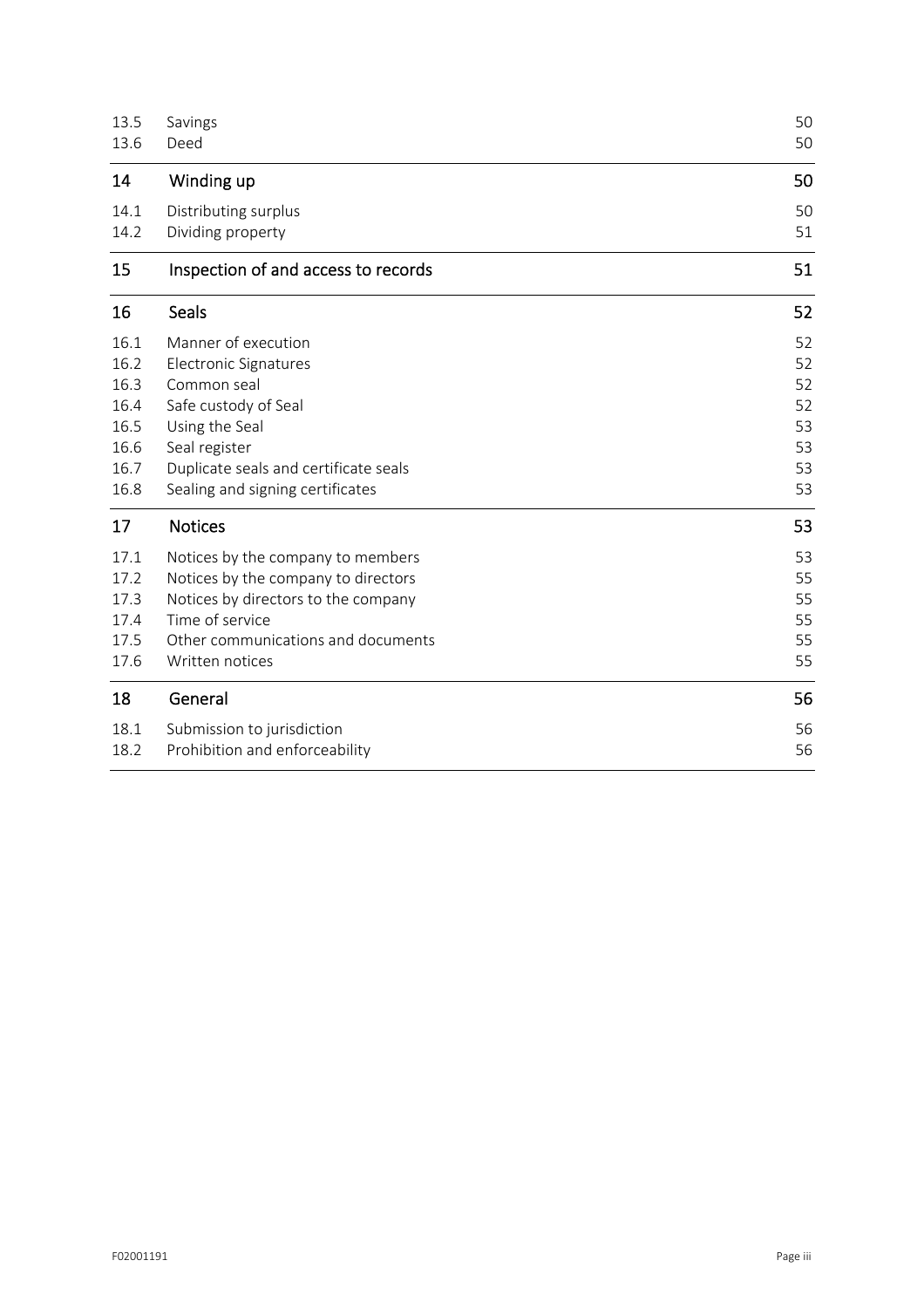| | | |
|---|---|---|
| 13.5 | Savings | 50 |
| 13.6 | Deed | 50 |
| **14** | **Winding up** | **50** |
| 14.1 | Distributing surplus | 50 |
| 14.2 | Dividing property | 51 |
| **15** | **Inspection of and access to records** | **51** |
| **16** | **Seals** | **52** |
| 16.1 | Manner of execution | 52 |
| 16.2 | Electronic Signatures | 52 |
| 16.3 | Common seal | 52 |
| 16.4 | Safe custody of Seal | 52 |
| 16.5 | Using the Seal | 53 |
| 16.6 | Seal register | 53 |
| 16.7 | Duplicate seals and certificate seals | 53 |
| 16.8 | Sealing and signing certificates | 53 |
| **17** | **Notices** | **53** |
| 17.1 | Notices by the company to members | 53 |
| 17.2 | Notices by the company to directors | 55 |
| 17.3 | Notices by directors to the company | 55 |
| 17.4 | Time of service | 55 |
| 17.5 | Other communications and documents | 55 |
| 17.6 | Written notices | 55 |
| **18** | **General** | **56** |
| 18.1 | Submission to jurisdiction | 56 |
| 18.2 | Prohibition and enforceability | 56 |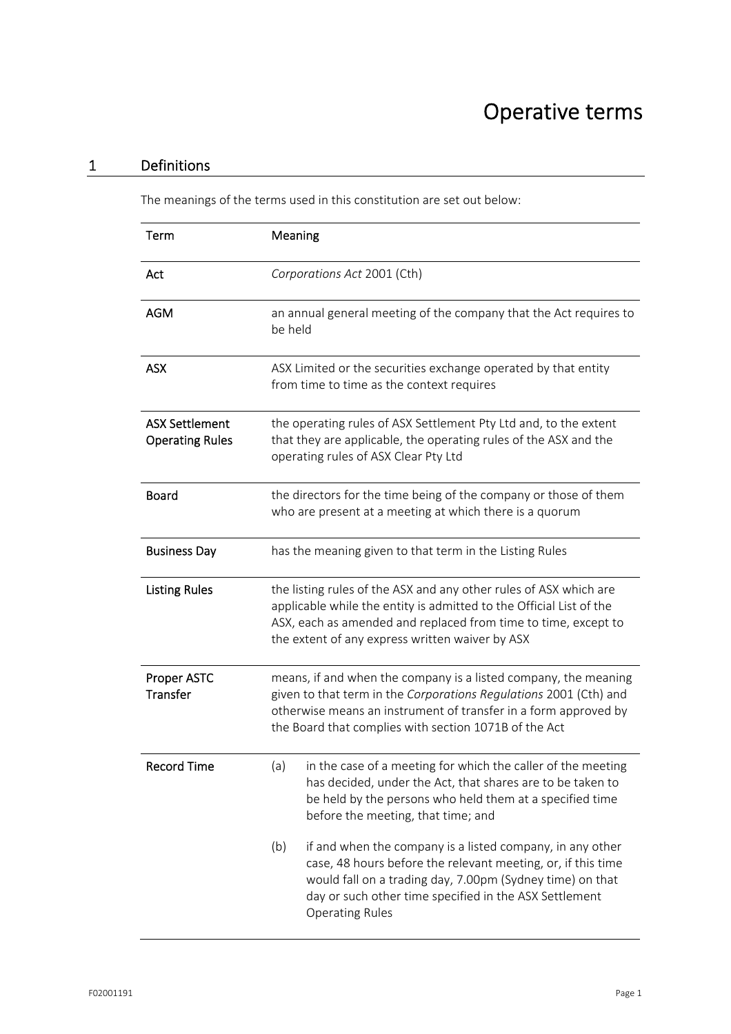# Operative terms

## 1 Definitions

The meanings of the terms used in this constitution are set out below:

| Term | Meaning |
|---|---|
| Act | *Corporations Act* 2001 (Cth) |
| AGM | an annual general meeting of the company that the Act requires to be held |
| ASX | ASX Limited or the securities exchange operated by that entity from time to time as the context requires |
| ASX Settlement Operating Rules | the operating rules of ASX Settlement Pty Ltd and, to the extent that they are applicable, the operating rules of the ASX and the operating rules of ASX Clear Pty Ltd |
| Board | the directors for the time being of the company or those of them who are present at a meeting at which there is a quorum |
| Business Day | has the meaning given to that term in the Listing Rules |
| Listing Rules | the listing rules of the ASX and any other rules of ASX which are applicable while the entity is admitted to the Official List of the ASX, each as amended and replaced from time to time, except to the extent of any express written waiver by ASX |
| Proper ASTC Transfer | means, if and when the company is a listed company, the meaning given to that term in the *Corporations Regulations* 2001 (Cth) and otherwise means an instrument of transfer in a form approved by the Board that complies with section 1071B of the Act |
| Record Time | (a) in the case of a meeting for which the caller of the meeting has decided, under the Act, that shares are to be taken to be held by the persons who held them at a specified time before the meeting, that time; and<br><br>(b) if and when the company is a listed company, in any other case, 48 hours before the relevant meeting, or, if this time would fall on a trading day, 7.00pm (Sydney time) on that day or such other time specified in the ASX Settlement Operating Rules |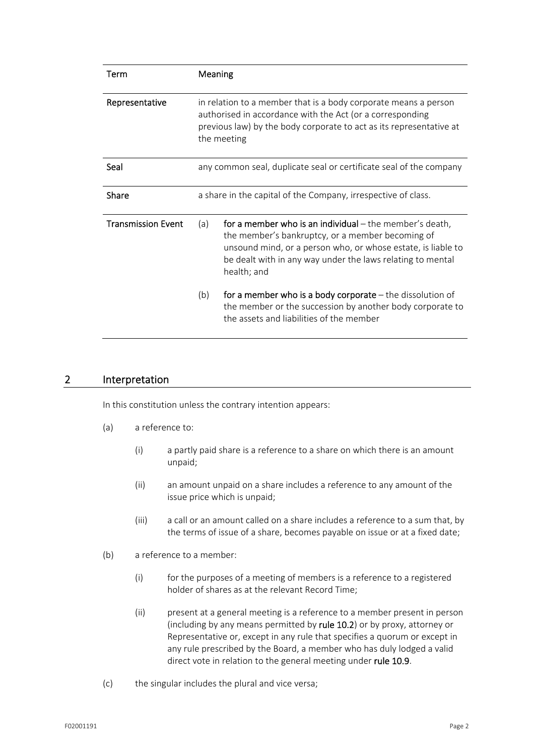| Term | Meaning |
| --- | --- |
| **Representative** | in relation to a member that is a body corporate means a person authorised in accordance with the Act (or a corresponding previous law) by the body corporate to act as its representative at the meeting |
| **Seal** | any common seal, duplicate seal or certificate seal of the company |
| **Share** | a share in the capital of the Company, irrespective of class. |
| **Transmission Event** | (a) **for a member who is an individual** – the member's death, the member's bankruptcy, or a member becoming of unsound mind, or a person who, or whose estate, is liable to be dealt with in any way under the laws relating to mental health; and<br><br>(b) **for a member who is a body corporate** – the dissolution of the member or the succession by another body corporate to the assets and liabilities of the member |

## 2 Interpretation

In this constitution unless the contrary intention appears:

(a) a reference to:

  (i) a partly paid share is a reference to a share on which there is an amount unpaid;

  (ii) an amount unpaid on a share includes a reference to any amount of the issue price which is unpaid;

  (iii) a call or an amount called on a share includes a reference to a sum that, by the terms of issue of a share, becomes payable on issue or at a fixed date;

(b) a reference to a member:

  (i) for the purposes of a meeting of members is a reference to a registered holder of shares as at the relevant Record Time;

  (ii) present at a general meeting is a reference to a member present in person (including by any means permitted by **rule 10.2**) or by proxy, attorney or Representative or, except in any rule that specifies a quorum or except in any rule prescribed by the Board, a member who has duly lodged a valid direct vote in relation to the general meeting under **rule 10.9**.

(c) the singular includes the plural and vice versa;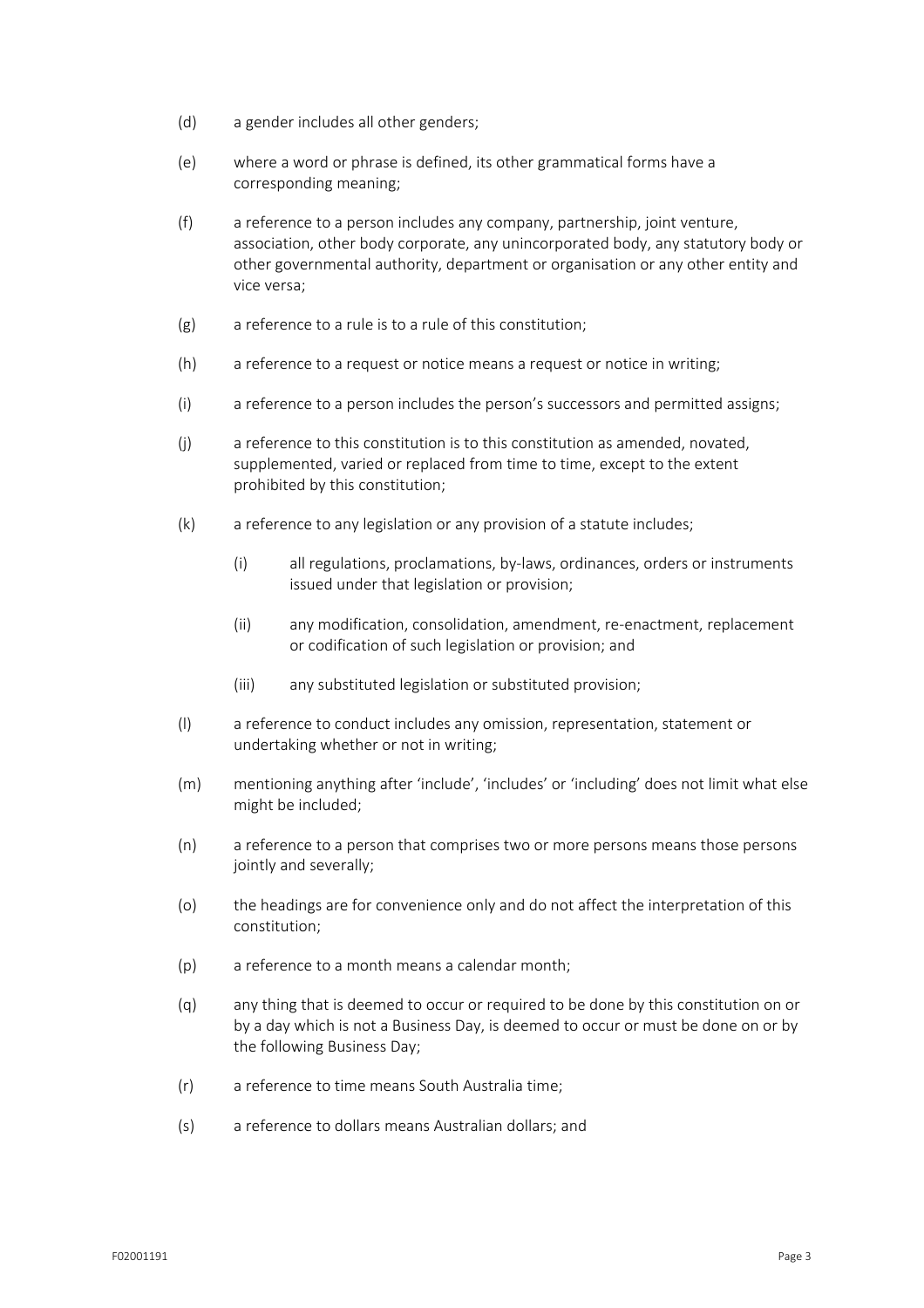(d) a gender includes all other genders;

(e) where a word or phrase is defined, its other grammatical forms have a corresponding meaning;

(f) a reference to a person includes any company, partnership, joint venture, association, other body corporate, any unincorporated body, any statutory body or other governmental authority, department or organisation or any other entity and vice versa;

(g) a reference to a rule is to a rule of this constitution;

(h) a reference to a request or notice means a request or notice in writing;

(i) a reference to a person includes the person's successors and permitted assigns;

(j) a reference to this constitution is to this constitution as amended, novated, supplemented, varied or replaced from time to time, except to the extent prohibited by this constitution;

(k) a reference to any legislation or any provision of a statute includes;

  (i) all regulations, proclamations, by-laws, ordinances, orders or instruments issued under that legislation or provision;

  (ii) any modification, consolidation, amendment, re-enactment, replacement or codification of such legislation or provision; and

  (iii) any substituted legislation or substituted provision;

(l) a reference to conduct includes any omission, representation, statement or undertaking whether or not in writing;

(m) mentioning anything after 'include', 'includes' or 'including' does not limit what else might be included;

(n) a reference to a person that comprises two or more persons means those persons jointly and severally;

(o) the headings are for convenience only and do not affect the interpretation of this constitution;

(p) a reference to a month means a calendar month;

(q) any thing that is deemed to occur or required to be done by this constitution on or by a day which is not a Business Day, is deemed to occur or must be done on or by the following Business Day;

(r) a reference to time means South Australia time;

(s) a reference to dollars means Australian dollars; and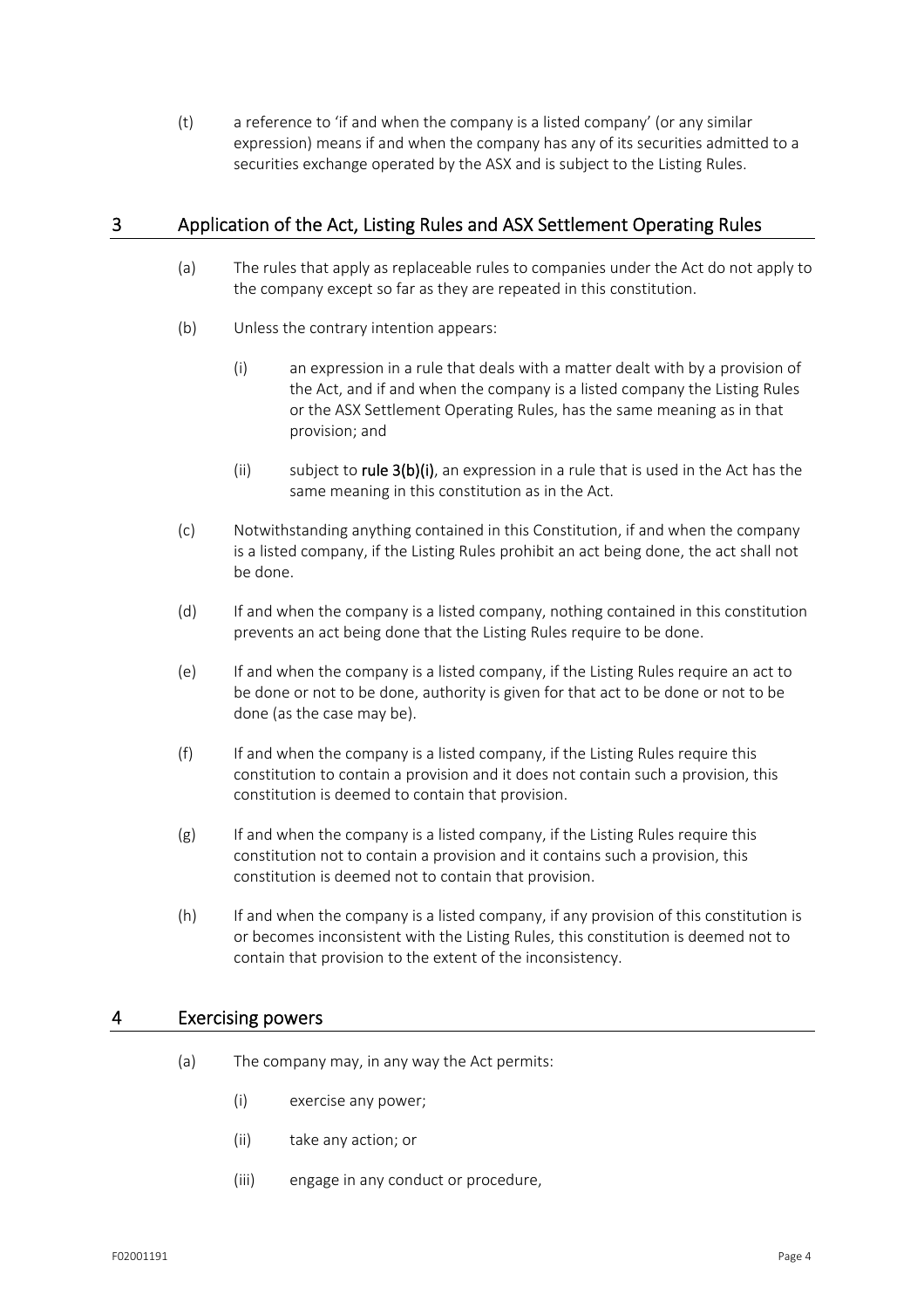(t) a reference to 'if and when the company is a listed company' (or any similar expression) means if and when the company has any of its securities admitted to a securities exchange operated by the ASX and is subject to the Listing Rules.

## 3 Application of the Act, Listing Rules and ASX Settlement Operating Rules

(a) The rules that apply as replaceable rules to companies under the Act do not apply to the company except so far as they are repeated in this constitution.

(b) Unless the contrary intention appears:

(i) an expression in a rule that deals with a matter dealt with by a provision of the Act, and if and when the company is a listed company the Listing Rules or the ASX Settlement Operating Rules, has the same meaning as in that provision; and

(ii) subject to **rule 3(b)(i)**, an expression in a rule that is used in the Act has the same meaning in this constitution as in the Act.

(c) Notwithstanding anything contained in this Constitution, if and when the company is a listed company, if the Listing Rules prohibit an act being done, the act shall not be done.

(d) If and when the company is a listed company, nothing contained in this constitution prevents an act being done that the Listing Rules require to be done.

(e) If and when the company is a listed company, if the Listing Rules require an act to be done or not to be done, authority is given for that act to be done or not to be done (as the case may be).

(f) If and when the company is a listed company, if the Listing Rules require this constitution to contain a provision and it does not contain such a provision, this constitution is deemed to contain that provision.

(g) If and when the company is a listed company, if the Listing Rules require this constitution not to contain a provision and it contains such a provision, this constitution is deemed not to contain that provision.

(h) If and when the company is a listed company, if any provision of this constitution is or becomes inconsistent with the Listing Rules, this constitution is deemed not to contain that provision to the extent of the inconsistency.

## 4 Exercising powers

(a) The company may, in any way the Act permits:

(i) exercise any power;

(ii) take any action; or

(iii) engage in any conduct or procedure,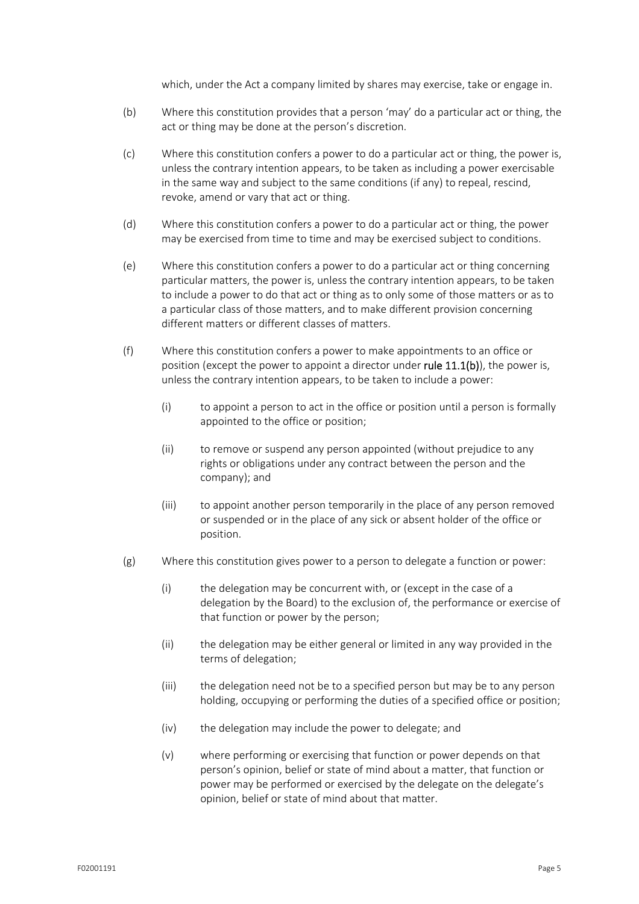which, under the Act a company limited by shares may exercise, take or engage in.

(b) Where this constitution provides that a person 'may' do a particular act or thing, the act or thing may be done at the person's discretion.

(c) Where this constitution confers a power to do a particular act or thing, the power is, unless the contrary intention appears, to be taken as including a power exercisable in the same way and subject to the same conditions (if any) to repeal, rescind, revoke, amend or vary that act or thing.

(d) Where this constitution confers a power to do a particular act or thing, the power may be exercised from time to time and may be exercised subject to conditions.

(e) Where this constitution confers a power to do a particular act or thing concerning particular matters, the power is, unless the contrary intention appears, to be taken to include a power to do that act or thing as to only some of those matters or as to a particular class of those matters, and to make different provision concerning different matters or different classes of matters.

(f) Where this constitution confers a power to make appointments to an office or position (except the power to appoint a director under **rule 11.1(b)**), the power is, unless the contrary intention appears, to be taken to include a power:

   (i) to appoint a person to act in the office or position until a person is formally appointed to the office or position;

   (ii) to remove or suspend any person appointed (without prejudice to any rights or obligations under any contract between the person and the company); and

   (iii) to appoint another person temporarily in the place of any person removed or suspended or in the place of any sick or absent holder of the office or position.

(g) Where this constitution gives power to a person to delegate a function or power:

   (i) the delegation may be concurrent with, or (except in the case of a delegation by the Board) to the exclusion of, the performance or exercise of that function or power by the person;

   (ii) the delegation may be either general or limited in any way provided in the terms of delegation;

   (iii) the delegation need not be to a specified person but may be to any person holding, occupying or performing the duties of a specified office or position;

   (iv) the delegation may include the power to delegate; and

   (v) where performing or exercising that function or power depends on that person's opinion, belief or state of mind about a matter, that function or power may be performed or exercised by the delegate on the delegate's opinion, belief or state of mind about that matter.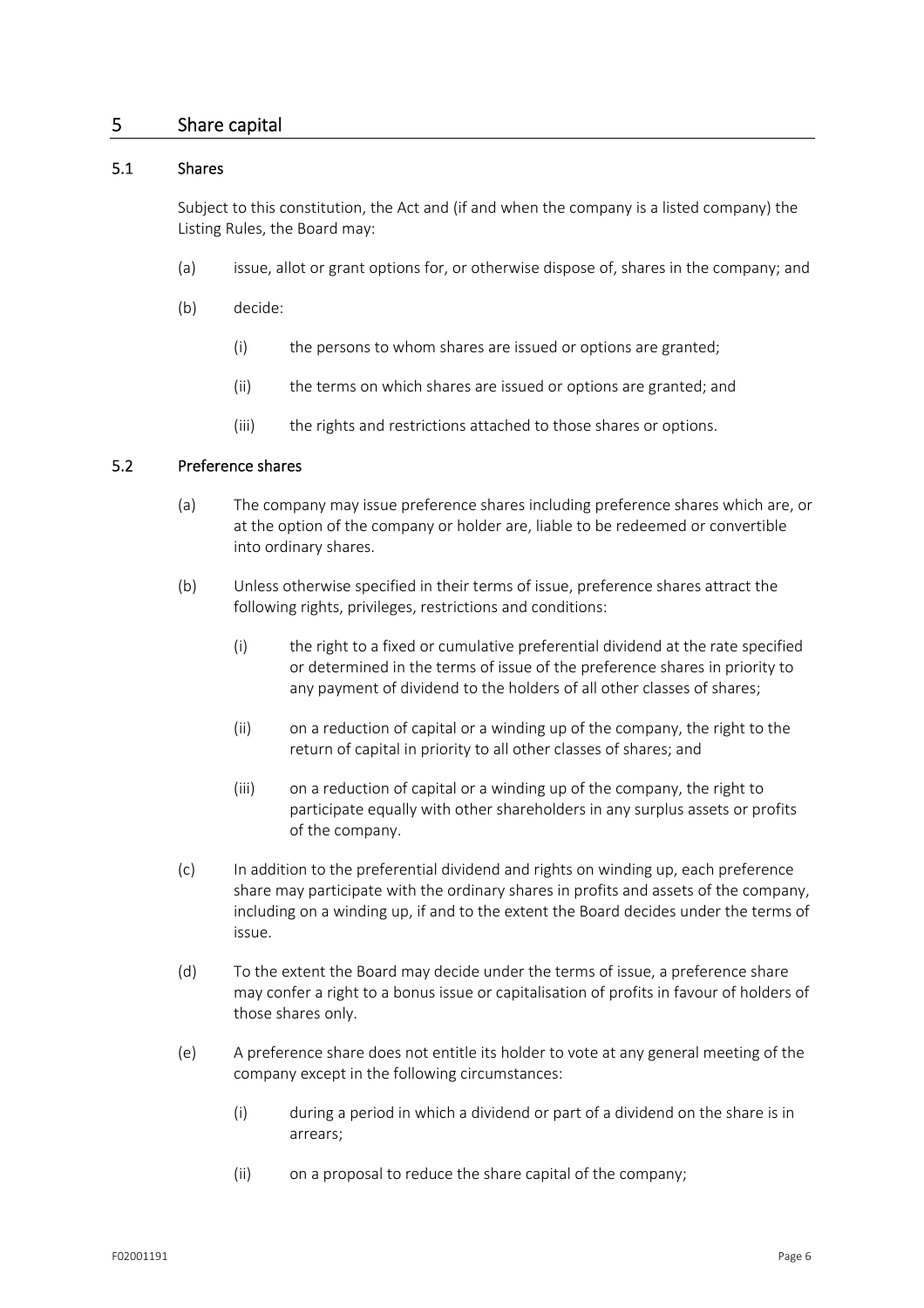## 5 Share capital

### 5.1 Shares

Subject to this constitution, the Act and (if and when the company is a listed company) the Listing Rules, the Board may:

(a) issue, allot or grant options for, or otherwise dispose of, shares in the company; and

(b) decide:

  (i) the persons to whom shares are issued or options are granted;

  (ii) the terms on which shares are issued or options are granted; and

  (iii) the rights and restrictions attached to those shares or options.

### 5.2 Preference shares

(a) The company may issue preference shares including preference shares which are, or at the option of the company or holder are, liable to be redeemed or convertible into ordinary shares.

(b) Unless otherwise specified in their terms of issue, preference shares attract the following rights, privileges, restrictions and conditions:

  (i) the right to a fixed or cumulative preferential dividend at the rate specified or determined in the terms of issue of the preference shares in priority to any payment of dividend to the holders of all other classes of shares;

  (ii) on a reduction of capital or a winding up of the company, the right to the return of capital in priority to all other classes of shares; and

  (iii) on a reduction of capital or a winding up of the company, the right to participate equally with other shareholders in any surplus assets or profits of the company.

(c) In addition to the preferential dividend and rights on winding up, each preference share may participate with the ordinary shares in profits and assets of the company, including on a winding up, if and to the extent the Board decides under the terms of issue.

(d) To the extent the Board may decide under the terms of issue, a preference share may confer a right to a bonus issue or capitalisation of profits in favour of holders of those shares only.

(e) A preference share does not entitle its holder to vote at any general meeting of the company except in the following circumstances:

  (i) during a period in which a dividend or part of a dividend on the share is in arrears;

  (ii) on a proposal to reduce the share capital of the company;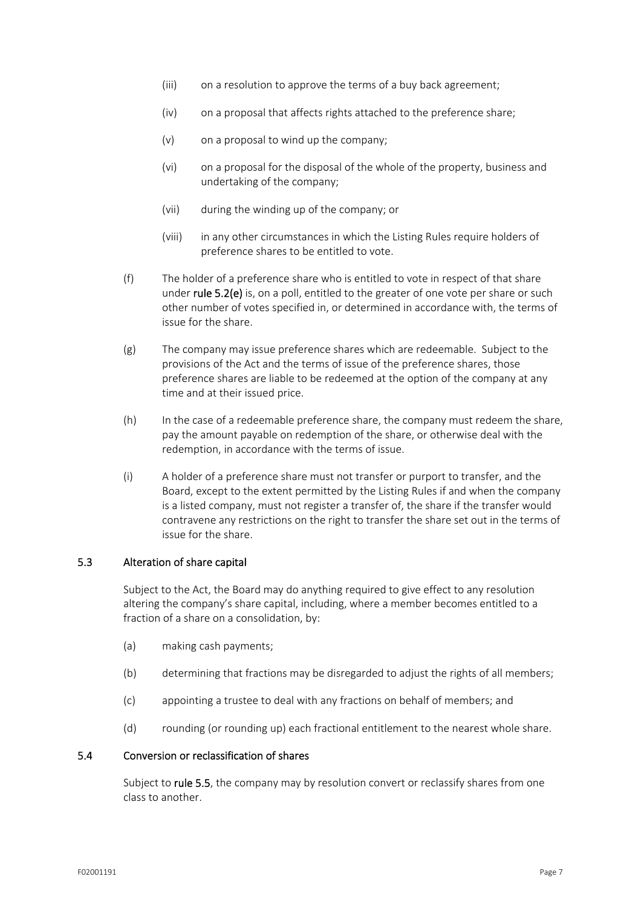(iii) on a resolution to approve the terms of a buy back agreement;

(iv) on a proposal that affects rights attached to the preference share;

(v) on a proposal to wind up the company;

(vi) on a proposal for the disposal of the whole of the property, business and undertaking of the company;

(vii) during the winding up of the company; or

(viii) in any other circumstances in which the Listing Rules require holders of preference shares to be entitled to vote.

(f) The holder of a preference share who is entitled to vote in respect of that share under **rule 5.2(e)** is, on a poll, entitled to the greater of one vote per share or such other number of votes specified in, or determined in accordance with, the terms of issue for the share.

(g) The company may issue preference shares which are redeemable. Subject to the provisions of the Act and the terms of issue of the preference shares, those preference shares are liable to be redeemed at the option of the company at any time and at their issued price.

(h) In the case of a redeemable preference share, the company must redeem the share, pay the amount payable on redemption of the share, or otherwise deal with the redemption, in accordance with the terms of issue.

(i) A holder of a preference share must not transfer or purport to transfer, and the Board, except to the extent permitted by the Listing Rules if and when the company is a listed company, must not register a transfer of, the share if the transfer would contravene any restrictions on the right to transfer the share set out in the terms of issue for the share.

### 5.3 Alteration of share capital

Subject to the Act, the Board may do anything required to give effect to any resolution altering the company's share capital, including, where a member becomes entitled to a fraction of a share on a consolidation, by:

(a) making cash payments;

(b) determining that fractions may be disregarded to adjust the rights of all members;

(c) appointing a trustee to deal with any fractions on behalf of members; and

(d) rounding (or rounding up) each fractional entitlement to the nearest whole share.

### 5.4 Conversion or reclassification of shares

Subject to **rule 5.5**, the company may by resolution convert or reclassify shares from one class to another.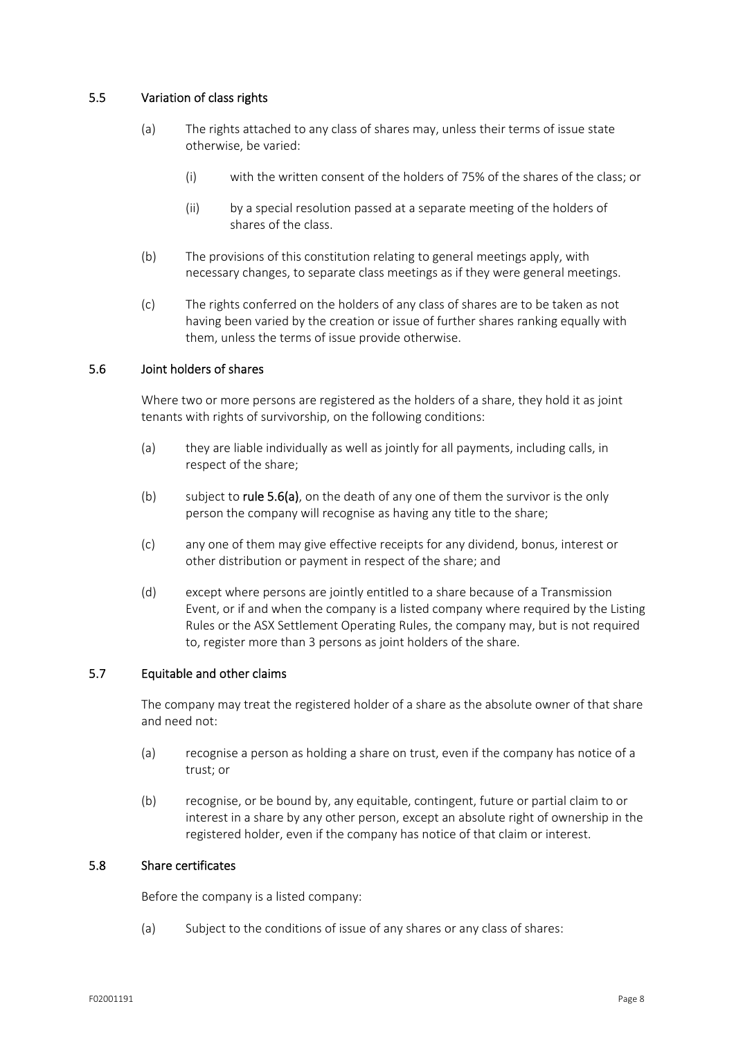### 5.5 Variation of class rights

(a) The rights attached to any class of shares may, unless their terms of issue state otherwise, be varied:

(i) with the written consent of the holders of 75% of the shares of the class; or

(ii) by a special resolution passed at a separate meeting of the holders of shares of the class.

(b) The provisions of this constitution relating to general meetings apply, with necessary changes, to separate class meetings as if they were general meetings.

(c) The rights conferred on the holders of any class of shares are to be taken as not having been varied by the creation or issue of further shares ranking equally with them, unless the terms of issue provide otherwise.

### 5.6 Joint holders of shares

Where two or more persons are registered as the holders of a share, they hold it as joint tenants with rights of survivorship, on the following conditions:

(a) they are liable individually as well as jointly for all payments, including calls, in respect of the share;

(b) subject to **rule 5.6(a)**, on the death of any one of them the survivor is the only person the company will recognise as having any title to the share;

(c) any one of them may give effective receipts for any dividend, bonus, interest or other distribution or payment in respect of the share; and

(d) except where persons are jointly entitled to a share because of a Transmission Event, or if and when the company is a listed company where required by the Listing Rules or the ASX Settlement Operating Rules, the company may, but is not required to, register more than 3 persons as joint holders of the share.

### 5.7 Equitable and other claims

The company may treat the registered holder of a share as the absolute owner of that share and need not:

(a) recognise a person as holding a share on trust, even if the company has notice of a trust; or

(b) recognise, or be bound by, any equitable, contingent, future or partial claim to or interest in a share by any other person, except an absolute right of ownership in the registered holder, even if the company has notice of that claim or interest.

### 5.8 Share certificates

Before the company is a listed company:

(a) Subject to the conditions of issue of any shares or any class of shares: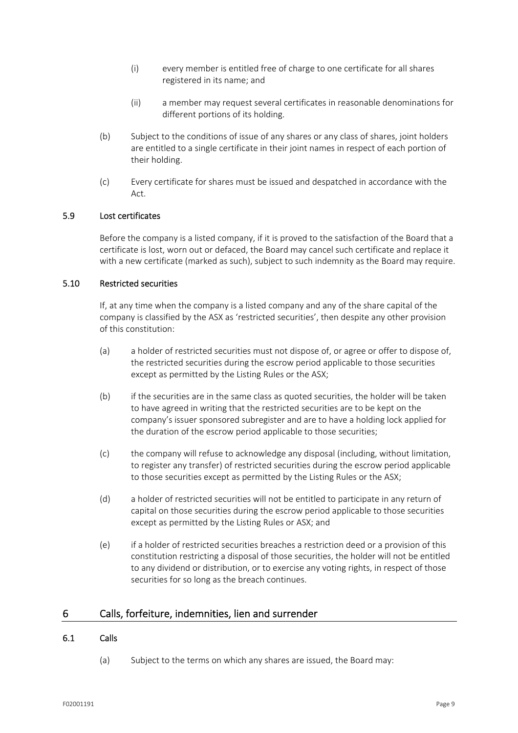(i) every member is entitled free of charge to one certificate for all shares registered in its name; and

(ii) a member may request several certificates in reasonable denominations for different portions of its holding.

(b) Subject to the conditions of issue of any shares or any class of shares, joint holders are entitled to a single certificate in their joint names in respect of each portion of their holding.

(c) Every certificate for shares must be issued and despatched in accordance with the Act.

### 5.9 Lost certificates

Before the company is a listed company, if it is proved to the satisfaction of the Board that a certificate is lost, worn out or defaced, the Board may cancel such certificate and replace it with a new certificate (marked as such), subject to such indemnity as the Board may require.

### 5.10 Restricted securities

If, at any time when the company is a listed company and any of the share capital of the company is classified by the ASX as 'restricted securities', then despite any other provision of this constitution:

(a) a holder of restricted securities must not dispose of, or agree or offer to dispose of, the restricted securities during the escrow period applicable to those securities except as permitted by the Listing Rules or the ASX;

(b) if the securities are in the same class as quoted securities, the holder will be taken to have agreed in writing that the restricted securities are to be kept on the company's issuer sponsored subregister and are to have a holding lock applied for the duration of the escrow period applicable to those securities;

(c) the company will refuse to acknowledge any disposal (including, without limitation, to register any transfer) of restricted securities during the escrow period applicable to those securities except as permitted by the Listing Rules or the ASX;

(d) a holder of restricted securities will not be entitled to participate in any return of capital on those securities during the escrow period applicable to those securities except as permitted by the Listing Rules or ASX; and

(e) if a holder of restricted securities breaches a restriction deed or a provision of this constitution restricting a disposal of those securities, the holder will not be entitled to any dividend or distribution, or to exercise any voting rights, in respect of those securities for so long as the breach continues.

## 6 Calls, forfeiture, indemnities, lien and surrender

### 6.1 Calls

(a) Subject to the terms on which any shares are issued, the Board may: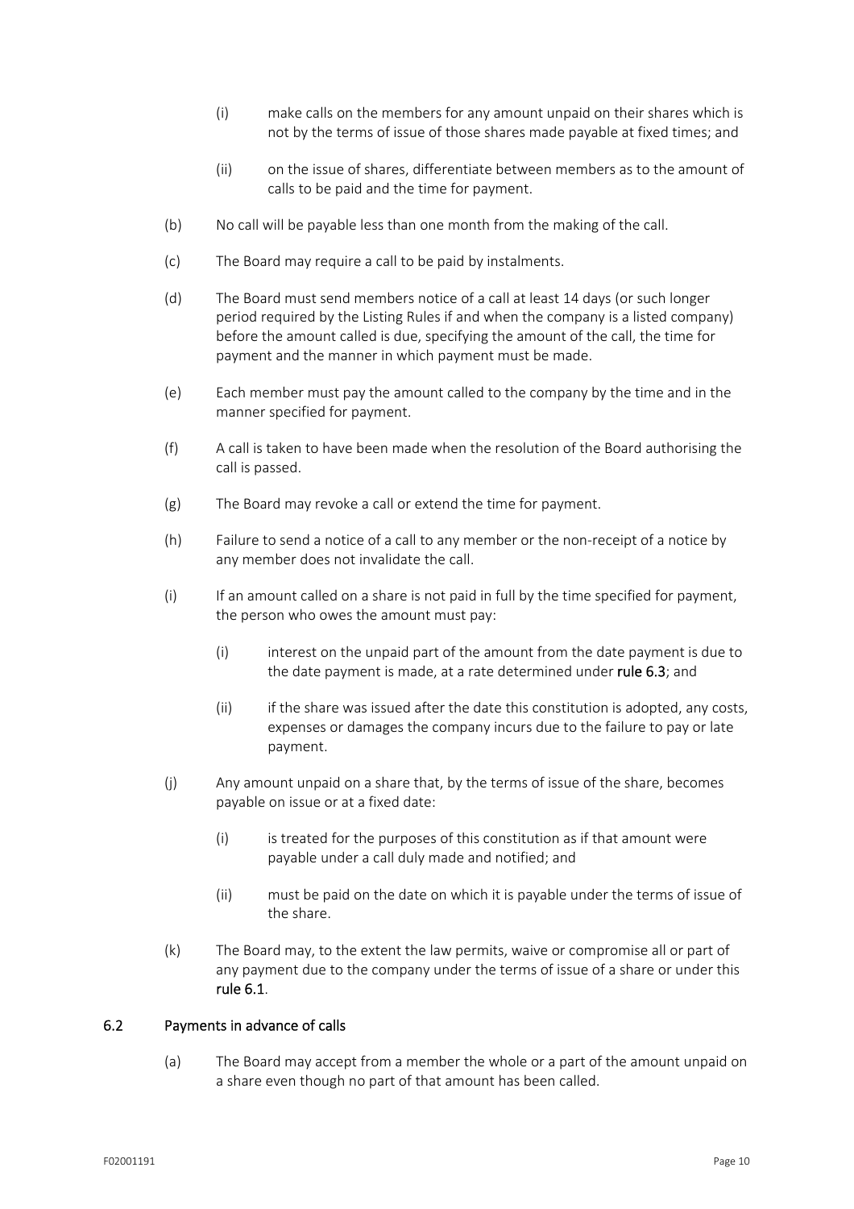(i) make calls on the members for any amount unpaid on their shares which is not by the terms of issue of those shares made payable at fixed times; and

(ii) on the issue of shares, differentiate between members as to the amount of calls to be paid and the time for payment.

(b) No call will be payable less than one month from the making of the call.

(c) The Board may require a call to be paid by instalments.

(d) The Board must send members notice of a call at least 14 days (or such longer period required by the Listing Rules if and when the company is a listed company) before the amount called is due, specifying the amount of the call, the time for payment and the manner in which payment must be made.

(e) Each member must pay the amount called to the company by the time and in the manner specified for payment.

(f) A call is taken to have been made when the resolution of the Board authorising the call is passed.

(g) The Board may revoke a call or extend the time for payment.

(h) Failure to send a notice of a call to any member or the non-receipt of a notice by any member does not invalidate the call.

(i) If an amount called on a share is not paid in full by the time specified for payment, the person who owes the amount must pay:

(i) interest on the unpaid part of the amount from the date payment is due to the date payment is made, at a rate determined under **rule 6.3**; and

(ii) if the share was issued after the date this constitution is adopted, any costs, expenses or damages the company incurs due to the failure to pay or late payment.

(j) Any amount unpaid on a share that, by the terms of issue of the share, becomes payable on issue or at a fixed date:

(i) is treated for the purposes of this constitution as if that amount were payable under a call duly made and notified; and

(ii) must be paid on the date on which it is payable under the terms of issue of the share.

(k) The Board may, to the extent the law permits, waive or compromise all or part of any payment due to the company under the terms of issue of a share or under this **rule 6.1**.

### 6.2 Payments in advance of calls

(a) The Board may accept from a member the whole or a part of the amount unpaid on a share even though no part of that amount has been called.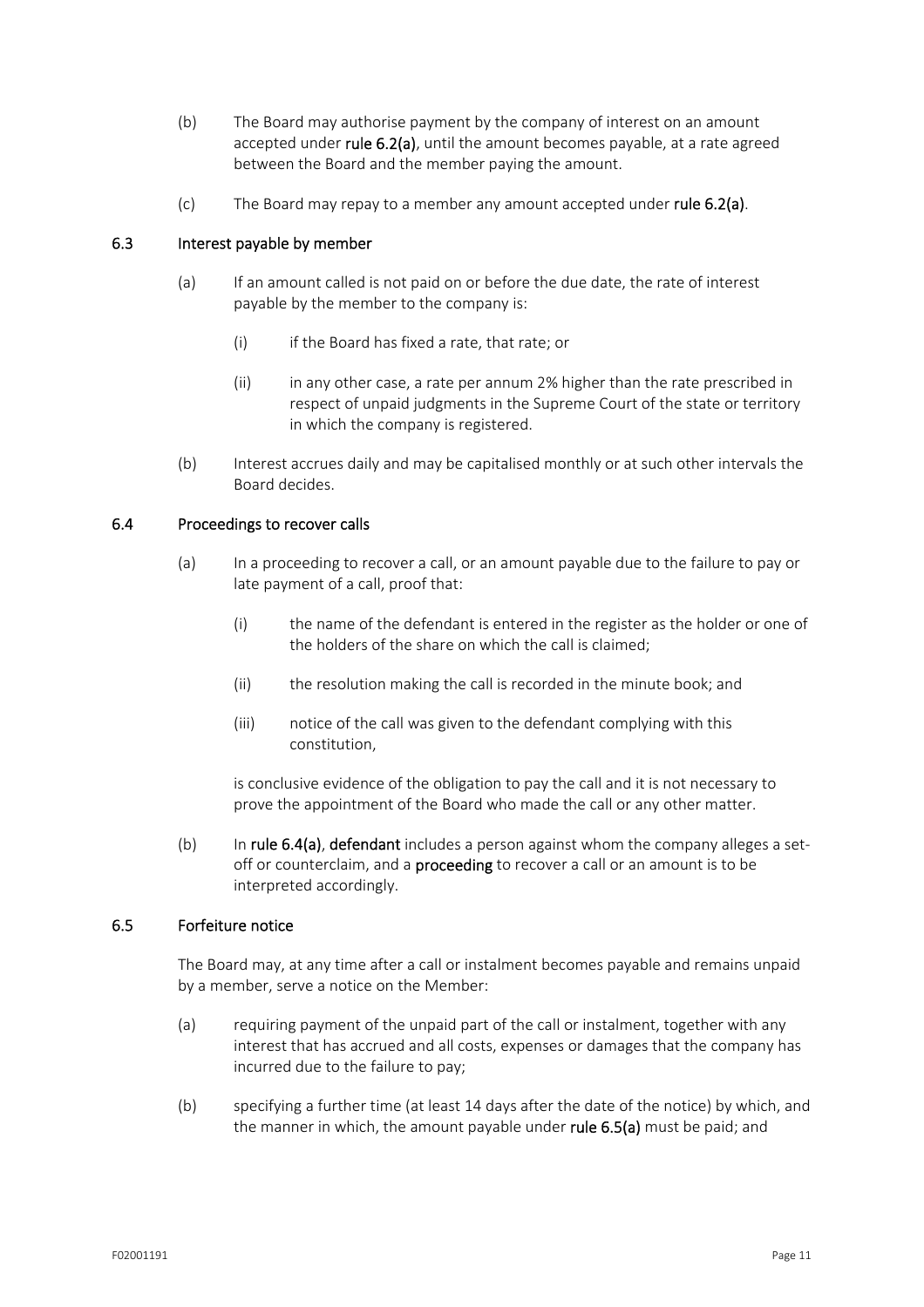(b) The Board may authorise payment by the company of interest on an amount accepted under **rule 6.2(a)**, until the amount becomes payable, at a rate agreed between the Board and the member paying the amount.

(c) The Board may repay to a member any amount accepted under **rule 6.2(a)**.

### 6.3 Interest payable by member

(a) If an amount called is not paid on or before the due date, the rate of interest payable by the member to the company is:

(i) if the Board has fixed a rate, that rate; or

(ii) in any other case, a rate per annum 2% higher than the rate prescribed in respect of unpaid judgments in the Supreme Court of the state or territory in which the company is registered.

(b) Interest accrues daily and may be capitalised monthly or at such other intervals the Board decides.

### 6.4 Proceedings to recover calls

(a) In a proceeding to recover a call, or an amount payable due to the failure to pay or late payment of a call, proof that:

(i) the name of the defendant is entered in the register as the holder or one of the holders of the share on which the call is claimed;

(ii) the resolution making the call is recorded in the minute book; and

(iii) notice of the call was given to the defendant complying with this constitution,

is conclusive evidence of the obligation to pay the call and it is not necessary to prove the appointment of the Board who made the call or any other matter.

(b) In **rule 6.4(a)**, **defendant** includes a person against whom the company alleges a set-off or counterclaim, and a **proceeding** to recover a call or an amount is to be interpreted accordingly.

### 6.5 Forfeiture notice

The Board may, at any time after a call or instalment becomes payable and remains unpaid by a member, serve a notice on the Member:

(a) requiring payment of the unpaid part of the call or instalment, together with any interest that has accrued and all costs, expenses or damages that the company has incurred due to the failure to pay;

(b) specifying a further time (at least 14 days after the date of the notice) by which, and the manner in which, the amount payable under **rule 6.5(a)** must be paid; and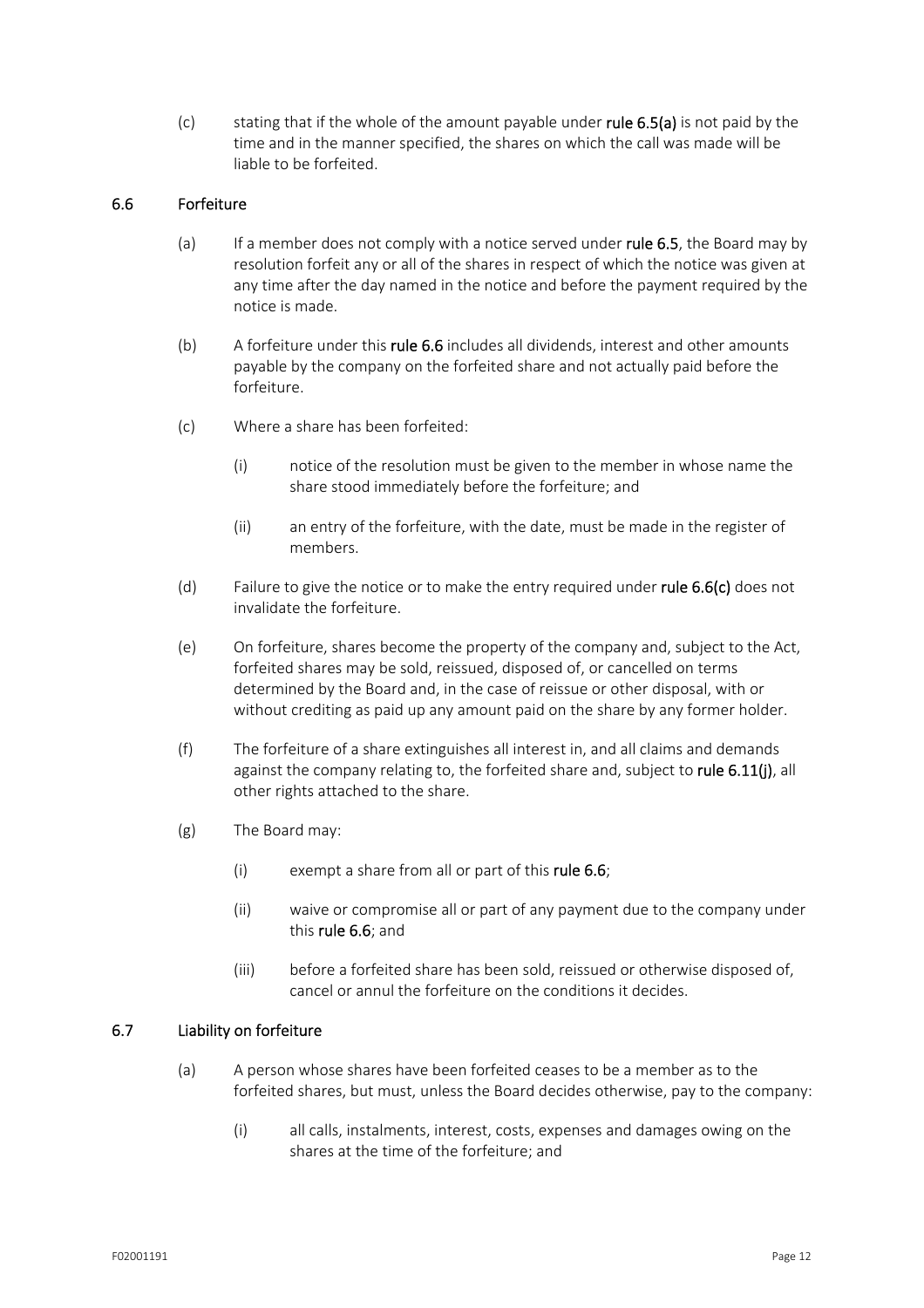(c) stating that if the whole of the amount payable under **rule 6.5(a)** is not paid by the time and in the manner specified, the shares on which the call was made will be liable to be forfeited.

## 6.6 Forfeiture

(a) If a member does not comply with a notice served under **rule 6.5**, the Board may by resolution forfeit any or all of the shares in respect of which the notice was given at any time after the day named in the notice and before the payment required by the notice is made.

(b) A forfeiture under this **rule 6.6** includes all dividends, interest and other amounts payable by the company on the forfeited share and not actually paid before the forfeiture.

(c) Where a share has been forfeited:

(i) notice of the resolution must be given to the member in whose name the share stood immediately before the forfeiture; and

(ii) an entry of the forfeiture, with the date, must be made in the register of members.

(d) Failure to give the notice or to make the entry required under **rule 6.6(c)** does not invalidate the forfeiture.

(e) On forfeiture, shares become the property of the company and, subject to the Act, forfeited shares may be sold, reissued, disposed of, or cancelled on terms determined by the Board and, in the case of reissue or other disposal, with or without crediting as paid up any amount paid on the share by any former holder.

(f) The forfeiture of a share extinguishes all interest in, and all claims and demands against the company relating to, the forfeited share and, subject to **rule 6.11(j)**, all other rights attached to the share.

(g) The Board may:

(i) exempt a share from all or part of this **rule 6.6**;

(ii) waive or compromise all or part of any payment due to the company under this **rule 6.6**; and

(iii) before a forfeited share has been sold, reissued or otherwise disposed of, cancel or annul the forfeiture on the conditions it decides.

## 6.7 Liability on forfeiture

(a) A person whose shares have been forfeited ceases to be a member as to the forfeited shares, but must, unless the Board decides otherwise, pay to the company:

(i) all calls, instalments, interest, costs, expenses and damages owing on the shares at the time of the forfeiture; and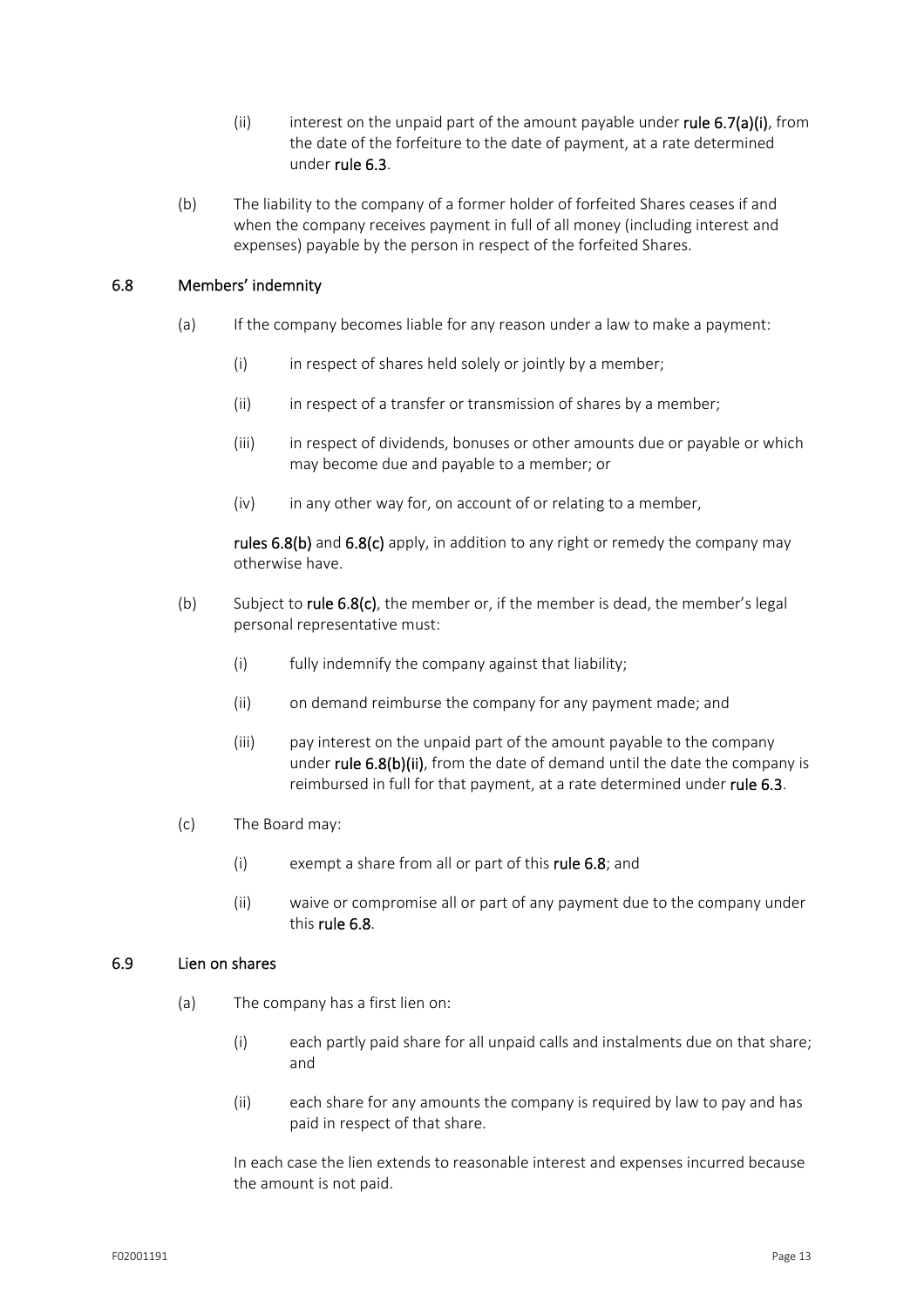(ii) interest on the unpaid part of the amount payable under **rule 6.7(a)(i)**, from the date of the forfeiture to the date of payment, at a rate determined under **rule 6.3**.

(b) The liability to the company of a former holder of forfeited Shares ceases if and when the company receives payment in full of all money (including interest and expenses) payable by the person in respect of the forfeited Shares.

### 6.8 Members' indemnity

(a) If the company becomes liable for any reason under a law to make a payment:

(i) in respect of shares held solely or jointly by a member;

(ii) in respect of a transfer or transmission of shares by a member;

(iii) in respect of dividends, bonuses or other amounts due or payable or which may become due and payable to a member; or

(iv) in any other way for, on account of or relating to a member,

**rules 6.8(b)** and **6.8(c)** apply, in addition to any right or remedy the company may otherwise have.

(b) Subject to **rule 6.8(c)**, the member or, if the member is dead, the member's legal personal representative must:

(i) fully indemnify the company against that liability;

(ii) on demand reimburse the company for any payment made; and

(iii) pay interest on the unpaid part of the amount payable to the company under **rule 6.8(b)(ii)**, from the date of demand until the date the company is reimbursed in full for that payment, at a rate determined under **rule 6.3**.

(c) The Board may:

(i) exempt a share from all or part of this **rule 6.8**; and

(ii) waive or compromise all or part of any payment due to the company under this **rule 6.8**.

### 6.9 Lien on shares

(a) The company has a first lien on:

(i) each partly paid share for all unpaid calls and instalments due on that share; and

(ii) each share for any amounts the company is required by law to pay and has paid in respect of that share.

In each case the lien extends to reasonable interest and expenses incurred because the amount is not paid.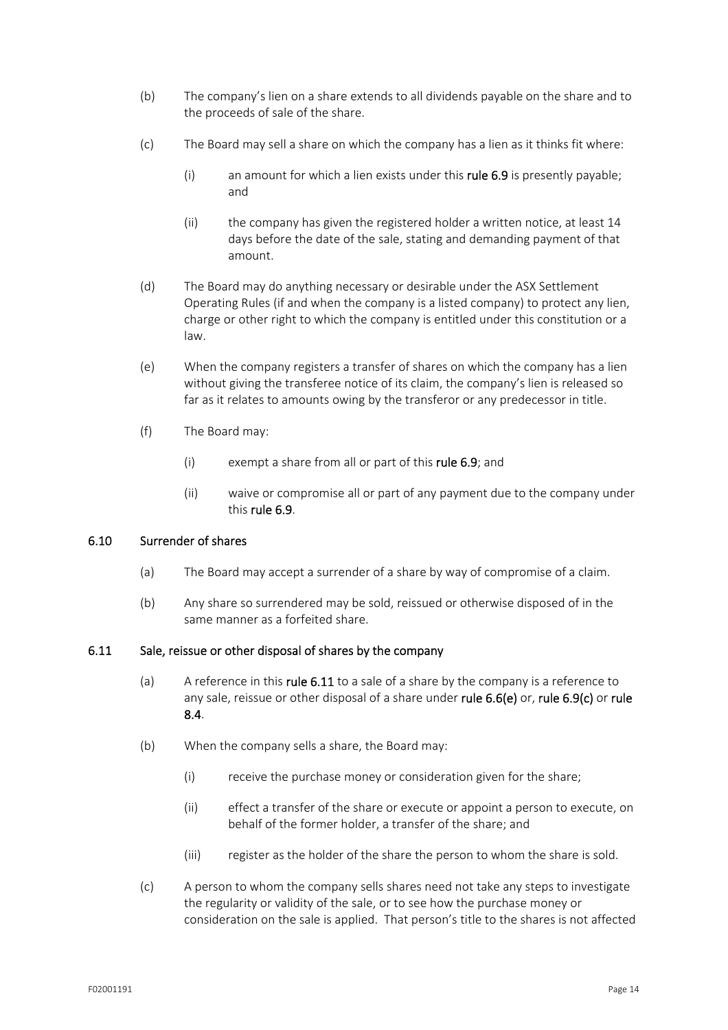(b) The company's lien on a share extends to all dividends payable on the share and to the proceeds of sale of the share.

(c) The Board may sell a share on which the company has a lien as it thinks fit where:

(i) an amount for which a lien exists under this **rule 6.9** is presently payable; and

(ii) the company has given the registered holder a written notice, at least 14 days before the date of the sale, stating and demanding payment of that amount.

(d) The Board may do anything necessary or desirable under the ASX Settlement Operating Rules (if and when the company is a listed company) to protect any lien, charge or other right to which the company is entitled under this constitution or a law.

(e) When the company registers a transfer of shares on which the company has a lien without giving the transferee notice of its claim, the company's lien is released so far as it relates to amounts owing by the transferor or any predecessor in title.

(f) The Board may:

(i) exempt a share from all or part of this **rule 6.9**; and

(ii) waive or compromise all or part of any payment due to the company under this **rule 6.9**.

### 6.10 Surrender of shares

(a) The Board may accept a surrender of a share by way of compromise of a claim.

(b) Any share so surrendered may be sold, reissued or otherwise disposed of in the same manner as a forfeited share.

### 6.11 Sale, reissue or other disposal of shares by the company

(a) A reference in this **rule 6.11** to a sale of a share by the company is a reference to any sale, reissue or other disposal of a share under **rule 6.6(e)** or, **rule 6.9(c)** or **rule 8.4**.

(b) When the company sells a share, the Board may:

(i) receive the purchase money or consideration given for the share;

(ii) effect a transfer of the share or execute or appoint a person to execute, on behalf of the former holder, a transfer of the share; and

(iii) register as the holder of the share the person to whom the share is sold.

(c) A person to whom the company sells shares need not take any steps to investigate the regularity or validity of the sale, or to see how the purchase money or consideration on the sale is applied. That person's title to the shares is not affected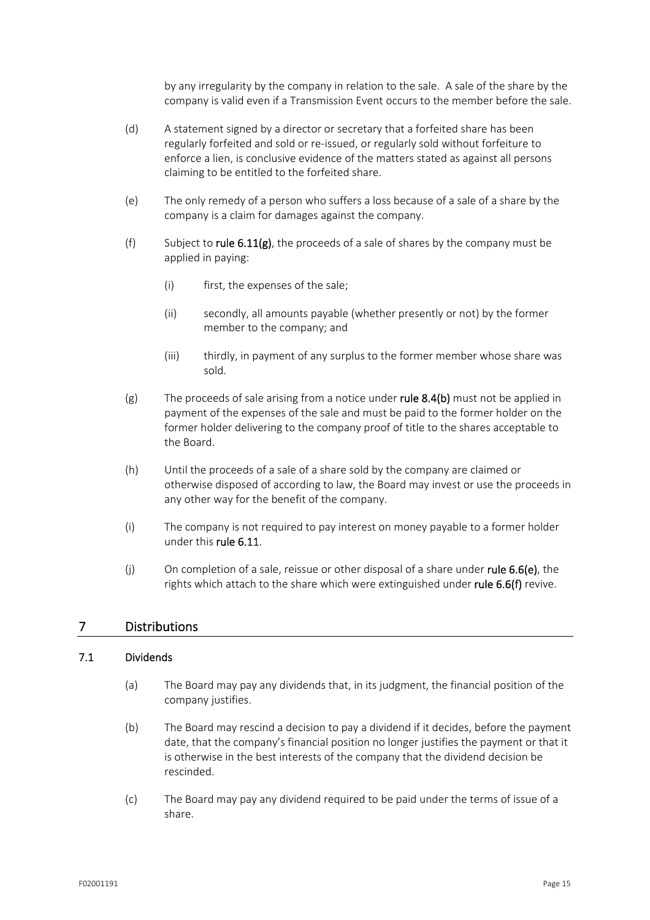by any irregularity by the company in relation to the sale. A sale of the share by the company is valid even if a Transmission Event occurs to the member before the sale.

(d) A statement signed by a director or secretary that a forfeited share has been regularly forfeited and sold or re-issued, or regularly sold without forfeiture to enforce a lien, is conclusive evidence of the matters stated as against all persons claiming to be entitled to the forfeited share.

(e) The only remedy of a person who suffers a loss because of a sale of a share by the company is a claim for damages against the company.

(f) Subject to **rule 6.11(g)**, the proceeds of a sale of shares by the company must be applied in paying:

(i) first, the expenses of the sale;

(ii) secondly, all amounts payable (whether presently or not) by the former member to the company; and

(iii) thirdly, in payment of any surplus to the former member whose share was sold.

(g) The proceeds of sale arising from a notice under **rule 8.4(b)** must not be applied in payment of the expenses of the sale and must be paid to the former holder on the former holder delivering to the company proof of title to the shares acceptable to the Board.

(h) Until the proceeds of a sale of a share sold by the company are claimed or otherwise disposed of according to law, the Board may invest or use the proceeds in any other way for the benefit of the company.

(i) The company is not required to pay interest on money payable to a former holder under this **rule 6.11**.

(j) On completion of a sale, reissue or other disposal of a share under **rule 6.6(e)**, the rights which attach to the share which were extinguished under **rule 6.6(f)** revive.

## 7 Distributions

### 7.1 Dividends

(a) The Board may pay any dividends that, in its judgment, the financial position of the company justifies.

(b) The Board may rescind a decision to pay a dividend if it decides, before the payment date, that the company's financial position no longer justifies the payment or that it is otherwise in the best interests of the company that the dividend decision be rescinded.

(c) The Board may pay any dividend required to be paid under the terms of issue of a share.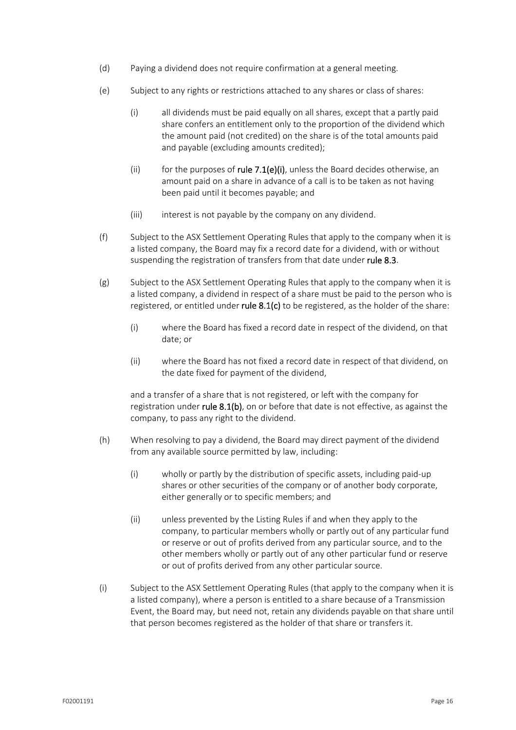(d) Paying a dividend does not require confirmation at a general meeting.

(e) Subject to any rights or restrictions attached to any shares or class of shares:

  (i) all dividends must be paid equally on all shares, except that a partly paid share confers an entitlement only to the proportion of the dividend which the amount paid (not credited) on the share is of the total amounts paid and payable (excluding amounts credited);

  (ii) for the purposes of **rule 7.1(e)(i)**, unless the Board decides otherwise, an amount paid on a share in advance of a call is to be taken as not having been paid until it becomes payable; and

  (iii) interest is not payable by the company on any dividend.

(f) Subject to the ASX Settlement Operating Rules that apply to the company when it is a listed company, the Board may fix a record date for a dividend, with or without suspending the registration of transfers from that date under **rule 8.3**.

(g) Subject to the ASX Settlement Operating Rules that apply to the company when it is a listed company, a dividend in respect of a share must be paid to the person who is registered, or entitled under **rule 8.1(c)** to be registered, as the holder of the share:

  (i) where the Board has fixed a record date in respect of the dividend, on that date; or

  (ii) where the Board has not fixed a record date in respect of that dividend, on the date fixed for payment of the dividend,

  and a transfer of a share that is not registered, or left with the company for registration under **rule 8.1(b)**, on or before that date is not effective, as against the company, to pass any right to the dividend.

(h) When resolving to pay a dividend, the Board may direct payment of the dividend from any available source permitted by law, including:

  (i) wholly or partly by the distribution of specific assets, including paid-up shares or other securities of the company or of another body corporate, either generally or to specific members; and

  (ii) unless prevented by the Listing Rules if and when they apply to the company, to particular members wholly or partly out of any particular fund or reserve or out of profits derived from any particular source, and to the other members wholly or partly out of any other particular fund or reserve or out of profits derived from any other particular source.

(i) Subject to the ASX Settlement Operating Rules (that apply to the company when it is a listed company), where a person is entitled to a share because of a Transmission Event, the Board may, but need not, retain any dividends payable on that share until that person becomes registered as the holder of that share or transfers it.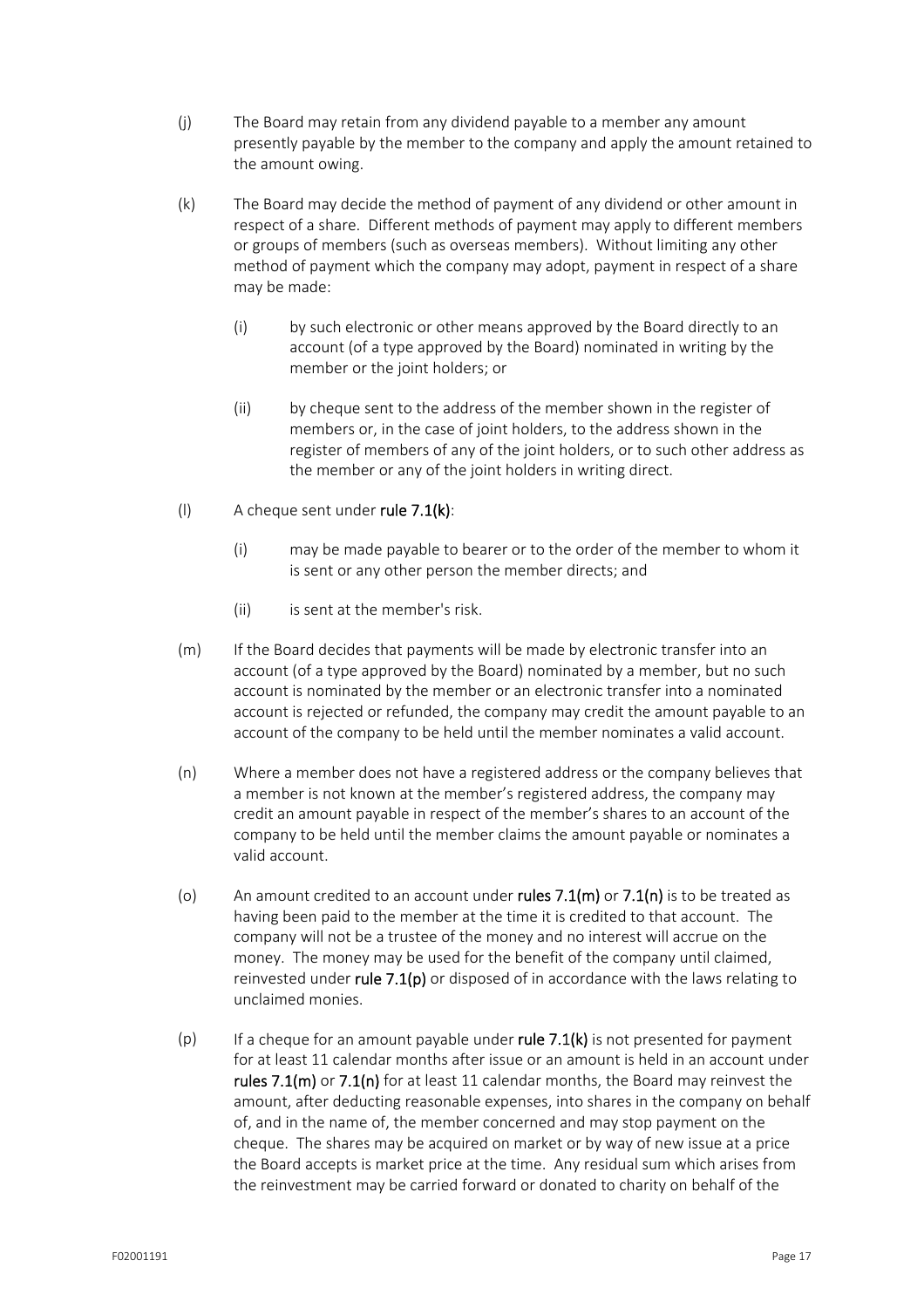(j) The Board may retain from any dividend payable to a member any amount presently payable by the member to the company and apply the amount retained to the amount owing.

(k) The Board may decide the method of payment of any dividend or other amount in respect of a share. Different methods of payment may apply to different members or groups of members (such as overseas members). Without limiting any other method of payment which the company may adopt, payment in respect of a share may be made:

    (i) by such electronic or other means approved by the Board directly to an account (of a type approved by the Board) nominated in writing by the member or the joint holders; or

    (ii) by cheque sent to the address of the member shown in the register of members or, in the case of joint holders, to the address shown in the register of members of any of the joint holders, or to such other address as the member or any of the joint holders in writing direct.

(l) A cheque sent under **rule 7.1(k)**:

    (i) may be made payable to bearer or to the order of the member to whom it is sent or any other person the member directs; and

    (ii) is sent at the member's risk.

(m) If the Board decides that payments will be made by electronic transfer into an account (of a type approved by the Board) nominated by a member, but no such account is nominated by the member or an electronic transfer into a nominated account is rejected or refunded, the company may credit the amount payable to an account of the company to be held until the member nominates a valid account.

(n) Where a member does not have a registered address or the company believes that a member is not known at the member's registered address, the company may credit an amount payable in respect of the member's shares to an account of the company to be held until the member claims the amount payable or nominates a valid account.

(o) An amount credited to an account under **rules 7.1(m)** or **7.1(n)** is to be treated as having been paid to the member at the time it is credited to that account. The company will not be a trustee of the money and no interest will accrue on the money. The money may be used for the benefit of the company until claimed, reinvested under **rule 7.1(p)** or disposed of in accordance with the laws relating to unclaimed monies.

(p) If a cheque for an amount payable under **rule 7.1(k)** is not presented for payment for at least 11 calendar months after issue or an amount is held in an account under **rules 7.1(m)** or **7.1(n)** for at least 11 calendar months, the Board may reinvest the amount, after deducting reasonable expenses, into shares in the company on behalf of, and in the name of, the member concerned and may stop payment on the cheque. The shares may be acquired on market or by way of new issue at a price the Board accepts is market price at the time. Any residual sum which arises from the reinvestment may be carried forward or donated to charity on behalf of the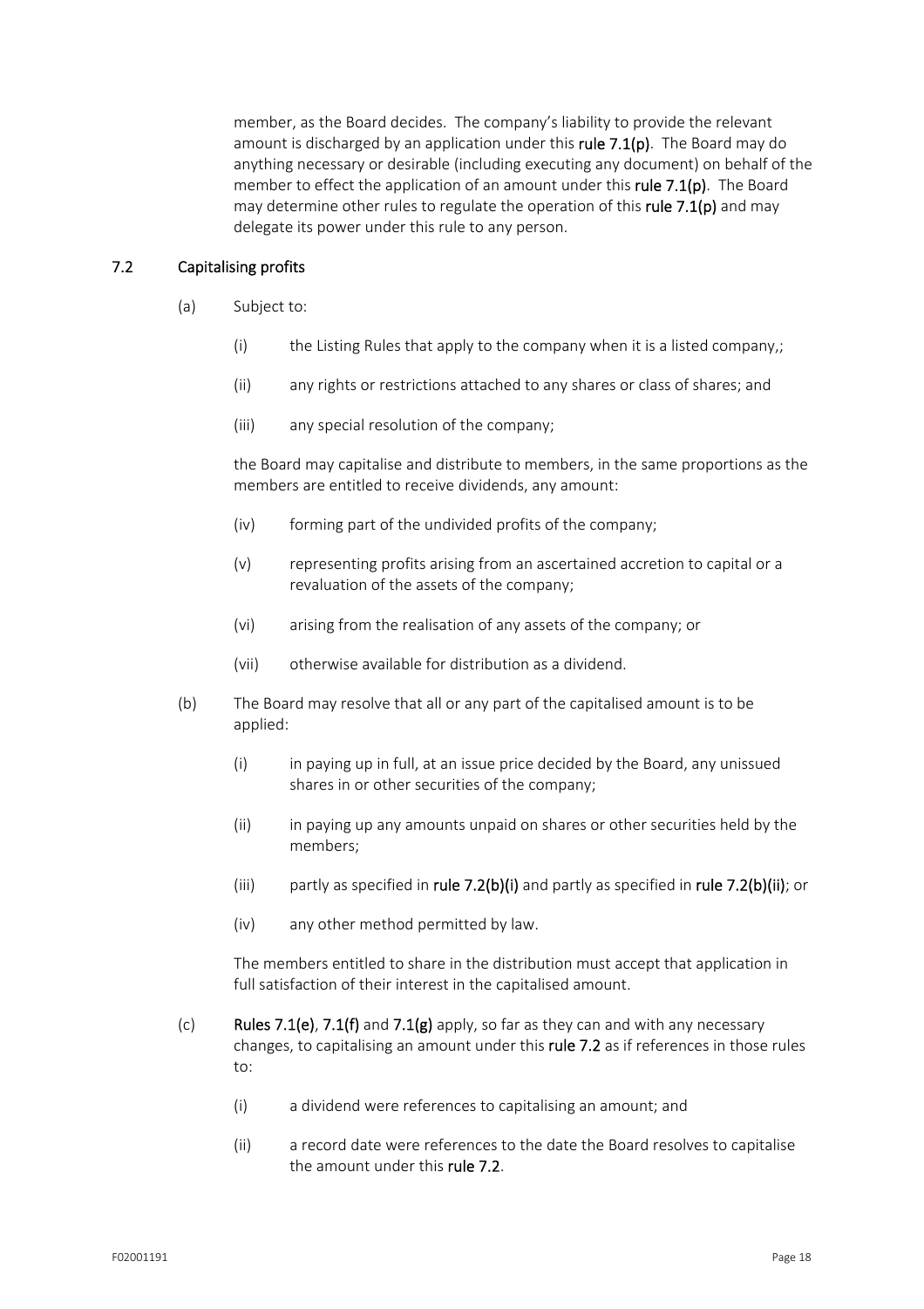member, as the Board decides. The company's liability to provide the relevant amount is discharged by an application under this **rule 7.1(p)**. The Board may do anything necessary or desirable (including executing any document) on behalf of the member to effect the application of an amount under this **rule 7.1(p)**. The Board may determine other rules to regulate the operation of this **rule 7.1(p)** and may delegate its power under this rule to any person.

## 7.2 Capitalising profits

(a) Subject to:

(i) the Listing Rules that apply to the company when it is a listed company,;

(ii) any rights or restrictions attached to any shares or class of shares; and

(iii) any special resolution of the company;

the Board may capitalise and distribute to members, in the same proportions as the members are entitled to receive dividends, any amount:

(iv) forming part of the undivided profits of the company;

(v) representing profits arising from an ascertained accretion to capital or a revaluation of the assets of the company;

(vi) arising from the realisation of any assets of the company; or

(vii) otherwise available for distribution as a dividend.

(b) The Board may resolve that all or any part of the capitalised amount is to be applied:

(i) in paying up in full, at an issue price decided by the Board, any unissued shares in or other securities of the company;

(ii) in paying up any amounts unpaid on shares or other securities held by the members;

(iii) partly as specified in **rule 7.2(b)(i)** and partly as specified in **rule 7.2(b)(ii)**; or

(iv) any other method permitted by law.

The members entitled to share in the distribution must accept that application in full satisfaction of their interest in the capitalised amount.

(c) **Rules 7.1(e)**, **7.1(f)** and **7.1(g)** apply, so far as they can and with any necessary changes, to capitalising an amount under this **rule 7.2** as if references in those rules to:

(i) a dividend were references to capitalising an amount; and

(ii) a record date were references to the date the Board resolves to capitalise the amount under this **rule 7.2**.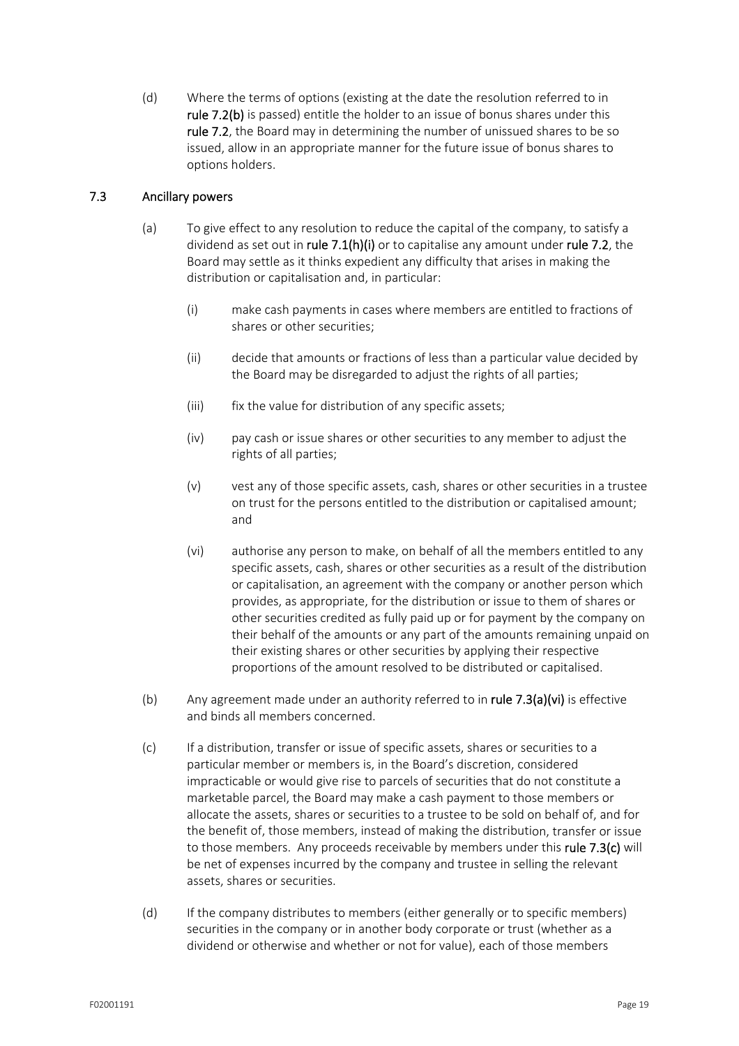(d) Where the terms of options (existing at the date the resolution referred to in **rule 7.2(b)** is passed) entitle the holder to an issue of bonus shares under this **rule 7.2**, the Board may in determining the number of unissued shares to be so issued, allow in an appropriate manner for the future issue of bonus shares to options holders.

### 7.3 Ancillary powers

(a) To give effect to any resolution to reduce the capital of the company, to satisfy a dividend as set out in **rule 7.1(h)(i)** or to capitalise any amount under **rule 7.2**, the Board may settle as it thinks expedient any difficulty that arises in making the distribution or capitalisation and, in particular:

   (i) make cash payments in cases where members are entitled to fractions of shares or other securities;

   (ii) decide that amounts or fractions of less than a particular value decided by the Board may be disregarded to adjust the rights of all parties;

   (iii) fix the value for distribution of any specific assets;

   (iv) pay cash or issue shares or other securities to any member to adjust the rights of all parties;

   (v) vest any of those specific assets, cash, shares or other securities in a trustee on trust for the persons entitled to the distribution or capitalised amount; and

   (vi) authorise any person to make, on behalf of all the members entitled to any specific assets, cash, shares or other securities as a result of the distribution or capitalisation, an agreement with the company or another person which provides, as appropriate, for the distribution or issue to them of shares or other securities credited as fully paid up or for payment by the company on their behalf of the amounts or any part of the amounts remaining unpaid on their existing shares or other securities by applying their respective proportions of the amount resolved to be distributed or capitalised.

(b) Any agreement made under an authority referred to in **rule 7.3(a)(vi)** is effective and binds all members concerned.

(c) If a distribution, transfer or issue of specific assets, shares or securities to a particular member or members is, in the Board's discretion, considered impracticable or would give rise to parcels of securities that do not constitute a marketable parcel, the Board may make a cash payment to those members or allocate the assets, shares or securities to a trustee to be sold on behalf of, and for the benefit of, those members, instead of making the distribution, transfer or issue to those members. Any proceeds receivable by members under this **rule 7.3(c)** will be net of expenses incurred by the company and trustee in selling the relevant assets, shares or securities.

(d) If the company distributes to members (either generally or to specific members) securities in the company or in another body corporate or trust (whether as a dividend or otherwise and whether or not for value), each of those members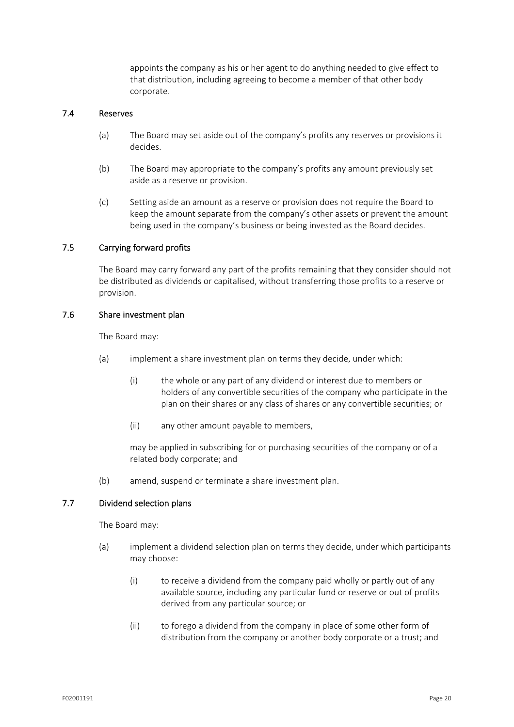appoints the company as his or her agent to do anything needed to give effect to that distribution, including agreeing to become a member of that other body corporate.

### 7.4 Reserves

(a) The Board may set aside out of the company's profits any reserves or provisions it decides.

(b) The Board may appropriate to the company's profits any amount previously set aside as a reserve or provision.

(c) Setting aside an amount as a reserve or provision does not require the Board to keep the amount separate from the company's other assets or prevent the amount being used in the company's business or being invested as the Board decides.

### 7.5 Carrying forward profits

The Board may carry forward any part of the profits remaining that they consider should not be distributed as dividends or capitalised, without transferring those profits to a reserve or provision.

### 7.6 Share investment plan

The Board may:

(a) implement a share investment plan on terms they decide, under which:

   (i) the whole or any part of any dividend or interest due to members or holders of any convertible securities of the company who participate in the plan on their shares or any class of shares or any convertible securities; or

   (ii) any other amount payable to members,

   may be applied in subscribing for or purchasing securities of the company or of a related body corporate; and

(b) amend, suspend or terminate a share investment plan.

### 7.7 Dividend selection plans

The Board may:

(a) implement a dividend selection plan on terms they decide, under which participants may choose:

   (i) to receive a dividend from the company paid wholly or partly out of any available source, including any particular fund or reserve or out of profits derived from any particular source; or

   (ii) to forego a dividend from the company in place of some other form of distribution from the company or another body corporate or a trust; and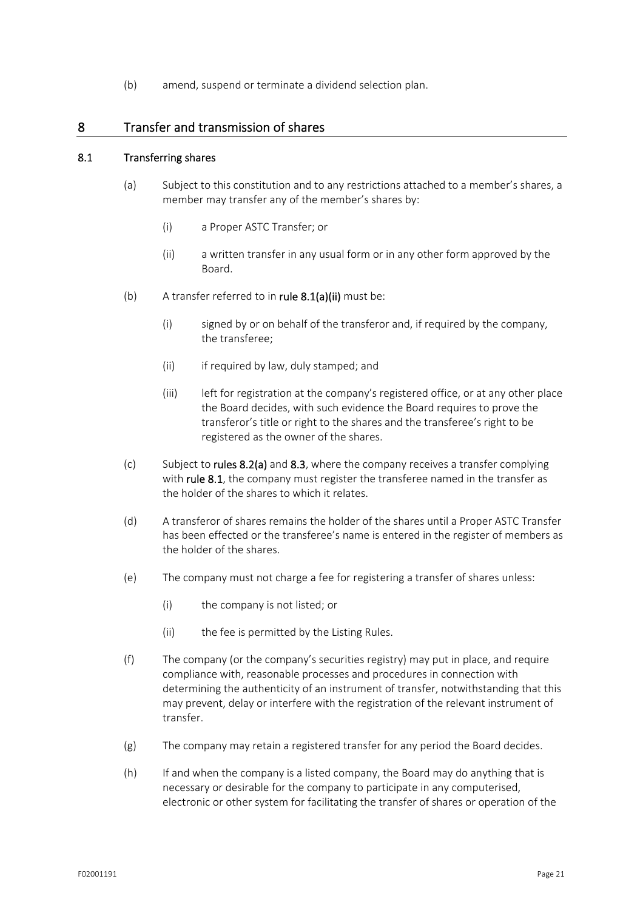(b) amend, suspend or terminate a dividend selection plan.

## 8 Transfer and transmission of shares

### 8.1 Transferring shares

(a) Subject to this constitution and to any restrictions attached to a member's shares, a member may transfer any of the member's shares by:

   (i) a Proper ASTC Transfer; or

   (ii) a written transfer in any usual form or in any other form approved by the Board.

(b) A transfer referred to in **rule 8.1(a)(ii)** must be:

   (i) signed by or on behalf of the transferor and, if required by the company, the transferee;

   (ii) if required by law, duly stamped; and

   (iii) left for registration at the company's registered office, or at any other place the Board decides, with such evidence the Board requires to prove the transferor's title or right to the shares and the transferee's right to be registered as the owner of the shares.

(c) Subject to **rules 8.2(a)** and **8.3**, where the company receives a transfer complying with **rule 8.1**, the company must register the transferee named in the transfer as the holder of the shares to which it relates.

(d) A transferor of shares remains the holder of the shares until a Proper ASTC Transfer has been effected or the transferee's name is entered in the register of members as the holder of the shares.

(e) The company must not charge a fee for registering a transfer of shares unless:

   (i) the company is not listed; or

   (ii) the fee is permitted by the Listing Rules.

(f) The company (or the company's securities registry) may put in place, and require compliance with, reasonable processes and procedures in connection with determining the authenticity of an instrument of transfer, notwithstanding that this may prevent, delay or interfere with the registration of the relevant instrument of transfer.

(g) The company may retain a registered transfer for any period the Board decides.

(h) If and when the company is a listed company, the Board may do anything that is necessary or desirable for the company to participate in any computerised, electronic or other system for facilitating the transfer of shares or operation of the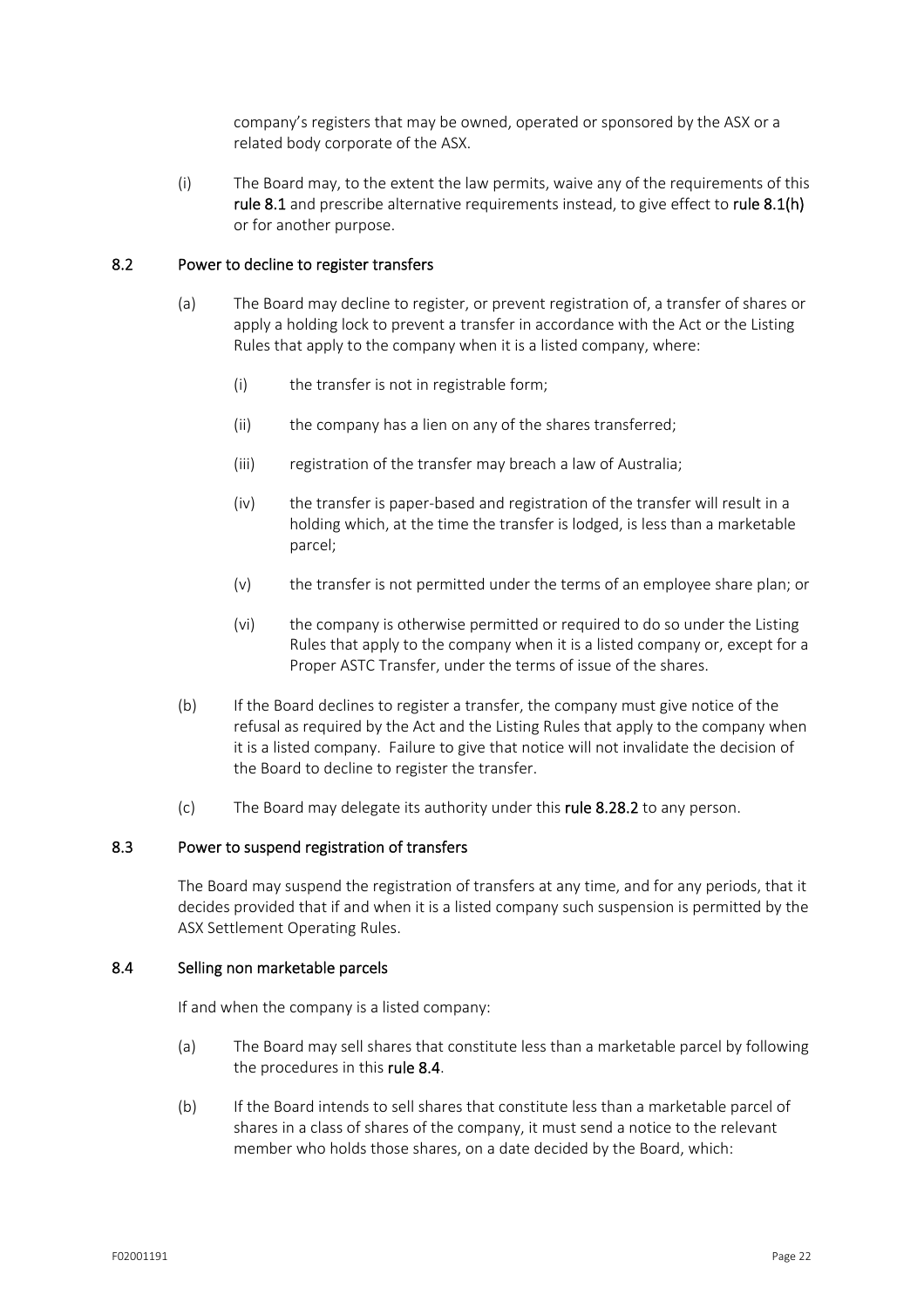company's registers that may be owned, operated or sponsored by the ASX or a related body corporate of the ASX.

(i) The Board may, to the extent the law permits, waive any of the requirements of this **rule 8.1** and prescribe alternative requirements instead, to give effect to **rule 8.1(h)** or for another purpose.

## 8.2 Power to decline to register transfers

(a) The Board may decline to register, or prevent registration of, a transfer of shares or apply a holding lock to prevent a transfer in accordance with the Act or the Listing Rules that apply to the company when it is a listed company, where:

(i) the transfer is not in registrable form;

(ii) the company has a lien on any of the shares transferred;

(iii) registration of the transfer may breach a law of Australia;

(iv) the transfer is paper-based and registration of the transfer will result in a holding which, at the time the transfer is lodged, is less than a marketable parcel;

(v) the transfer is not permitted under the terms of an employee share plan; or

(vi) the company is otherwise permitted or required to do so under the Listing Rules that apply to the company when it is a listed company or, except for a Proper ASTC Transfer, under the terms of issue of the shares.

(b) If the Board declines to register a transfer, the company must give notice of the refusal as required by the Act and the Listing Rules that apply to the company when it is a listed company. Failure to give that notice will not invalidate the decision of the Board to decline to register the transfer.

(c) The Board may delegate its authority under this **rule 8.28.2** to any person.

## 8.3 Power to suspend registration of transfers

The Board may suspend the registration of transfers at any time, and for any periods, that it decides provided that if and when it is a listed company such suspension is permitted by the ASX Settlement Operating Rules.

## 8.4 Selling non marketable parcels

If and when the company is a listed company:

(a) The Board may sell shares that constitute less than a marketable parcel by following the procedures in this **rule 8.4**.

(b) If the Board intends to sell shares that constitute less than a marketable parcel of shares in a class of shares of the company, it must send a notice to the relevant member who holds those shares, on a date decided by the Board, which: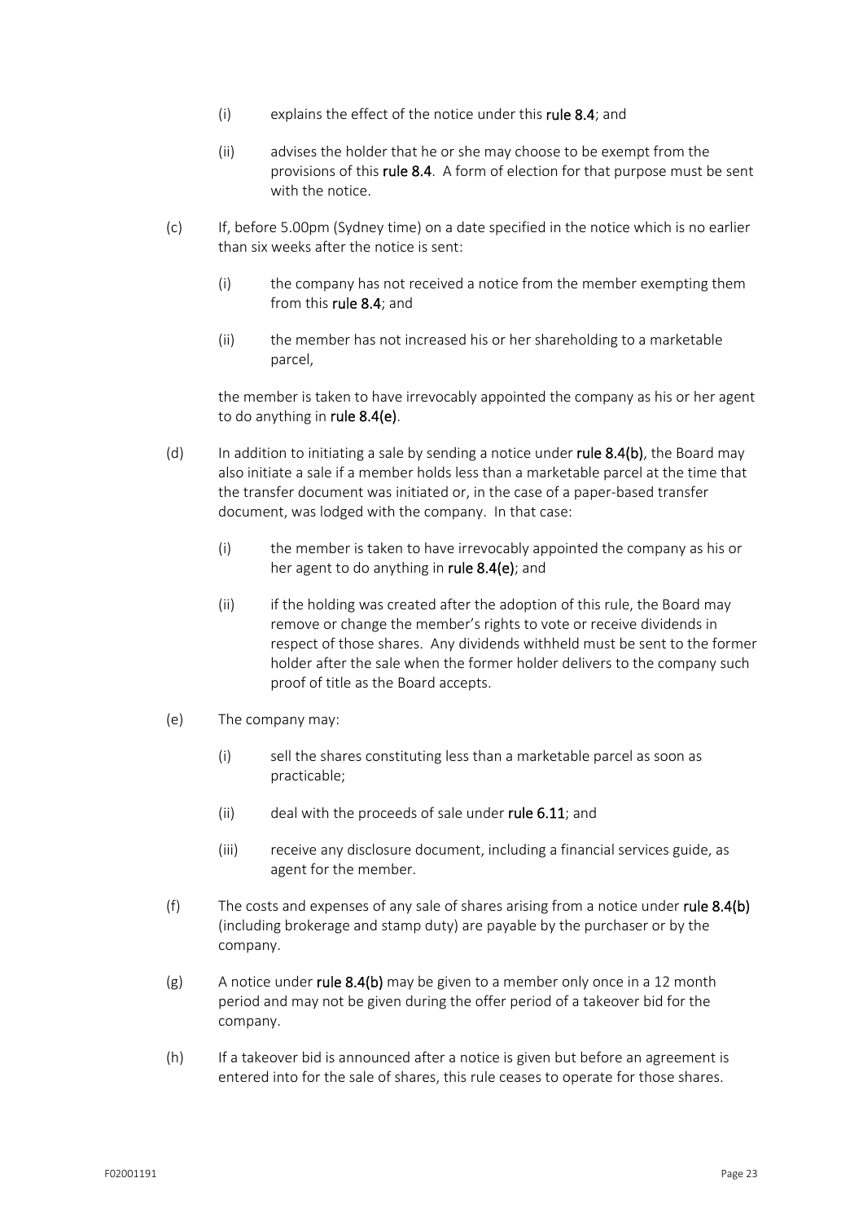(i) explains the effect of the notice under this **rule 8.4**; and

(ii) advises the holder that he or she may choose to be exempt from the provisions of this **rule 8.4**. A form of election for that purpose must be sent with the notice.

(c) If, before 5.00pm (Sydney time) on a date specified in the notice which is no earlier than six weeks after the notice is sent:

(i) the company has not received a notice from the member exempting them from this **rule 8.4**; and

(ii) the member has not increased his or her shareholding to a marketable parcel,

the member is taken to have irrevocably appointed the company as his or her agent to do anything in **rule 8.4(e)**.

(d) In addition to initiating a sale by sending a notice under **rule 8.4(b)**, the Board may also initiate a sale if a member holds less than a marketable parcel at the time that the transfer document was initiated or, in the case of a paper-based transfer document, was lodged with the company. In that case:

(i) the member is taken to have irrevocably appointed the company as his or her agent to do anything in **rule 8.4(e)**; and

(ii) if the holding was created after the adoption of this rule, the Board may remove or change the member's rights to vote or receive dividends in respect of those shares. Any dividends withheld must be sent to the former holder after the sale when the former holder delivers to the company such proof of title as the Board accepts.

(e) The company may:

(i) sell the shares constituting less than a marketable parcel as soon as practicable;

(ii) deal with the proceeds of sale under **rule 6.11**; and

(iii) receive any disclosure document, including a financial services guide, as agent for the member.

(f) The costs and expenses of any sale of shares arising from a notice under **rule 8.4(b)** (including brokerage and stamp duty) are payable by the purchaser or by the company.

(g) A notice under **rule 8.4(b)** may be given to a member only once in a 12 month period and may not be given during the offer period of a takeover bid for the company.

(h) If a takeover bid is announced after a notice is given but before an agreement is entered into for the sale of shares, this rule ceases to operate for those shares.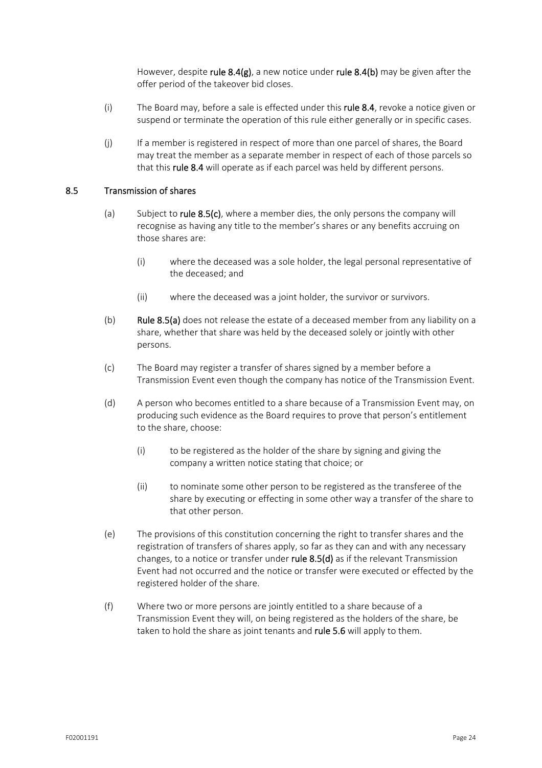However, despite **rule 8.4(g)**, a new notice under **rule 8.4(b)** may be given after the offer period of the takeover bid closes.

(i) The Board may, before a sale is effected under this **rule 8.4**, revoke a notice given or suspend or terminate the operation of this rule either generally or in specific cases.

(j) If a member is registered in respect of more than one parcel of shares, the Board may treat the member as a separate member in respect of each of those parcels so that this **rule 8.4** will operate as if each parcel was held by different persons.

### 8.5 Transmission of shares

(a) Subject to **rule 8.5(c)**, where a member dies, the only persons the company will recognise as having any title to the member's shares or any benefits accruing on those shares are:

   (i) where the deceased was a sole holder, the legal personal representative of the deceased; and

   (ii) where the deceased was a joint holder, the survivor or survivors.

(b) **Rule 8.5(a)** does not release the estate of a deceased member from any liability on a share, whether that share was held by the deceased solely or jointly with other persons.

(c) The Board may register a transfer of shares signed by a member before a Transmission Event even though the company has notice of the Transmission Event.

(d) A person who becomes entitled to a share because of a Transmission Event may, on producing such evidence as the Board requires to prove that person's entitlement to the share, choose:

   (i) to be registered as the holder of the share by signing and giving the company a written notice stating that choice; or

   (ii) to nominate some other person to be registered as the transferee of the share by executing or effecting in some other way a transfer of the share to that other person.

(e) The provisions of this constitution concerning the right to transfer shares and the registration of transfers of shares apply, so far as they can and with any necessary changes, to a notice or transfer under **rule 8.5(d)** as if the relevant Transmission Event had not occurred and the notice or transfer were executed or effected by the registered holder of the share.

(f) Where two or more persons are jointly entitled to a share because of a Transmission Event they will, on being registered as the holders of the share, be taken to hold the share as joint tenants and **rule 5.6** will apply to them.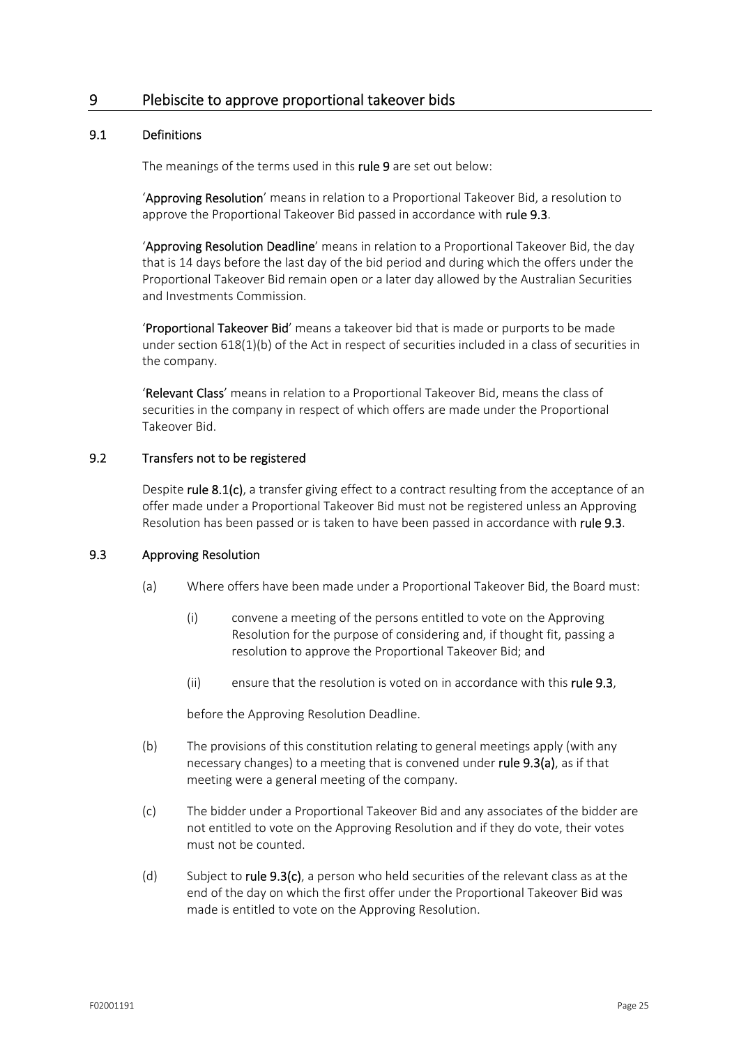## 9 Plebiscite to approve proportional takeover bids

### 9.1 Definitions

The meanings of the terms used in this **rule 9** are set out below:

'**Approving Resolution**' means in relation to a Proportional Takeover Bid, a resolution to approve the Proportional Takeover Bid passed in accordance with **rule 9.3**.

'**Approving Resolution Deadline**' means in relation to a Proportional Takeover Bid, the day that is 14 days before the last day of the bid period and during which the offers under the Proportional Takeover Bid remain open or a later day allowed by the Australian Securities and Investments Commission.

'**Proportional Takeover Bid**' means a takeover bid that is made or purports to be made under section 618(1)(b) of the Act in respect of securities included in a class of securities in the company.

'**Relevant Class**' means in relation to a Proportional Takeover Bid, means the class of securities in the company in respect of which offers are made under the Proportional Takeover Bid.

### 9.2 Transfers not to be registered

Despite **rule 8.1(c)**, a transfer giving effect to a contract resulting from the acceptance of an offer made under a Proportional Takeover Bid must not be registered unless an Approving Resolution has been passed or is taken to have been passed in accordance with **rule 9.3**.

### 9.3 Approving Resolution

(a) Where offers have been made under a Proportional Takeover Bid, the Board must:

  (i) convene a meeting of the persons entitled to vote on the Approving Resolution for the purpose of considering and, if thought fit, passing a resolution to approve the Proportional Takeover Bid; and

  (ii) ensure that the resolution is voted on in accordance with this **rule 9.3**,

  before the Approving Resolution Deadline.

(b) The provisions of this constitution relating to general meetings apply (with any necessary changes) to a meeting that is convened under **rule 9.3(a)**, as if that meeting were a general meeting of the company.

(c) The bidder under a Proportional Takeover Bid and any associates of the bidder are not entitled to vote on the Approving Resolution and if they do vote, their votes must not be counted.

(d) Subject to **rule 9.3(c)**, a person who held securities of the relevant class as at the end of the day on which the first offer under the Proportional Takeover Bid was made is entitled to vote on the Approving Resolution.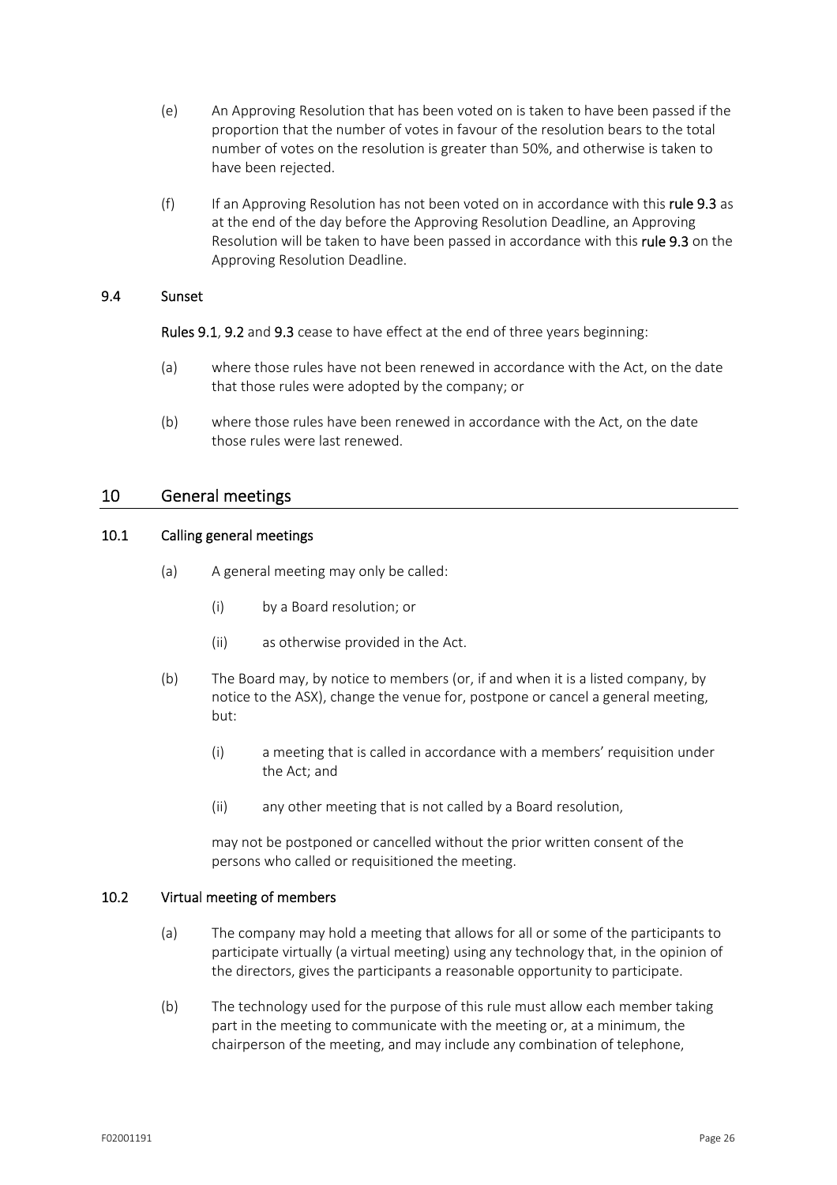(e) An Approving Resolution that has been voted on is taken to have been passed if the proportion that the number of votes in favour of the resolution bears to the total number of votes on the resolution is greater than 50%, and otherwise is taken to have been rejected.

(f) If an Approving Resolution has not been voted on in accordance with this **rule 9.3** as at the end of the day before the Approving Resolution Deadline, an Approving Resolution will be taken to have been passed in accordance with this **rule 9.3** on the Approving Resolution Deadline.

### 9.4 Sunset

**Rules 9.1**, **9.2** and **9.3** cease to have effect at the end of three years beginning:

(a) where those rules have not been renewed in accordance with the Act, on the date that those rules were adopted by the company; or

(b) where those rules have been renewed in accordance with the Act, on the date those rules were last renewed.

## 10 General meetings

### 10.1 Calling general meetings

(a) A general meeting may only be called:

  (i) by a Board resolution; or

  (ii) as otherwise provided in the Act.

(b) The Board may, by notice to members (or, if and when it is a listed company, by notice to the ASX), change the venue for, postpone or cancel a general meeting, but:

  (i) a meeting that is called in accordance with a members' requisition under the Act; and

  (ii) any other meeting that is not called by a Board resolution,

may not be postponed or cancelled without the prior written consent of the persons who called or requisitioned the meeting.

### 10.2 Virtual meeting of members

(a) The company may hold a meeting that allows for all or some of the participants to participate virtually (a virtual meeting) using any technology that, in the opinion of the directors, gives the participants a reasonable opportunity to participate.

(b) The technology used for the purpose of this rule must allow each member taking part in the meeting to communicate with the meeting or, at a minimum, the chairperson of the meeting, and may include any combination of telephone,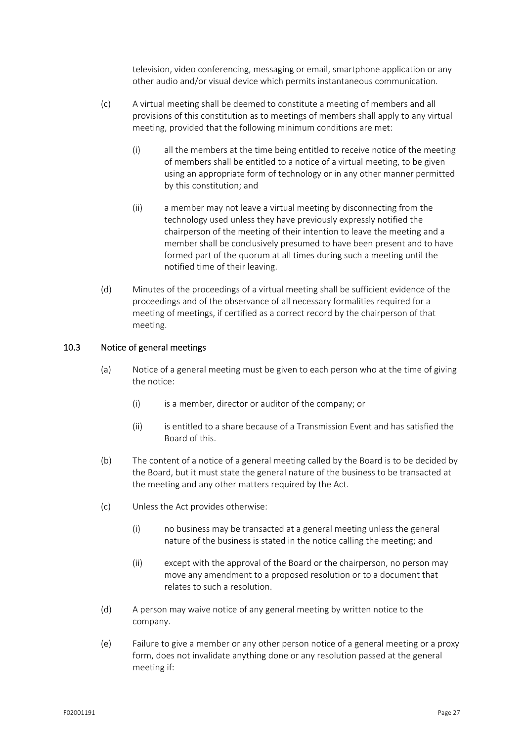television, video conferencing, messaging or email, smartphone application or any other audio and/or visual device which permits instantaneous communication.

(c) A virtual meeting shall be deemed to constitute a meeting of members and all provisions of this constitution as to meetings of members shall apply to any virtual meeting, provided that the following minimum conditions are met:

(i) all the members at the time being entitled to receive notice of the meeting of members shall be entitled to a notice of a virtual meeting, to be given using an appropriate form of technology or in any other manner permitted by this constitution; and

(ii) a member may not leave a virtual meeting by disconnecting from the technology used unless they have previously expressly notified the chairperson of the meeting of their intention to leave the meeting and a member shall be conclusively presumed to have been present and to have formed part of the quorum at all times during such a meeting until the notified time of their leaving.

(d) Minutes of the proceedings of a virtual meeting shall be sufficient evidence of the proceedings and of the observance of all necessary formalities required for a meeting of meetings, if certified as a correct record by the chairperson of that meeting.

### 10.3 Notice of general meetings

(a) Notice of a general meeting must be given to each person who at the time of giving the notice:

(i) is a member, director or auditor of the company; or

(ii) is entitled to a share because of a Transmission Event and has satisfied the Board of this.

(b) The content of a notice of a general meeting called by the Board is to be decided by the Board, but it must state the general nature of the business to be transacted at the meeting and any other matters required by the Act.

(c) Unless the Act provides otherwise:

(i) no business may be transacted at a general meeting unless the general nature of the business is stated in the notice calling the meeting; and

(ii) except with the approval of the Board or the chairperson, no person may move any amendment to a proposed resolution or to a document that relates to such a resolution.

(d) A person may waive notice of any general meeting by written notice to the company.

(e) Failure to give a member or any other person notice of a general meeting or a proxy form, does not invalidate anything done or any resolution passed at the general meeting if: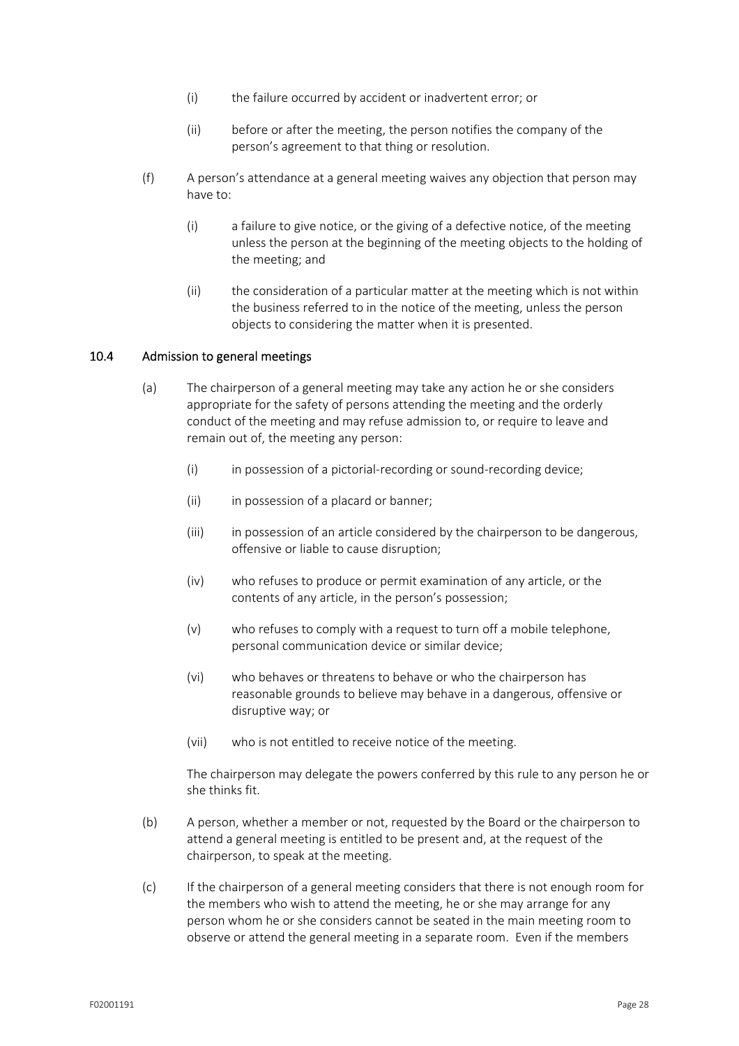(i) the failure occurred by accident or inadvertent error; or

(ii) before or after the meeting, the person notifies the company of the person's agreement to that thing or resolution.

(f) A person's attendance at a general meeting waives any objection that person may have to:

(i) a failure to give notice, or the giving of a defective notice, of the meeting unless the person at the beginning of the meeting objects to the holding of the meeting; and

(ii) the consideration of a particular matter at the meeting which is not within the business referred to in the notice of the meeting, unless the person objects to considering the matter when it is presented.

### 10.4 Admission to general meetings

(a) The chairperson of a general meeting may take any action he or she considers appropriate for the safety of persons attending the meeting and the orderly conduct of the meeting and may refuse admission to, or require to leave and remain out of, the meeting any person:

(i) in possession of a pictorial-recording or sound-recording device;

(ii) in possession of a placard or banner;

(iii) in possession of an article considered by the chairperson to be dangerous, offensive or liable to cause disruption;

(iv) who refuses to produce or permit examination of any article, or the contents of any article, in the person's possession;

(v) who refuses to comply with a request to turn off a mobile telephone, personal communication device or similar device;

(vi) who behaves or threatens to behave or who the chairperson has reasonable grounds to believe may behave in a dangerous, offensive or disruptive way; or

(vii) who is not entitled to receive notice of the meeting.

The chairperson may delegate the powers conferred by this rule to any person he or she thinks fit.

(b) A person, whether a member or not, requested by the Board or the chairperson to attend a general meeting is entitled to be present and, at the request of the chairperson, to speak at the meeting.

(c) If the chairperson of a general meeting considers that there is not enough room for the members who wish to attend the meeting, he or she may arrange for any person whom he or she considers cannot be seated in the main meeting room to observe or attend the general meeting in a separate room. Even if the members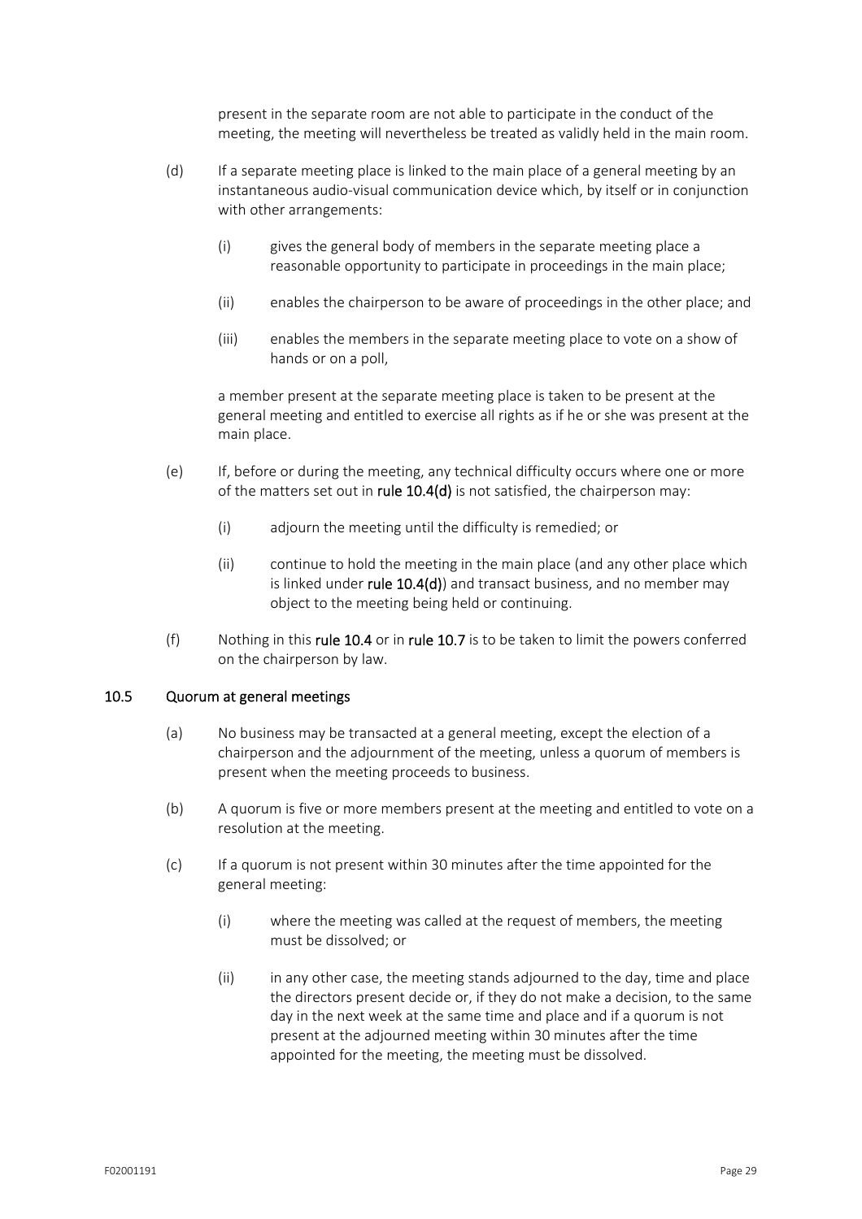present in the separate room are not able to participate in the conduct of the meeting, the meeting will nevertheless be treated as validly held in the main room.

(d) If a separate meeting place is linked to the main place of a general meeting by an instantaneous audio-visual communication device which, by itself or in conjunction with other arrangements:

(i) gives the general body of members in the separate meeting place a reasonable opportunity to participate in proceedings in the main place;

(ii) enables the chairperson to be aware of proceedings in the other place; and

(iii) enables the members in the separate meeting place to vote on a show of hands or on a poll,

a member present at the separate meeting place is taken to be present at the general meeting and entitled to exercise all rights as if he or she was present at the main place.

(e) If, before or during the meeting, any technical difficulty occurs where one or more of the matters set out in **rule 10.4(d)** is not satisfied, the chairperson may:

(i) adjourn the meeting until the difficulty is remedied; or

(ii) continue to hold the meeting in the main place (and any other place which is linked under **rule 10.4(d)**) and transact business, and no member may object to the meeting being held or continuing.

(f) Nothing in this **rule 10.4** or in **rule 10.7** is to be taken to limit the powers conferred on the chairperson by law.

### 10.5 Quorum at general meetings

(a) No business may be transacted at a general meeting, except the election of a chairperson and the adjournment of the meeting, unless a quorum of members is present when the meeting proceeds to business.

(b) A quorum is five or more members present at the meeting and entitled to vote on a resolution at the meeting.

(c) If a quorum is not present within 30 minutes after the time appointed for the general meeting:

(i) where the meeting was called at the request of members, the meeting must be dissolved; or

(ii) in any other case, the meeting stands adjourned to the day, time and place the directors present decide or, if they do not make a decision, to the same day in the next week at the same time and place and if a quorum is not present at the adjourned meeting within 30 minutes after the time appointed for the meeting, the meeting must be dissolved.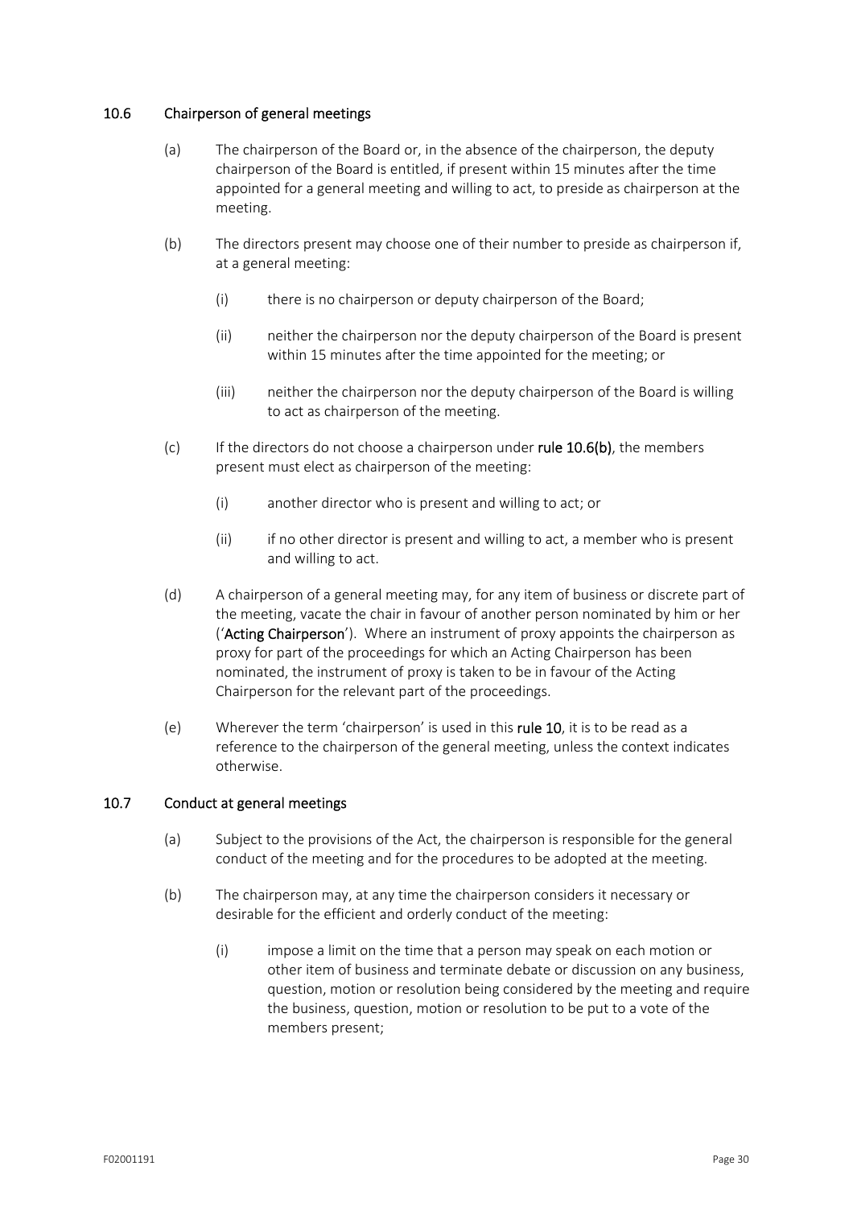### 10.6 Chairperson of general meetings

(a) The chairperson of the Board or, in the absence of the chairperson, the deputy chairperson of the Board is entitled, if present within 15 minutes after the time appointed for a general meeting and willing to act, to preside as chairperson at the meeting.

(b) The directors present may choose one of their number to preside as chairperson if, at a general meeting:

(i) there is no chairperson or deputy chairperson of the Board;

(ii) neither the chairperson nor the deputy chairperson of the Board is present within 15 minutes after the time appointed for the meeting; or

(iii) neither the chairperson nor the deputy chairperson of the Board is willing to act as chairperson of the meeting.

(c) If the directors do not choose a chairperson under **rule 10.6(b)**, the members present must elect as chairperson of the meeting:

(i) another director who is present and willing to act; or

(ii) if no other director is present and willing to act, a member who is present and willing to act.

(d) A chairperson of a general meeting may, for any item of business or discrete part of the meeting, vacate the chair in favour of another person nominated by him or her ('**Acting Chairperson**'). Where an instrument of proxy appoints the chairperson as proxy for part of the proceedings for which an Acting Chairperson has been nominated, the instrument of proxy is taken to be in favour of the Acting Chairperson for the relevant part of the proceedings.

(e) Wherever the term 'chairperson' is used in this **rule 10**, it is to be read as a reference to the chairperson of the general meeting, unless the context indicates otherwise.

### 10.7 Conduct at general meetings

(a) Subject to the provisions of the Act, the chairperson is responsible for the general conduct of the meeting and for the procedures to be adopted at the meeting.

(b) The chairperson may, at any time the chairperson considers it necessary or desirable for the efficient and orderly conduct of the meeting:

(i) impose a limit on the time that a person may speak on each motion or other item of business and terminate debate or discussion on any business, question, motion or resolution being considered by the meeting and require the business, question, motion or resolution to be put to a vote of the members present;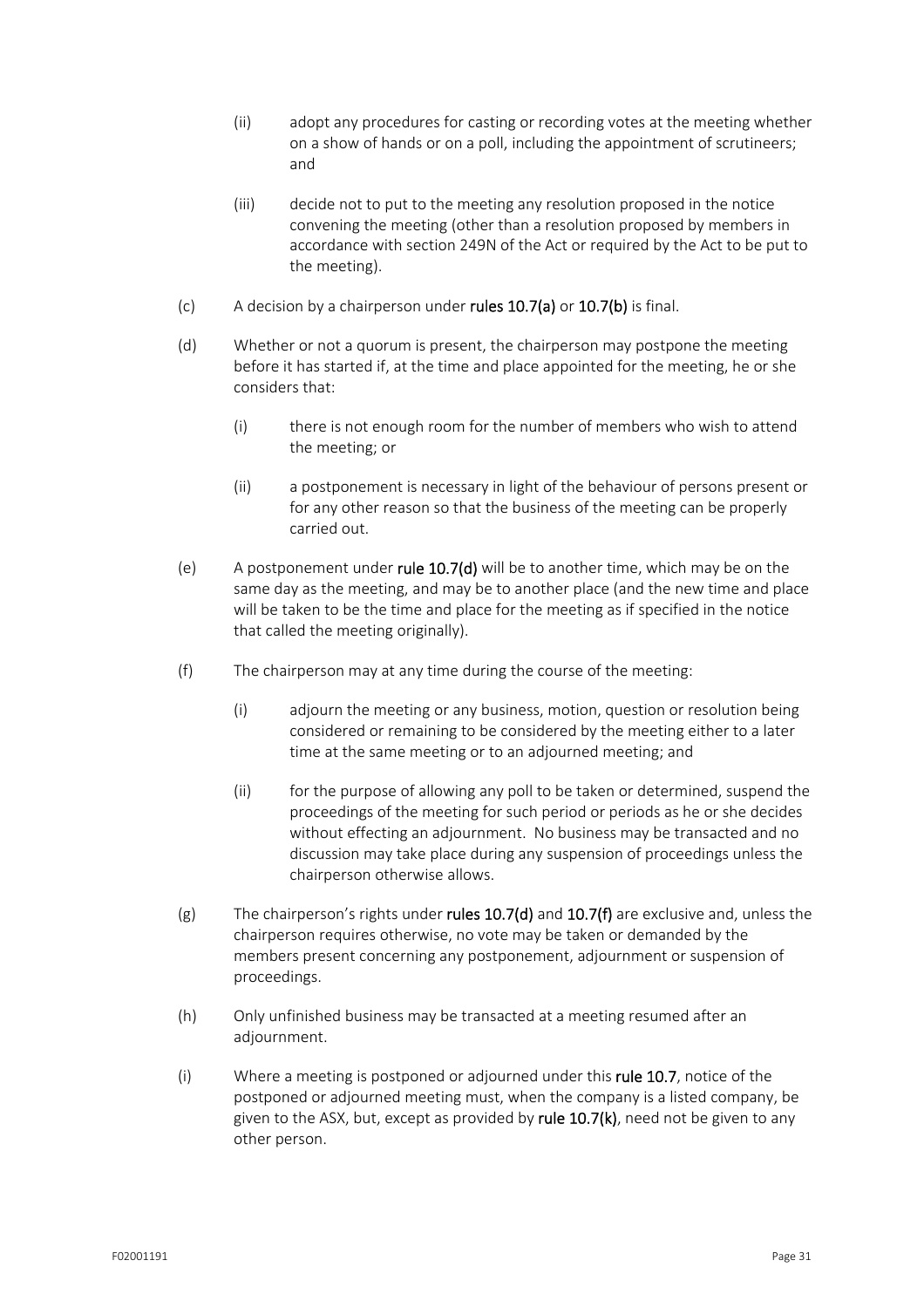(ii) adopt any procedures for casting or recording votes at the meeting whether on a show of hands or on a poll, including the appointment of scrutineers; and

(iii) decide not to put to the meeting any resolution proposed in the notice convening the meeting (other than a resolution proposed by members in accordance with section 249N of the Act or required by the Act to be put to the meeting).

(c) A decision by a chairperson under **rules 10.7(a)** or **10.7(b)** is final.

(d) Whether or not a quorum is present, the chairperson may postpone the meeting before it has started if, at the time and place appointed for the meeting, he or she considers that:

(i) there is not enough room for the number of members who wish to attend the meeting; or

(ii) a postponement is necessary in light of the behaviour of persons present or for any other reason so that the business of the meeting can be properly carried out.

(e) A postponement under **rule 10.7(d)** will be to another time, which may be on the same day as the meeting, and may be to another place (and the new time and place will be taken to be the time and place for the meeting as if specified in the notice that called the meeting originally).

(f) The chairperson may at any time during the course of the meeting:

(i) adjourn the meeting or any business, motion, question or resolution being considered or remaining to be considered by the meeting either to a later time at the same meeting or to an adjourned meeting; and

(ii) for the purpose of allowing any poll to be taken or determined, suspend the proceedings of the meeting for such period or periods as he or she decides without effecting an adjournment. No business may be transacted and no discussion may take place during any suspension of proceedings unless the chairperson otherwise allows.

(g) The chairperson's rights under **rules 10.7(d)** and **10.7(f)** are exclusive and, unless the chairperson requires otherwise, no vote may be taken or demanded by the members present concerning any postponement, adjournment or suspension of proceedings.

(h) Only unfinished business may be transacted at a meeting resumed after an adjournment.

(i) Where a meeting is postponed or adjourned under this **rule 10.7**, notice of the postponed or adjourned meeting must, when the company is a listed company, be given to the ASX, but, except as provided by **rule 10.7(k)**, need not be given to any other person.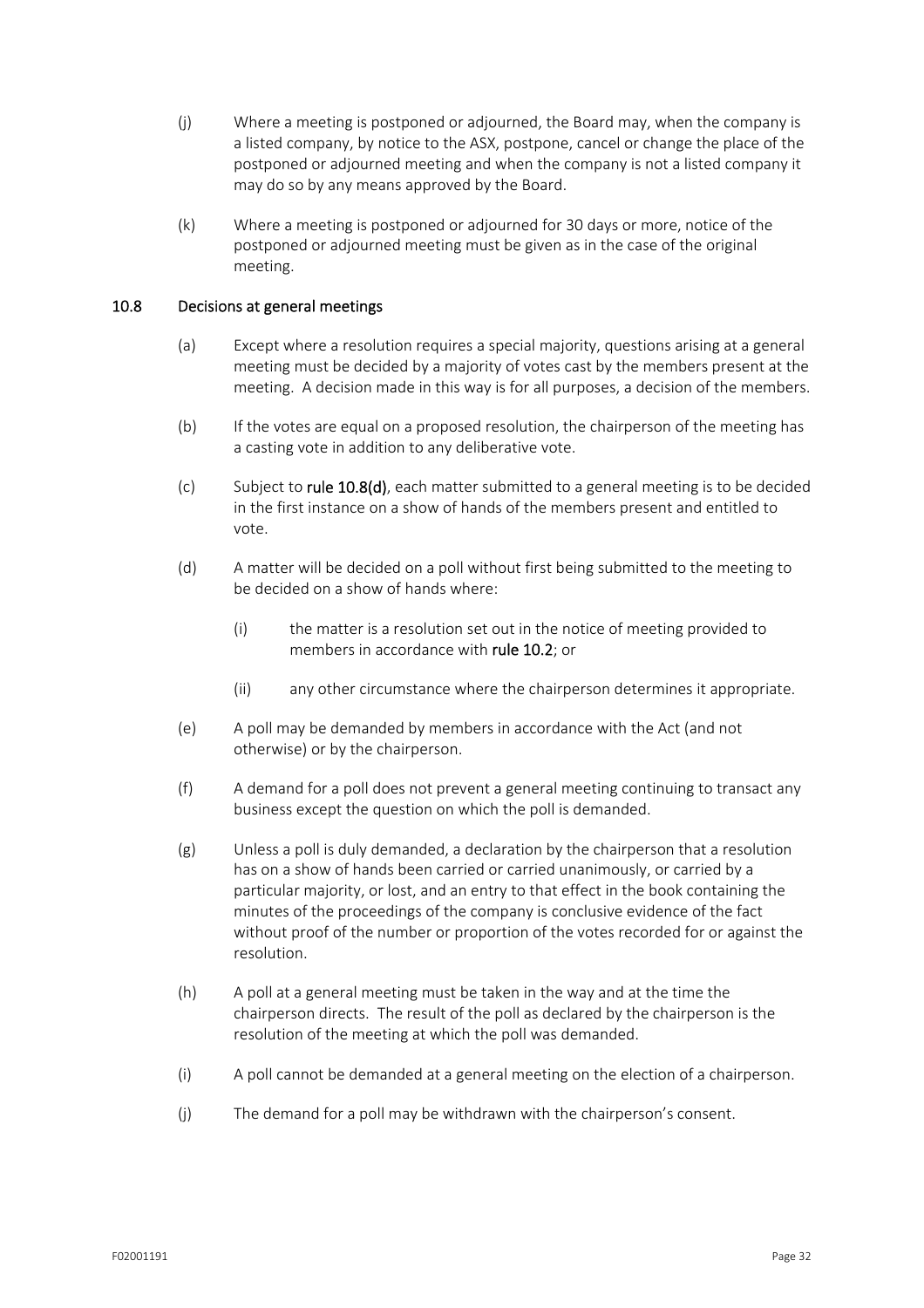(j) Where a meeting is postponed or adjourned, the Board may, when the company is a listed company, by notice to the ASX, postpone, cancel or change the place of the postponed or adjourned meeting and when the company is not a listed company it may do so by any means approved by the Board.

(k) Where a meeting is postponed or adjourned for 30 days or more, notice of the postponed or adjourned meeting must be given as in the case of the original meeting.

### 10.8 Decisions at general meetings

(a) Except where a resolution requires a special majority, questions arising at a general meeting must be decided by a majority of votes cast by the members present at the meeting. A decision made in this way is for all purposes, a decision of the members.

(b) If the votes are equal on a proposed resolution, the chairperson of the meeting has a casting vote in addition to any deliberative vote.

(c) Subject to **rule 10.8(d)**, each matter submitted to a general meeting is to be decided in the first instance on a show of hands of the members present and entitled to vote.

(d) A matter will be decided on a poll without first being submitted to the meeting to be decided on a show of hands where:

   (i) the matter is a resolution set out in the notice of meeting provided to members in accordance with **rule 10.2**; or

   (ii) any other circumstance where the chairperson determines it appropriate.

(e) A poll may be demanded by members in accordance with the Act (and not otherwise) or by the chairperson.

(f) A demand for a poll does not prevent a general meeting continuing to transact any business except the question on which the poll is demanded.

(g) Unless a poll is duly demanded, a declaration by the chairperson that a resolution has on a show of hands been carried or carried unanimously, or carried by a particular majority, or lost, and an entry to that effect in the book containing the minutes of the proceedings of the company is conclusive evidence of the fact without proof of the number or proportion of the votes recorded for or against the resolution.

(h) A poll at a general meeting must be taken in the way and at the time the chairperson directs. The result of the poll as declared by the chairperson is the resolution of the meeting at which the poll was demanded.

(i) A poll cannot be demanded at a general meeting on the election of a chairperson.

(j) The demand for a poll may be withdrawn with the chairperson's consent.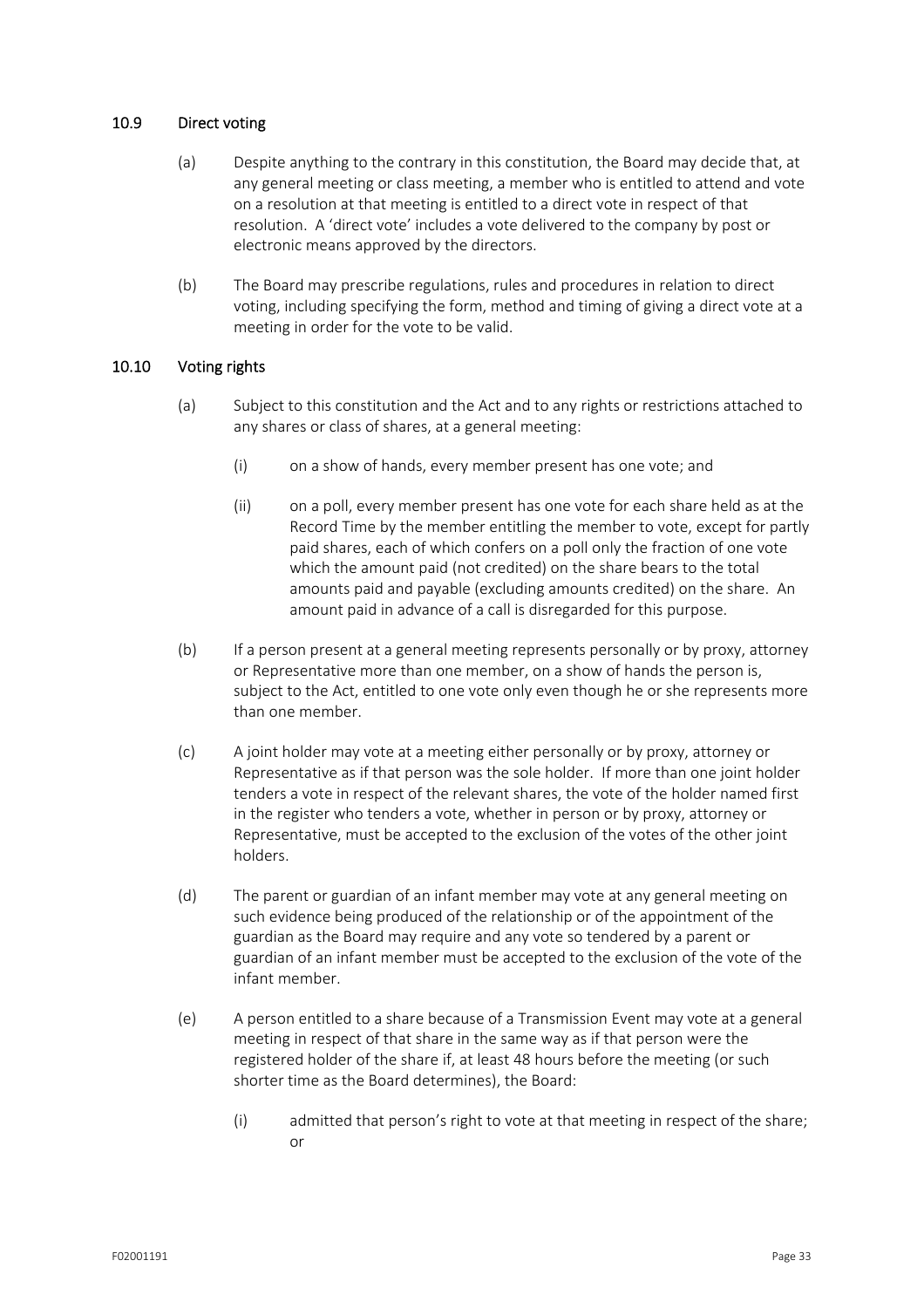### 10.9 Direct voting

(a) Despite anything to the contrary in this constitution, the Board may decide that, at any general meeting or class meeting, a member who is entitled to attend and vote on a resolution at that meeting is entitled to a direct vote in respect of that resolution. A 'direct vote' includes a vote delivered to the company by post or electronic means approved by the directors.

(b) The Board may prescribe regulations, rules and procedures in relation to direct voting, including specifying the form, method and timing of giving a direct vote at a meeting in order for the vote to be valid.

### 10.10 Voting rights

(a) Subject to this constitution and the Act and to any rights or restrictions attached to any shares or class of shares, at a general meeting:

   (i) on a show of hands, every member present has one vote; and

   (ii) on a poll, every member present has one vote for each share held as at the Record Time by the member entitling the member to vote, except for partly paid shares, each of which confers on a poll only the fraction of one vote which the amount paid (not credited) on the share bears to the total amounts paid and payable (excluding amounts credited) on the share. An amount paid in advance of a call is disregarded for this purpose.

(b) If a person present at a general meeting represents personally or by proxy, attorney or Representative more than one member, on a show of hands the person is, subject to the Act, entitled to one vote only even though he or she represents more than one member.

(c) A joint holder may vote at a meeting either personally or by proxy, attorney or Representative as if that person was the sole holder. If more than one joint holder tenders a vote in respect of the relevant shares, the vote of the holder named first in the register who tenders a vote, whether in person or by proxy, attorney or Representative, must be accepted to the exclusion of the votes of the other joint holders.

(d) The parent or guardian of an infant member may vote at any general meeting on such evidence being produced of the relationship or of the appointment of the guardian as the Board may require and any vote so tendered by a parent or guardian of an infant member must be accepted to the exclusion of the vote of the infant member.

(e) A person entitled to a share because of a Transmission Event may vote at a general meeting in respect of that share in the same way as if that person were the registered holder of the share if, at least 48 hours before the meeting (or such shorter time as the Board determines), the Board:

   (i) admitted that person's right to vote at that meeting in respect of the share; or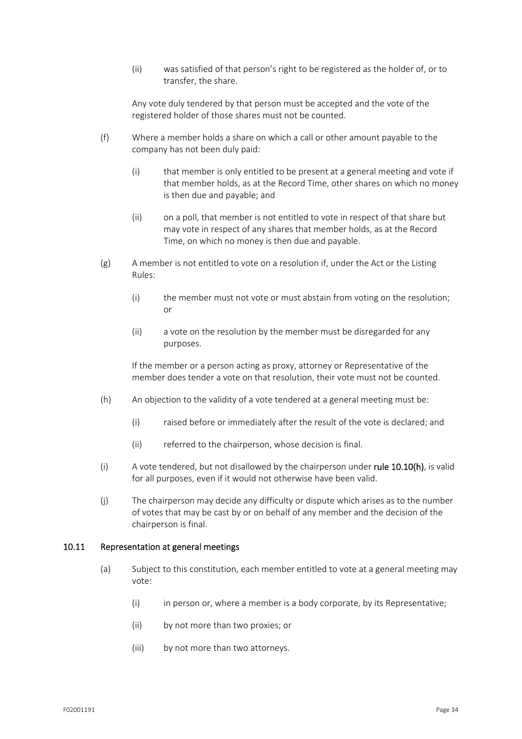(ii) was satisfied of that person's right to be registered as the holder of, or to transfer, the share.

Any vote duly tendered by that person must be accepted and the vote of the registered holder of those shares must not be counted.

(f) Where a member holds a share on which a call or other amount payable to the company has not been duly paid:

(i) that member is only entitled to be present at a general meeting and vote if that member holds, as at the Record Time, other shares on which no money is then due and payable; and

(ii) on a poll, that member is not entitled to vote in respect of that share but may vote in respect of any shares that member holds, as at the Record Time, on which no money is then due and payable.

(g) A member is not entitled to vote on a resolution if, under the Act or the Listing Rules:

(i) the member must not vote or must abstain from voting on the resolution; or

(ii) a vote on the resolution by the member must be disregarded for any purposes.

If the member or a person acting as proxy, attorney or Representative of the member does tender a vote on that resolution, their vote must not be counted.

(h) An objection to the validity of a vote tendered at a general meeting must be:

(i) raised before or immediately after the result of the vote is declared; and

(ii) referred to the chairperson, whose decision is final.

(i) A vote tendered, but not disallowed by the chairperson under **rule 10.10(h)**, is valid for all purposes, even if it would not otherwise have been valid.

(j) The chairperson may decide any difficulty or dispute which arises as to the number of votes that may be cast by or on behalf of any member and the decision of the chairperson is final.

### 10.11 Representation at general meetings

(a) Subject to this constitution, each member entitled to vote at a general meeting may vote:

(i) in person or, where a member is a body corporate, by its Representative;

(ii) by not more than two proxies; or

(iii) by not more than two attorneys.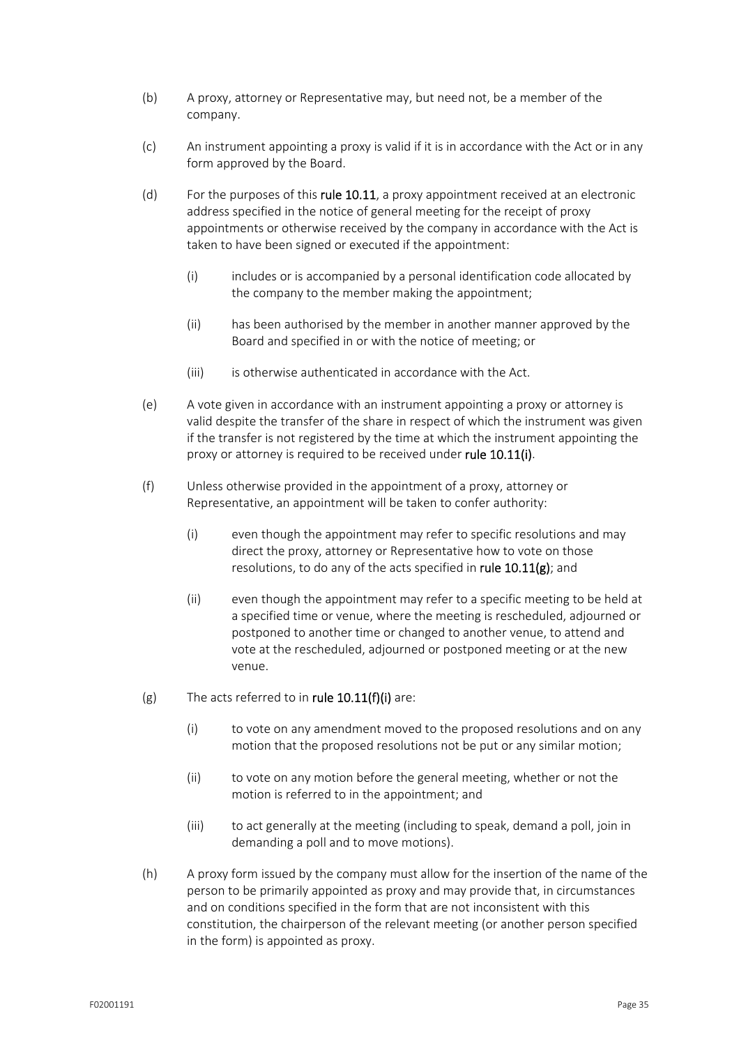(b) A proxy, attorney or Representative may, but need not, be a member of the company.

(c) An instrument appointing a proxy is valid if it is in accordance with the Act or in any form approved by the Board.

(d) For the purposes of this **rule 10.11**, a proxy appointment received at an electronic address specified in the notice of general meeting for the receipt of proxy appointments or otherwise received by the company in accordance with the Act is taken to have been signed or executed if the appointment:

  (i) includes or is accompanied by a personal identification code allocated by the company to the member making the appointment;

  (ii) has been authorised by the member in another manner approved by the Board and specified in or with the notice of meeting; or

  (iii) is otherwise authenticated in accordance with the Act.

(e) A vote given in accordance with an instrument appointing a proxy or attorney is valid despite the transfer of the share in respect of which the instrument was given if the transfer is not registered by the time at which the instrument appointing the proxy or attorney is required to be received under **rule 10.11(i)**.

(f) Unless otherwise provided in the appointment of a proxy, attorney or Representative, an appointment will be taken to confer authority:

  (i) even though the appointment may refer to specific resolutions and may direct the proxy, attorney or Representative how to vote on those resolutions, to do any of the acts specified in **rule 10.11(g)**; and

  (ii) even though the appointment may refer to a specific meeting to be held at a specified time or venue, where the meeting is rescheduled, adjourned or postponed to another time or changed to another venue, to attend and vote at the rescheduled, adjourned or postponed meeting or at the new venue.

(g) The acts referred to in **rule 10.11(f)(i)** are:

  (i) to vote on any amendment moved to the proposed resolutions and on any motion that the proposed resolutions not be put or any similar motion;

  (ii) to vote on any motion before the general meeting, whether or not the motion is referred to in the appointment; and

  (iii) to act generally at the meeting (including to speak, demand a poll, join in demanding a poll and to move motions).

(h) A proxy form issued by the company must allow for the insertion of the name of the person to be primarily appointed as proxy and may provide that, in circumstances and on conditions specified in the form that are not inconsistent with this constitution, the chairperson of the relevant meeting (or another person specified in the form) is appointed as proxy.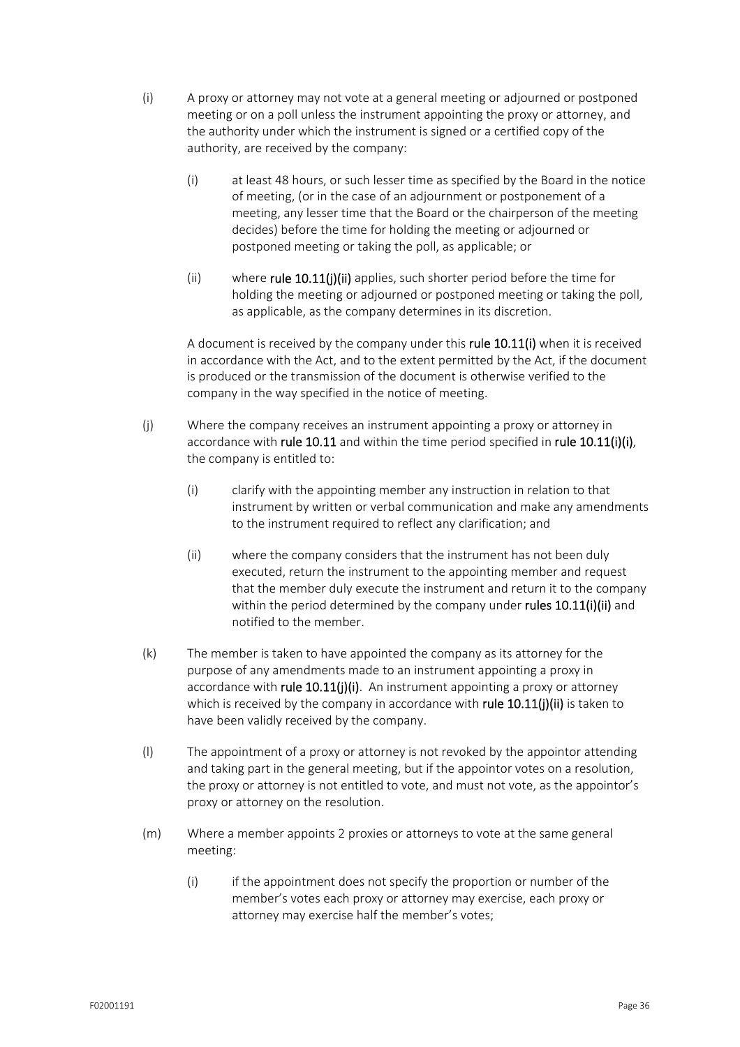(i) A proxy or attorney may not vote at a general meeting or adjourned or postponed meeting or on a poll unless the instrument appointing the proxy or attorney, and the authority under which the instrument is signed or a certified copy of the authority, are received by the company:

   (i) at least 48 hours, or such lesser time as specified by the Board in the notice of meeting, (or in the case of an adjournment or postponement of a meeting, any lesser time that the Board or the chairperson of the meeting decides) before the time for holding the meeting or adjourned or postponed meeting or taking the poll, as applicable; or

   (ii) where **rule 10.11(j)(ii)** applies, such shorter period before the time for holding the meeting or adjourned or postponed meeting or taking the poll, as applicable, as the company determines in its discretion.

   A document is received by the company under this **rule 10.11(i)** when it is received in accordance with the Act, and to the extent permitted by the Act, if the document is produced or the transmission of the document is otherwise verified to the company in the way specified in the notice of meeting.

(j) Where the company receives an instrument appointing a proxy or attorney in accordance with **rule 10.11** and within the time period specified in **rule 10.11(i)(i)**, the company is entitled to:

   (i) clarify with the appointing member any instruction in relation to that instrument by written or verbal communication and make any amendments to the instrument required to reflect any clarification; and

   (ii) where the company considers that the instrument has not been duly executed, return the instrument to the appointing member and request that the member duly execute the instrument and return it to the company within the period determined by the company under **rules 10.11(i)(ii)** and notified to the member.

(k) The member is taken to have appointed the company as its attorney for the purpose of any amendments made to an instrument appointing a proxy in accordance with **rule 10.11(j)(i)**. An instrument appointing a proxy or attorney which is received by the company in accordance with **rule 10.11(j)(ii)** is taken to have been validly received by the company.

(l) The appointment of a proxy or attorney is not revoked by the appointor attending and taking part in the general meeting, but if the appointor votes on a resolution, the proxy or attorney is not entitled to vote, and must not vote, as the appointor's proxy or attorney on the resolution.

(m) Where a member appoints 2 proxies or attorneys to vote at the same general meeting:

   (i) if the appointment does not specify the proportion or number of the member's votes each proxy or attorney may exercise, each proxy or attorney may exercise half the member's votes;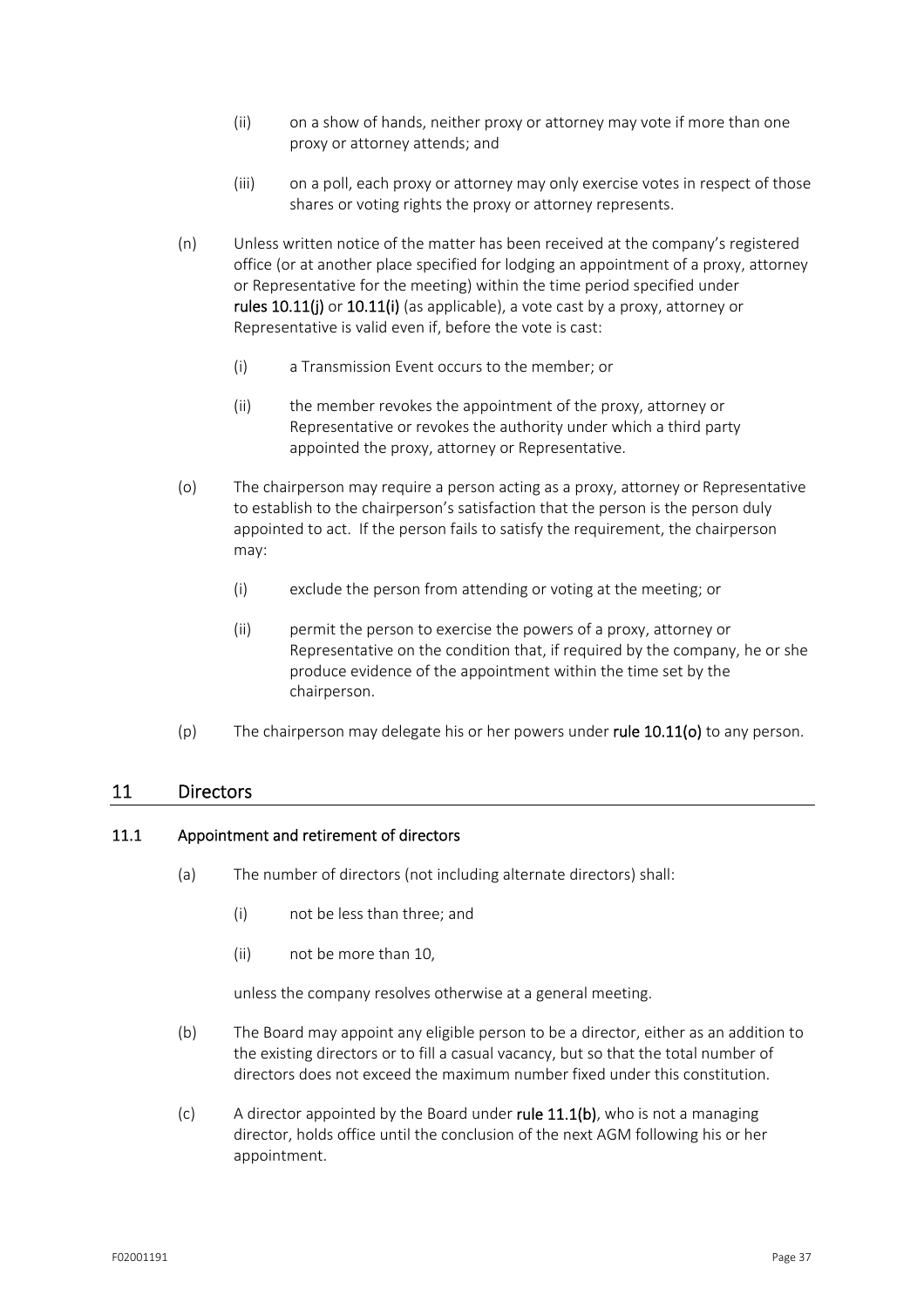(ii) on a show of hands, neither proxy or attorney may vote if more than one proxy or attorney attends; and

(iii) on a poll, each proxy or attorney may only exercise votes in respect of those shares or voting rights the proxy or attorney represents.

(n) Unless written notice of the matter has been received at the company's registered office (or at another place specified for lodging an appointment of a proxy, attorney or Representative for the meeting) within the time period specified under **rules 10.11(j)** or **10.11(i)** (as applicable), a vote cast by a proxy, attorney or Representative is valid even if, before the vote is cast:

(i) a Transmission Event occurs to the member; or

(ii) the member revokes the appointment of the proxy, attorney or Representative or revokes the authority under which a third party appointed the proxy, attorney or Representative.

(o) The chairperson may require a person acting as a proxy, attorney or Representative to establish to the chairperson's satisfaction that the person is the person duly appointed to act. If the person fails to satisfy the requirement, the chairperson may:

(i) exclude the person from attending or voting at the meeting; or

(ii) permit the person to exercise the powers of a proxy, attorney or Representative on the condition that, if required by the company, he or she produce evidence of the appointment within the time set by the chairperson.

(p) The chairperson may delegate his or her powers under **rule 10.11(o)** to any person.

## 11 Directors

### 11.1 Appointment and retirement of directors

(a) The number of directors (not including alternate directors) shall:

(i) not be less than three; and

(ii) not be more than 10,

unless the company resolves otherwise at a general meeting.

(b) The Board may appoint any eligible person to be a director, either as an addition to the existing directors or to fill a casual vacancy, but so that the total number of directors does not exceed the maximum number fixed under this constitution.

(c) A director appointed by the Board under **rule 11.1(b)**, who is not a managing director, holds office until the conclusion of the next AGM following his or her appointment.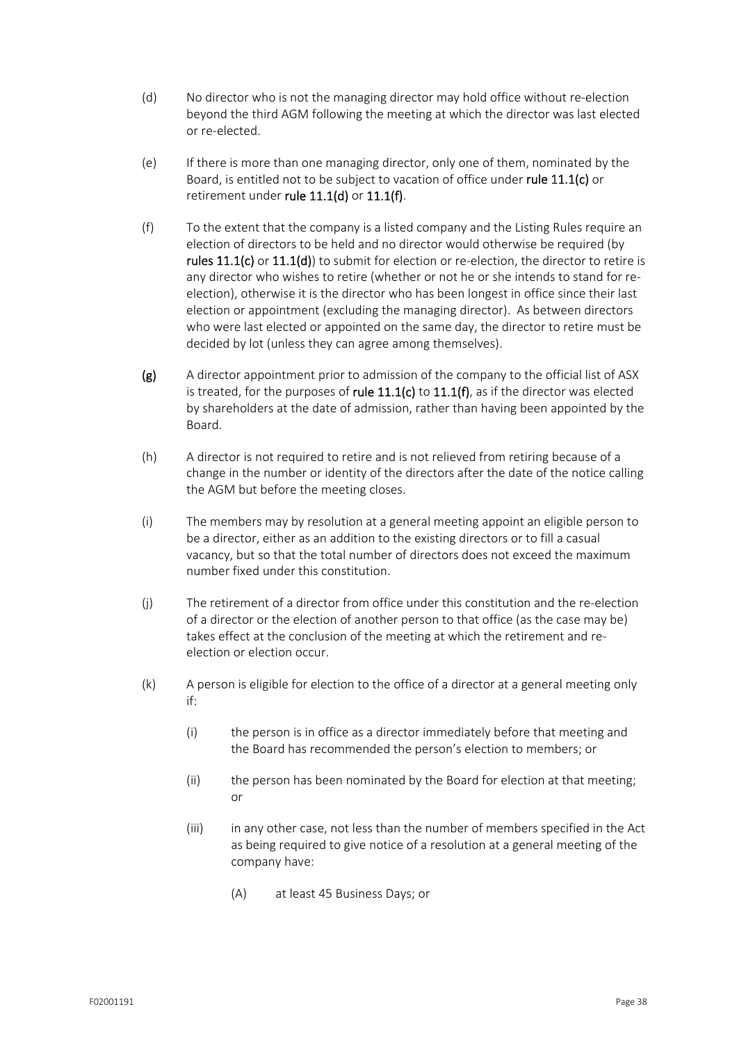(d) No director who is not the managing director may hold office without re-election beyond the third AGM following the meeting at which the director was last elected or re-elected.

(e) If there is more than one managing director, only one of them, nominated by the Board, is entitled not to be subject to vacation of office under **rule 11.1(c)** or retirement under **rule 11.1(d)** or **11.1(f)**.

(f) To the extent that the company is a listed company and the Listing Rules require an election of directors to be held and no director would otherwise be required (by **rules 11.1(c)** or **11.1(d)**) to submit for election or re-election, the director to retire is any director who wishes to retire (whether or not he or she intends to stand for re-election), otherwise it is the director who has been longest in office since their last election or appointment (excluding the managing director). As between directors who were last elected or appointed on the same day, the director to retire must be decided by lot (unless they can agree among themselves).

**(g)** A director appointment prior to admission of the company to the official list of ASX is treated, for the purposes of **rule 11.1(c)** to **11.1(f)**, as if the director was elected by shareholders at the date of admission, rather than having been appointed by the Board.

(h) A director is not required to retire and is not relieved from retiring because of a change in the number or identity of the directors after the date of the notice calling the AGM but before the meeting closes.

(i) The members may by resolution at a general meeting appoint an eligible person to be a director, either as an addition to the existing directors or to fill a casual vacancy, but so that the total number of directors does not exceed the maximum number fixed under this constitution.

(j) The retirement of a director from office under this constitution and the re-election of a director or the election of another person to that office (as the case may be) takes effect at the conclusion of the meeting at which the retirement and re-election or election occur.

(k) A person is eligible for election to the office of a director at a general meeting only if:

  (i) the person is in office as a director immediately before that meeting and the Board has recommended the person's election to members; or

  (ii) the person has been nominated by the Board for election at that meeting; or

  (iii) in any other case, not less than the number of members specified in the Act as being required to give notice of a resolution at a general meeting of the company have:

    (A) at least 45 Business Days; or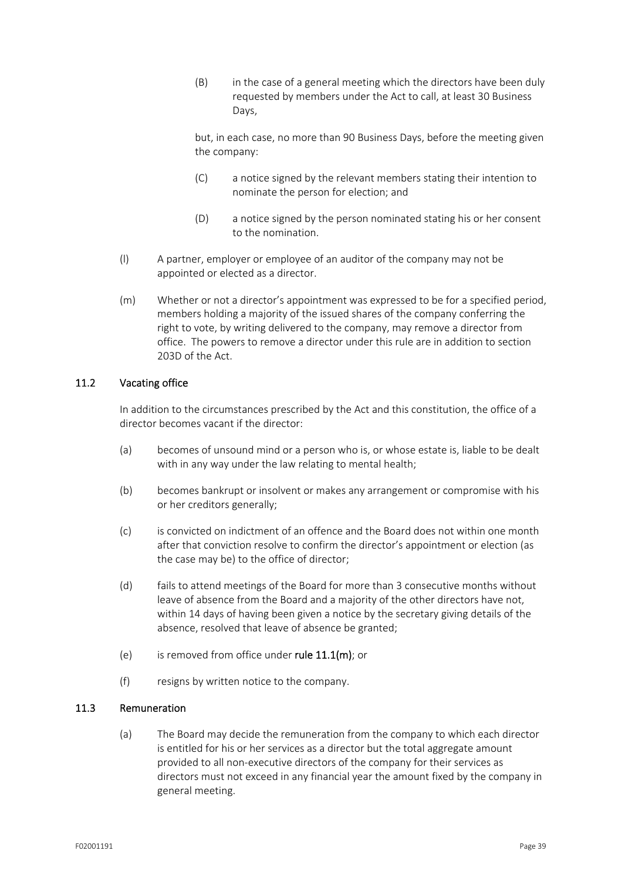(B) in the case of a general meeting which the directors have been duly requested by members under the Act to call, at least 30 Business Days,

but, in each case, no more than 90 Business Days, before the meeting given the company:

(C) a notice signed by the relevant members stating their intention to nominate the person for election; and

(D) a notice signed by the person nominated stating his or her consent to the nomination.

(l) A partner, employer or employee of an auditor of the company may not be appointed or elected as a director.

(m) Whether or not a director's appointment was expressed to be for a specified period, members holding a majority of the issued shares of the company conferring the right to vote, by writing delivered to the company, may remove a director from office. The powers to remove a director under this rule are in addition to section 203D of the Act.

### 11.2 Vacating office

In addition to the circumstances prescribed by the Act and this constitution, the office of a director becomes vacant if the director:

(a) becomes of unsound mind or a person who is, or whose estate is, liable to be dealt with in any way under the law relating to mental health;

(b) becomes bankrupt or insolvent or makes any arrangement or compromise with his or her creditors generally;

(c) is convicted on indictment of an offence and the Board does not within one month after that conviction resolve to confirm the director's appointment or election (as the case may be) to the office of director;

(d) fails to attend meetings of the Board for more than 3 consecutive months without leave of absence from the Board and a majority of the other directors have not, within 14 days of having been given a notice by the secretary giving details of the absence, resolved that leave of absence be granted;

(e) is removed from office under **rule 11.1(m)**; or

(f) resigns by written notice to the company.

### 11.3 Remuneration

(a) The Board may decide the remuneration from the company to which each director is entitled for his or her services as a director but the total aggregate amount provided to all non-executive directors of the company for their services as directors must not exceed in any financial year the amount fixed by the company in general meeting.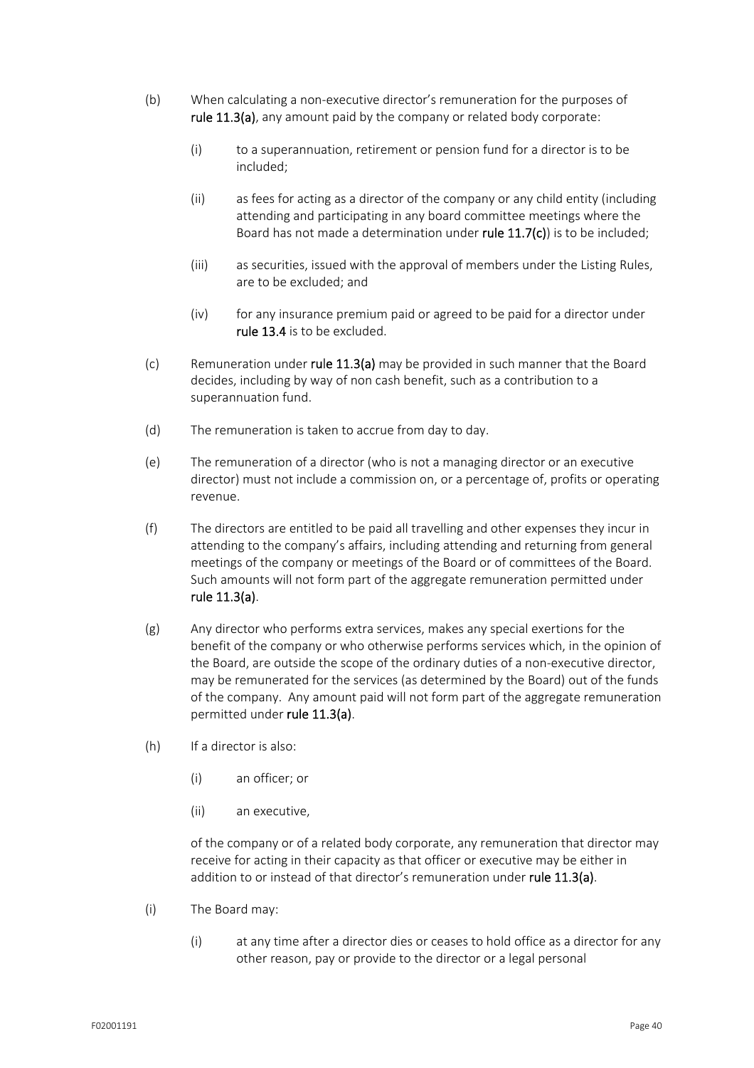(b) When calculating a non-executive director's remuneration for the purposes of **rule 11.3(a)**, any amount paid by the company or related body corporate:

   (i) to a superannuation, retirement or pension fund for a director is to be included;

   (ii) as fees for acting as a director of the company or any child entity (including attending and participating in any board committee meetings where the Board has not made a determination under **rule 11.7(c)**) is to be included;

   (iii) as securities, issued with the approval of members under the Listing Rules, are to be excluded; and

   (iv) for any insurance premium paid or agreed to be paid for a director under **rule 13.4** is to be excluded.

(c) Remuneration under **rule 11.3(a)** may be provided in such manner that the Board decides, including by way of non cash benefit, such as a contribution to a superannuation fund.

(d) The remuneration is taken to accrue from day to day.

(e) The remuneration of a director (who is not a managing director or an executive director) must not include a commission on, or a percentage of, profits or operating revenue.

(f) The directors are entitled to be paid all travelling and other expenses they incur in attending to the company's affairs, including attending and returning from general meetings of the company or meetings of the Board or of committees of the Board. Such amounts will not form part of the aggregate remuneration permitted under **rule 11.3(a)**.

(g) Any director who performs extra services, makes any special exertions for the benefit of the company or who otherwise performs services which, in the opinion of the Board, are outside the scope of the ordinary duties of a non-executive director, may be remunerated for the services (as determined by the Board) out of the funds of the company. Any amount paid will not form part of the aggregate remuneration permitted under **rule 11.3(a)**.

(h) If a director is also:

   (i) an officer; or

   (ii) an executive,

   of the company or of a related body corporate, any remuneration that director may receive for acting in their capacity as that officer or executive may be either in addition to or instead of that director's remuneration under **rule 11.3(a)**.

(i) The Board may:

   (i) at any time after a director dies or ceases to hold office as a director for any other reason, pay or provide to the director or a legal personal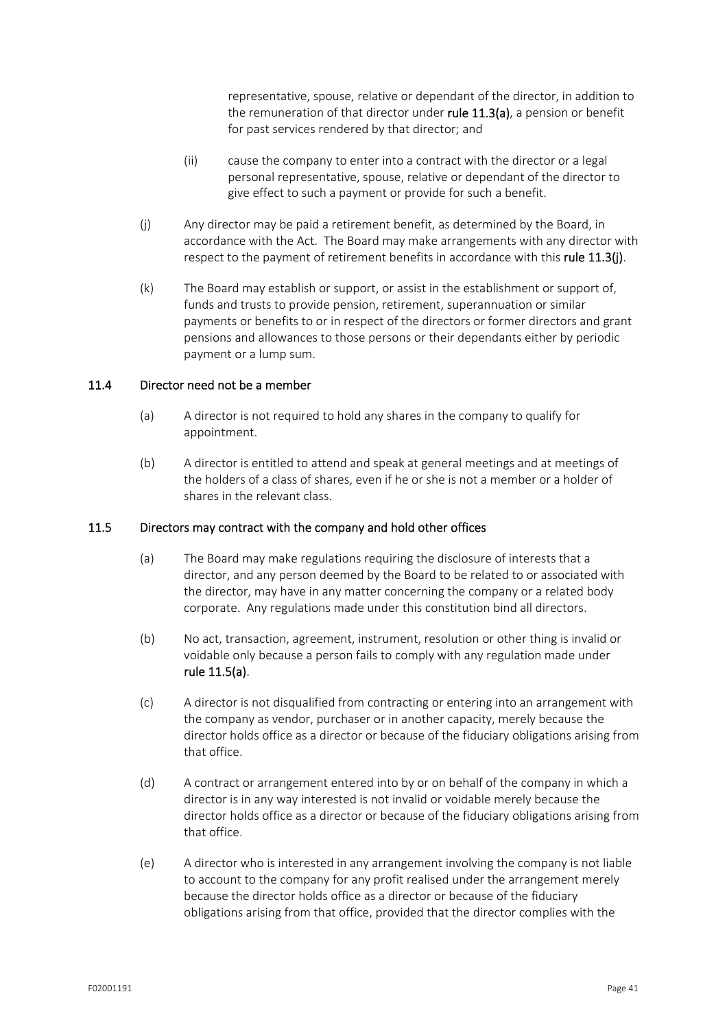representative, spouse, relative or dependant of the director, in addition to the remuneration of that director under **rule 11.3(a)**, a pension or benefit for past services rendered by that director; and

(ii) cause the company to enter into a contract with the director or a legal personal representative, spouse, relative or dependant of the director to give effect to such a payment or provide for such a benefit.

(j) Any director may be paid a retirement benefit, as determined by the Board, in accordance with the Act. The Board may make arrangements with any director with respect to the payment of retirement benefits in accordance with this **rule 11.3(j)**.

(k) The Board may establish or support, or assist in the establishment or support of, funds and trusts to provide pension, retirement, superannuation or similar payments or benefits to or in respect of the directors or former directors and grant pensions and allowances to those persons or their dependants either by periodic payment or a lump sum.

### 11.4 Director need not be a member

(a) A director is not required to hold any shares in the company to qualify for appointment.

(b) A director is entitled to attend and speak at general meetings and at meetings of the holders of a class of shares, even if he or she is not a member or a holder of shares in the relevant class.

### 11.5 Directors may contract with the company and hold other offices

(a) The Board may make regulations requiring the disclosure of interests that a director, and any person deemed by the Board to be related to or associated with the director, may have in any matter concerning the company or a related body corporate. Any regulations made under this constitution bind all directors.

(b) No act, transaction, agreement, instrument, resolution or other thing is invalid or voidable only because a person fails to comply with any regulation made under **rule 11.5(a)**.

(c) A director is not disqualified from contracting or entering into an arrangement with the company as vendor, purchaser or in another capacity, merely because the director holds office as a director or because of the fiduciary obligations arising from that office.

(d) A contract or arrangement entered into by or on behalf of the company in which a director is in any way interested is not invalid or voidable merely because the director holds office as a director or because of the fiduciary obligations arising from that office.

(e) A director who is interested in any arrangement involving the company is not liable to account to the company for any profit realised under the arrangement merely because the director holds office as a director or because of the fiduciary obligations arising from that office, provided that the director complies with the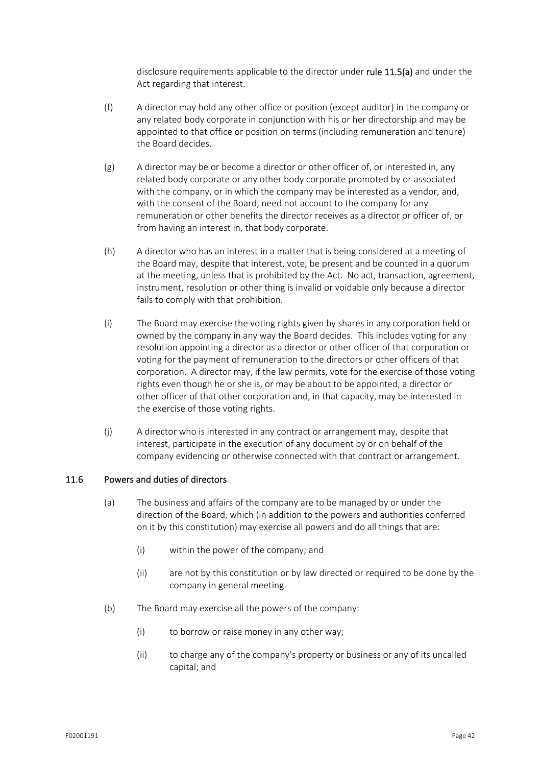disclosure requirements applicable to the director under **rule 11.5(a)** and under the Act regarding that interest.

(f) A director may hold any other office or position (except auditor) in the company or any related body corporate in conjunction with his or her directorship and may be appointed to that office or position on terms (including remuneration and tenure) the Board decides.

(g) A director may be or become a director or other officer of, or interested in, any related body corporate or any other body corporate promoted by or associated with the company, or in which the company may be interested as a vendor, and, with the consent of the Board, need not account to the company for any remuneration or other benefits the director receives as a director or officer of, or from having an interest in, that body corporate.

(h) A director who has an interest in a matter that is being considered at a meeting of the Board may, despite that interest, vote, be present and be counted in a quorum at the meeting, unless that is prohibited by the Act. No act, transaction, agreement, instrument, resolution or other thing is invalid or voidable only because a director fails to comply with that prohibition.

(i) The Board may exercise the voting rights given by shares in any corporation held or owned by the company in any way the Board decides. This includes voting for any resolution appointing a director as a director or other officer of that corporation or voting for the payment of remuneration to the directors or other officers of that corporation. A director may, if the law permits, vote for the exercise of those voting rights even though he or she is, or may be about to be appointed, a director or other officer of that other corporation and, in that capacity, may be interested in the exercise of those voting rights.

(j) A director who is interested in any contract or arrangement may, despite that interest, participate in the execution of any document by or on behalf of the company evidencing or otherwise connected with that contract or arrangement.

### 11.6 Powers and duties of directors

(a) The business and affairs of the company are to be managed by or under the direction of the Board, which (in addition to the powers and authorities conferred on it by this constitution) may exercise all powers and do all things that are:

(i) within the power of the company; and

(ii) are not by this constitution or by law directed or required to be done by the company in general meeting.

(b) The Board may exercise all the powers of the company:

(i) to borrow or raise money in any other way;

(ii) to charge any of the company's property or business or any of its uncalled capital; and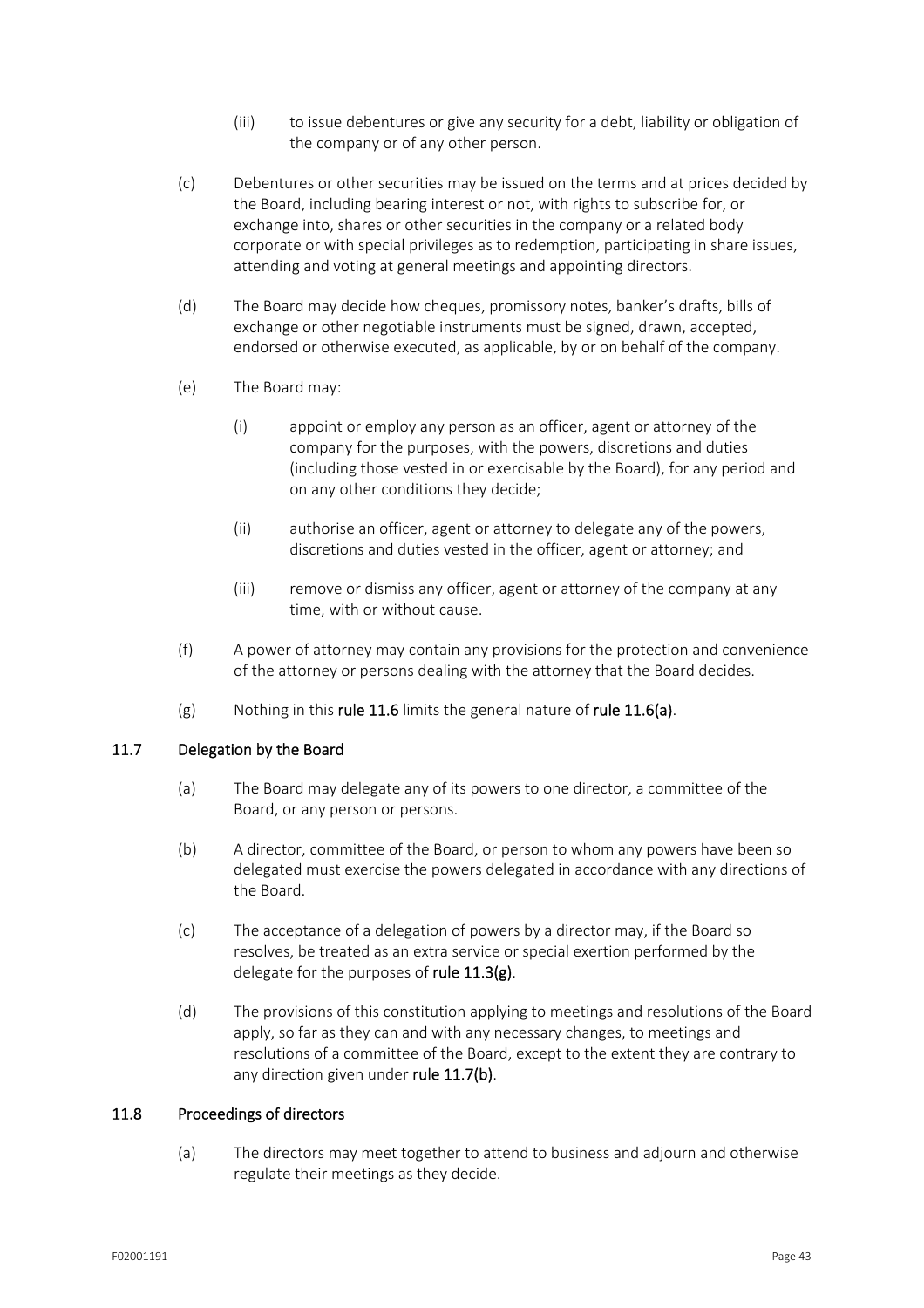(iii) to issue debentures or give any security for a debt, liability or obligation of the company or of any other person.

(c) Debentures or other securities may be issued on the terms and at prices decided by the Board, including bearing interest or not, with rights to subscribe for, or exchange into, shares or other securities in the company or a related body corporate or with special privileges as to redemption, participating in share issues, attending and voting at general meetings and appointing directors.

(d) The Board may decide how cheques, promissory notes, banker's drafts, bills of exchange or other negotiable instruments must be signed, drawn, accepted, endorsed or otherwise executed, as applicable, by or on behalf of the company.

(e) The Board may:

(i) appoint or employ any person as an officer, agent or attorney of the company for the purposes, with the powers, discretions and duties (including those vested in or exercisable by the Board), for any period and on any other conditions they decide;

(ii) authorise an officer, agent or attorney to delegate any of the powers, discretions and duties vested in the officer, agent or attorney; and

(iii) remove or dismiss any officer, agent or attorney of the company at any time, with or without cause.

(f) A power of attorney may contain any provisions for the protection and convenience of the attorney or persons dealing with the attorney that the Board decides.

(g) Nothing in this **rule 11.6** limits the general nature of **rule 11.6(a)**.

## 11.7 Delegation by the Board

(a) The Board may delegate any of its powers to one director, a committee of the Board, or any person or persons.

(b) A director, committee of the Board, or person to whom any powers have been so delegated must exercise the powers delegated in accordance with any directions of the Board.

(c) The acceptance of a delegation of powers by a director may, if the Board so resolves, be treated as an extra service or special exertion performed by the delegate for the purposes of **rule 11.3(g)**.

(d) The provisions of this constitution applying to meetings and resolutions of the Board apply, so far as they can and with any necessary changes, to meetings and resolutions of a committee of the Board, except to the extent they are contrary to any direction given under **rule 11.7(b)**.

## 11.8 Proceedings of directors

(a) The directors may meet together to attend to business and adjourn and otherwise regulate their meetings as they decide.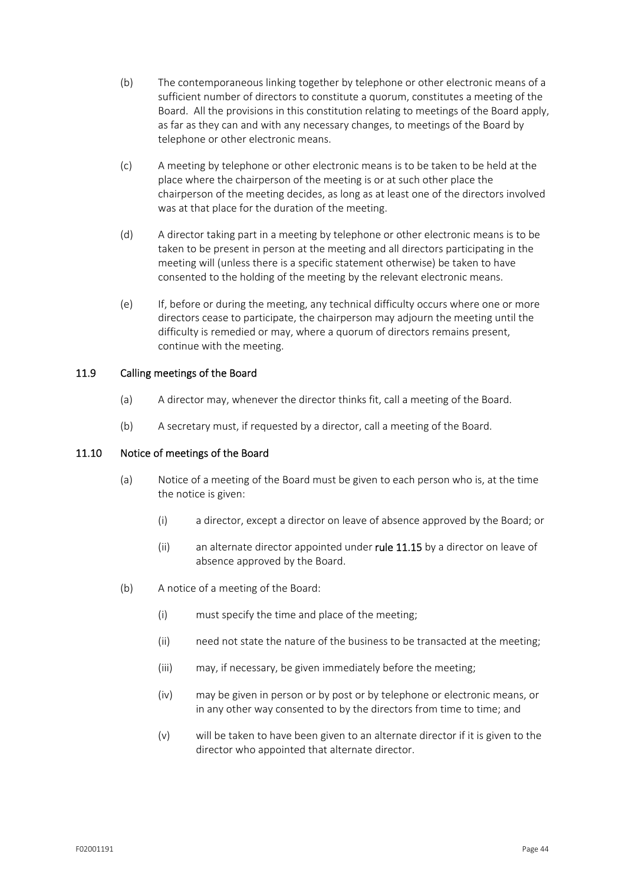(b) The contemporaneous linking together by telephone or other electronic means of a sufficient number of directors to constitute a quorum, constitutes a meeting of the Board. All the provisions in this constitution relating to meetings of the Board apply, as far as they can and with any necessary changes, to meetings of the Board by telephone or other electronic means.

(c) A meeting by telephone or other electronic means is to be taken to be held at the place where the chairperson of the meeting is or at such other place the chairperson of the meeting decides, as long as at least one of the directors involved was at that place for the duration of the meeting.

(d) A director taking part in a meeting by telephone or other electronic means is to be taken to be present in person at the meeting and all directors participating in the meeting will (unless there is a specific statement otherwise) be taken to have consented to the holding of the meeting by the relevant electronic means.

(e) If, before or during the meeting, any technical difficulty occurs where one or more directors cease to participate, the chairperson may adjourn the meeting until the difficulty is remedied or may, where a quorum of directors remains present, continue with the meeting.

### 11.9 Calling meetings of the Board

(a) A director may, whenever the director thinks fit, call a meeting of the Board.

(b) A secretary must, if requested by a director, call a meeting of the Board.

### 11.10 Notice of meetings of the Board

(a) Notice of a meeting of the Board must be given to each person who is, at the time the notice is given:

(i) a director, except a director on leave of absence approved by the Board; or

(ii) an alternate director appointed under **rule 11.15** by a director on leave of absence approved by the Board.

(b) A notice of a meeting of the Board:

(i) must specify the time and place of the meeting;

(ii) need not state the nature of the business to be transacted at the meeting;

(iii) may, if necessary, be given immediately before the meeting;

(iv) may be given in person or by post or by telephone or electronic means, or in any other way consented to by the directors from time to time; and

(v) will be taken to have been given to an alternate director if it is given to the director who appointed that alternate director.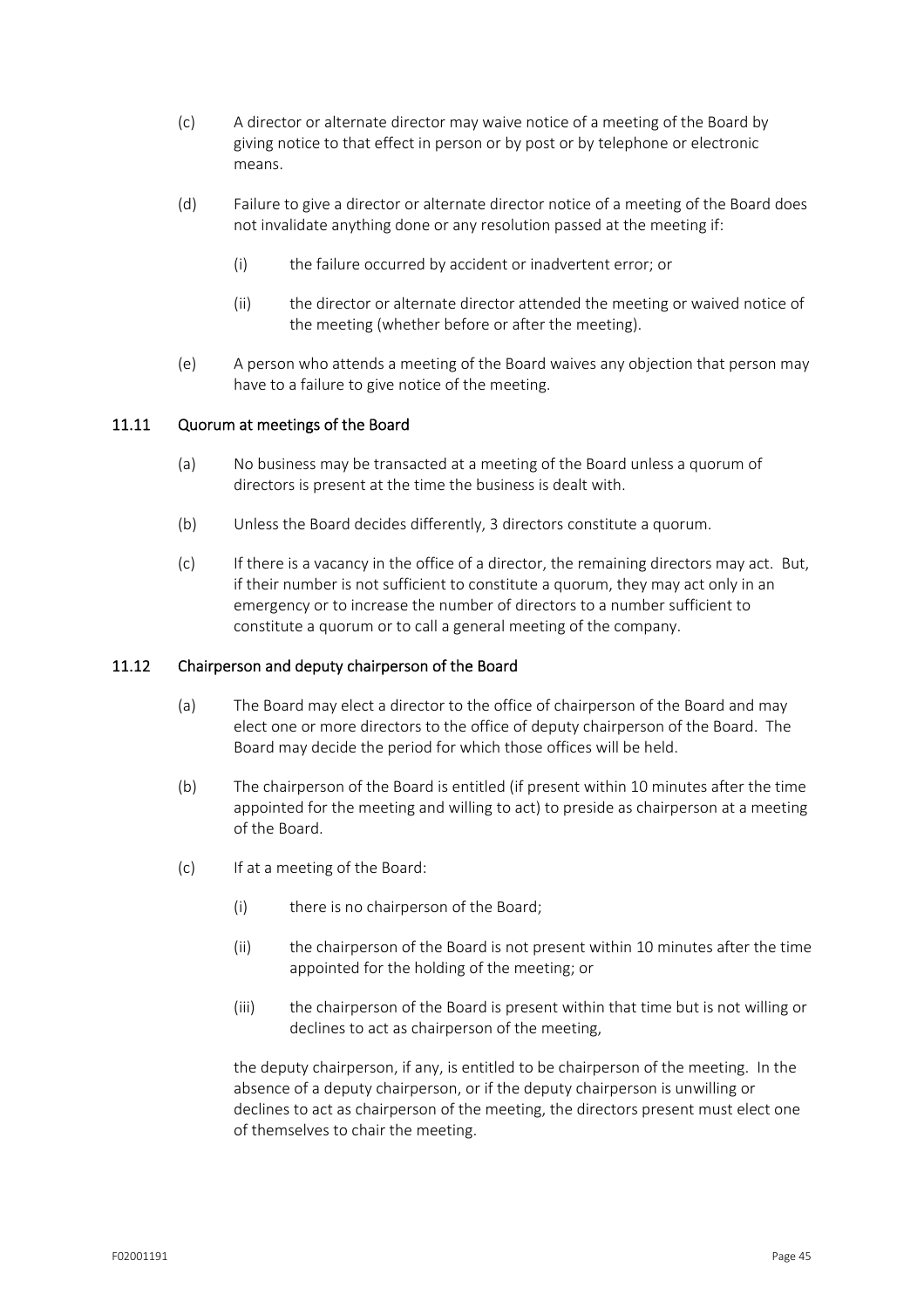(c) A director or alternate director may waive notice of a meeting of the Board by giving notice to that effect in person or by post or by telephone or electronic means.

(d) Failure to give a director or alternate director notice of a meeting of the Board does not invalidate anything done or any resolution passed at the meeting if:

   (i) the failure occurred by accident or inadvertent error; or

   (ii) the director or alternate director attended the meeting or waived notice of the meeting (whether before or after the meeting).

(e) A person who attends a meeting of the Board waives any objection that person may have to a failure to give notice of the meeting.

### 11.11 Quorum at meetings of the Board

(a) No business may be transacted at a meeting of the Board unless a quorum of directors is present at the time the business is dealt with.

(b) Unless the Board decides differently, 3 directors constitute a quorum.

(c) If there is a vacancy in the office of a director, the remaining directors may act. But, if their number is not sufficient to constitute a quorum, they may act only in an emergency or to increase the number of directors to a number sufficient to constitute a quorum or to call a general meeting of the company.

### 11.12 Chairperson and deputy chairperson of the Board

(a) The Board may elect a director to the office of chairperson of the Board and may elect one or more directors to the office of deputy chairperson of the Board. The Board may decide the period for which those offices will be held.

(b) The chairperson of the Board is entitled (if present within 10 minutes after the time appointed for the meeting and willing to act) to preside as chairperson at a meeting of the Board.

(c) If at a meeting of the Board:

   (i) there is no chairperson of the Board;

   (ii) the chairperson of the Board is not present within 10 minutes after the time appointed for the holding of the meeting; or

   (iii) the chairperson of the Board is present within that time but is not willing or declines to act as chairperson of the meeting,

   the deputy chairperson, if any, is entitled to be chairperson of the meeting. In the absence of a deputy chairperson, or if the deputy chairperson is unwilling or declines to act as chairperson of the meeting, the directors present must elect one of themselves to chair the meeting.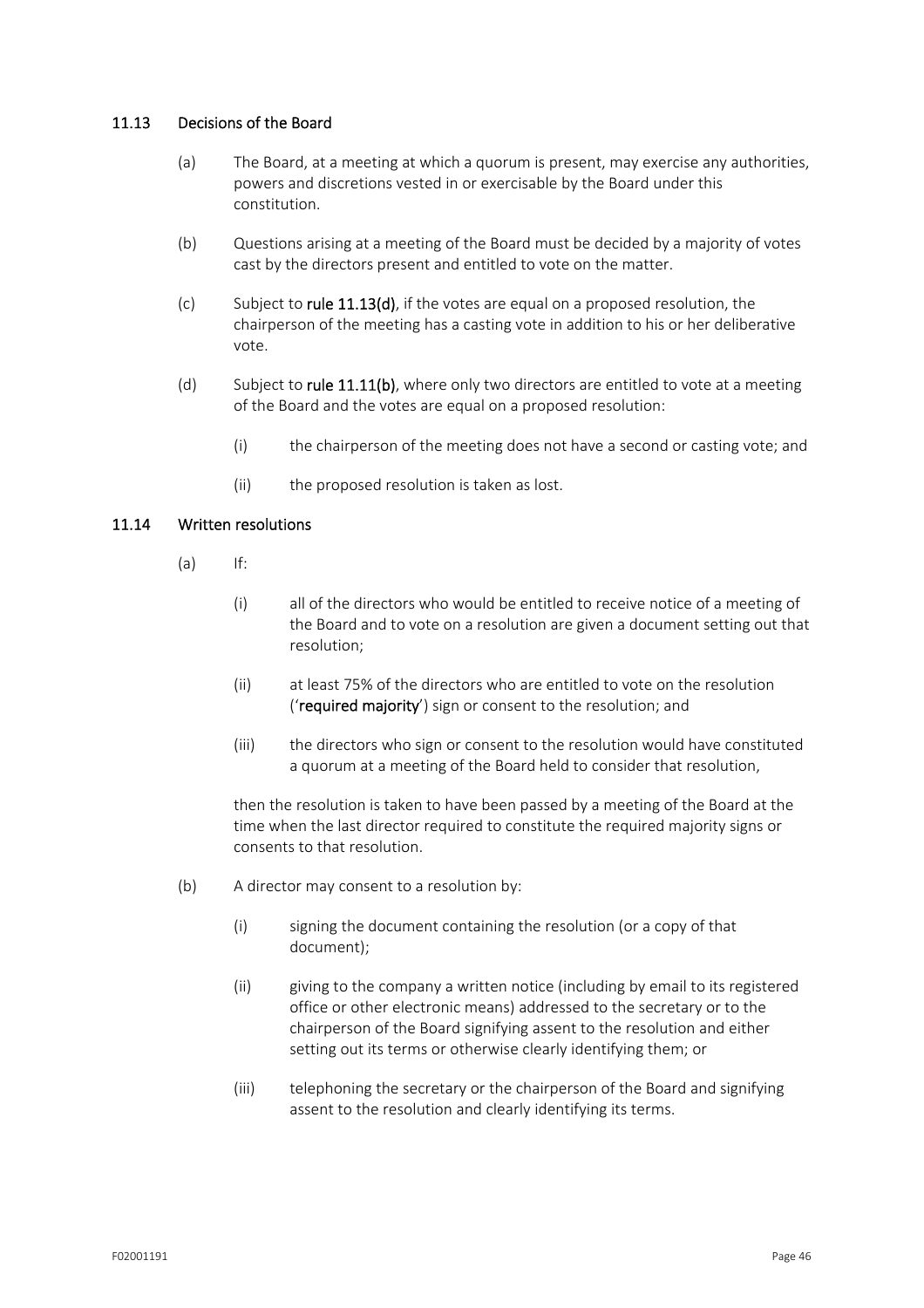### 11.13 Decisions of the Board

(a) The Board, at a meeting at which a quorum is present, may exercise any authorities, powers and discretions vested in or exercisable by the Board under this constitution.

(b) Questions arising at a meeting of the Board must be decided by a majority of votes cast by the directors present and entitled to vote on the matter.

(c) Subject to **rule 11.13(d)**, if the votes are equal on a proposed resolution, the chairperson of the meeting has a casting vote in addition to his or her deliberative vote.

(d) Subject to **rule 11.11(b)**, where only two directors are entitled to vote at a meeting of the Board and the votes are equal on a proposed resolution:

(i) the chairperson of the meeting does not have a second or casting vote; and

(ii) the proposed resolution is taken as lost.

### 11.14 Written resolutions

(a) If:

(i) all of the directors who would be entitled to receive notice of a meeting of the Board and to vote on a resolution are given a document setting out that resolution;

(ii) at least 75% of the directors who are entitled to vote on the resolution ('**required majority**') sign or consent to the resolution; and

(iii) the directors who sign or consent to the resolution would have constituted a quorum at a meeting of the Board held to consider that resolution,

then the resolution is taken to have been passed by a meeting of the Board at the time when the last director required to constitute the required majority signs or consents to that resolution.

(b) A director may consent to a resolution by:

(i) signing the document containing the resolution (or a copy of that document);

(ii) giving to the company a written notice (including by email to its registered office or other electronic means) addressed to the secretary or to the chairperson of the Board signifying assent to the resolution and either setting out its terms or otherwise clearly identifying them; or

(iii) telephoning the secretary or the chairperson of the Board and signifying assent to the resolution and clearly identifying its terms.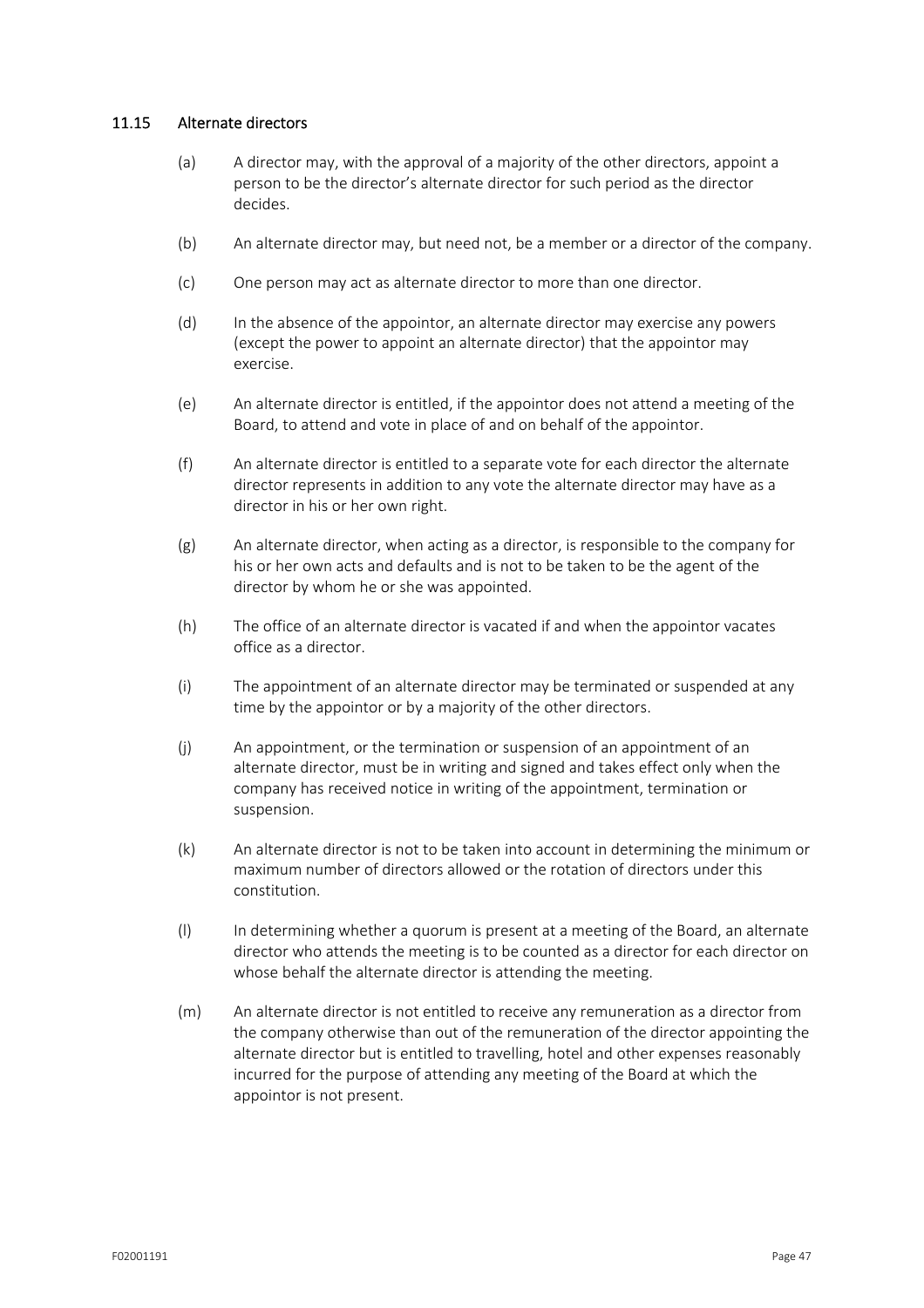### 11.15 Alternate directors

(a) A director may, with the approval of a majority of the other directors, appoint a person to be the director's alternate director for such period as the director decides.

(b) An alternate director may, but need not, be a member or a director of the company.

(c) One person may act as alternate director to more than one director.

(d) In the absence of the appointor, an alternate director may exercise any powers (except the power to appoint an alternate director) that the appointor may exercise.

(e) An alternate director is entitled, if the appointor does not attend a meeting of the Board, to attend and vote in place of and on behalf of the appointor.

(f) An alternate director is entitled to a separate vote for each director the alternate director represents in addition to any vote the alternate director may have as a director in his or her own right.

(g) An alternate director, when acting as a director, is responsible to the company for his or her own acts and defaults and is not to be taken to be the agent of the director by whom he or she was appointed.

(h) The office of an alternate director is vacated if and when the appointor vacates office as a director.

(i) The appointment of an alternate director may be terminated or suspended at any time by the appointor or by a majority of the other directors.

(j) An appointment, or the termination or suspension of an appointment of an alternate director, must be in writing and signed and takes effect only when the company has received notice in writing of the appointment, termination or suspension.

(k) An alternate director is not to be taken into account in determining the minimum or maximum number of directors allowed or the rotation of directors under this constitution.

(l) In determining whether a quorum is present at a meeting of the Board, an alternate director who attends the meeting is to be counted as a director for each director on whose behalf the alternate director is attending the meeting.

(m) An alternate director is not entitled to receive any remuneration as a director from the company otherwise than out of the remuneration of the director appointing the alternate director but is entitled to travelling, hotel and other expenses reasonably incurred for the purpose of attending any meeting of the Board at which the appointor is not present.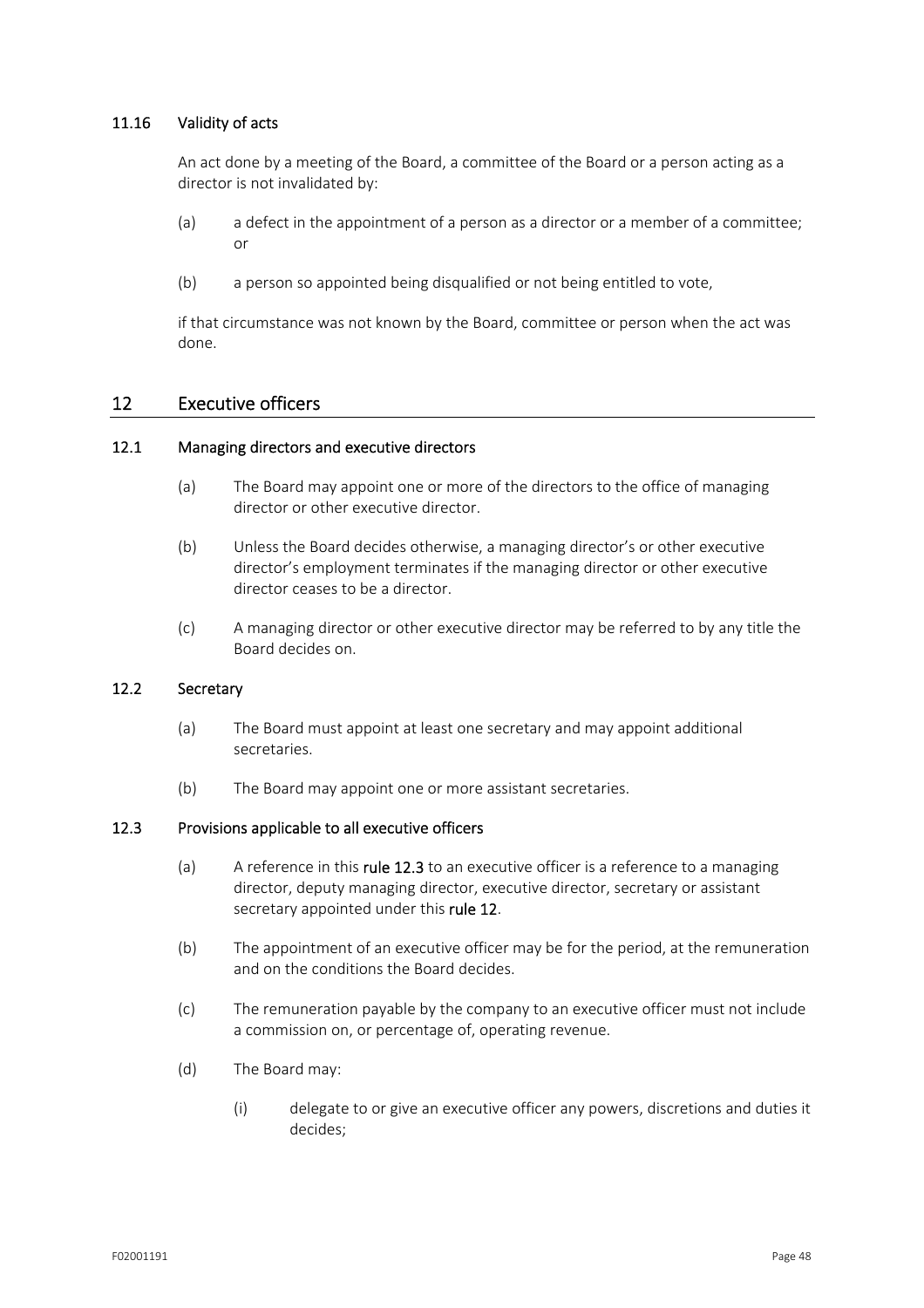### 11.16 Validity of acts

An act done by a meeting of the Board, a committee of the Board or a person acting as a director is not invalidated by:

(a) a defect in the appointment of a person as a director or a member of a committee; or

(b) a person so appointed being disqualified or not being entitled to vote,

if that circumstance was not known by the Board, committee or person when the act was done.

## 12 Executive officers

### 12.1 Managing directors and executive directors

(a) The Board may appoint one or more of the directors to the office of managing director or other executive director.

(b) Unless the Board decides otherwise, a managing director's or other executive director's employment terminates if the managing director or other executive director ceases to be a director.

(c) A managing director or other executive director may be referred to by any title the Board decides on.

### 12.2 Secretary

(a) The Board must appoint at least one secretary and may appoint additional secretaries.

(b) The Board may appoint one or more assistant secretaries.

### 12.3 Provisions applicable to all executive officers

(a) A reference in this **rule 12.3** to an executive officer is a reference to a managing director, deputy managing director, executive director, secretary or assistant secretary appointed under this **rule 12**.

(b) The appointment of an executive officer may be for the period, at the remuneration and on the conditions the Board decides.

(c) The remuneration payable by the company to an executive officer must not include a commission on, or percentage of, operating revenue.

(d) The Board may:

(i) delegate to or give an executive officer any powers, discretions and duties it decides;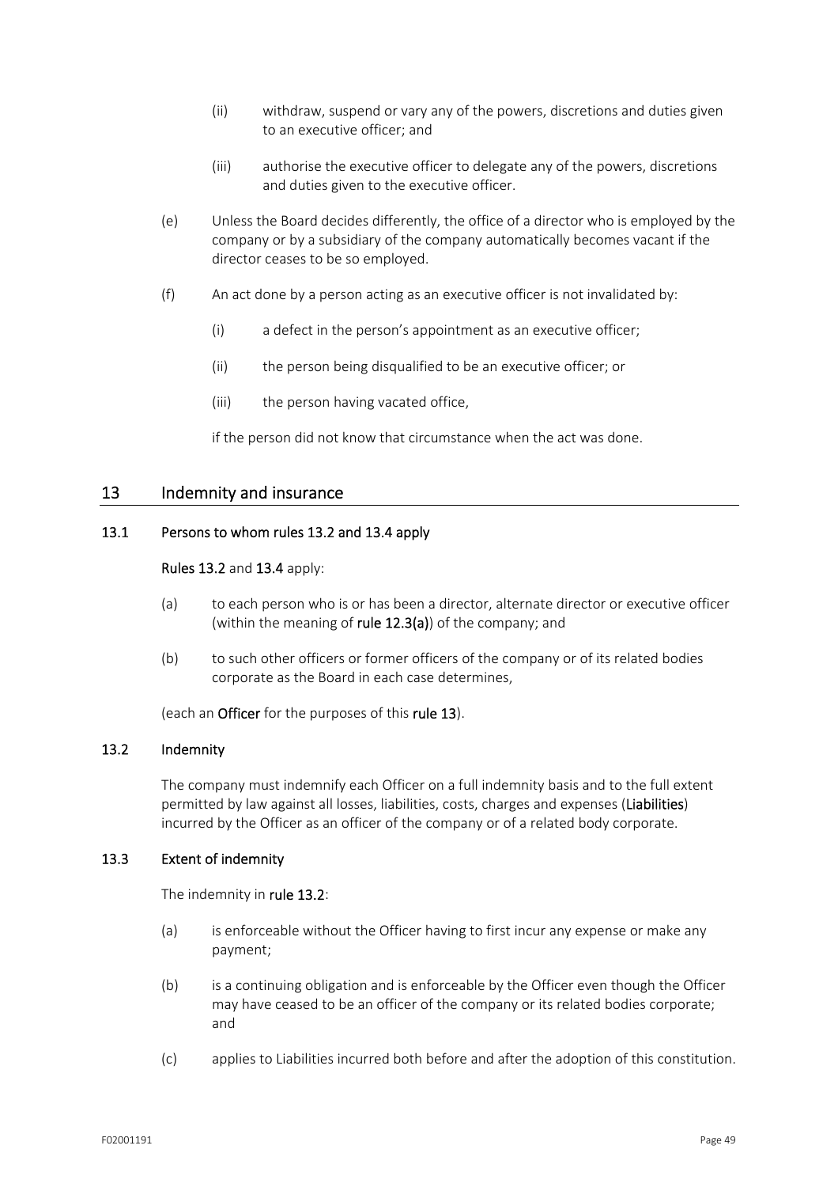(ii) withdraw, suspend or vary any of the powers, discretions and duties given to an executive officer; and

(iii) authorise the executive officer to delegate any of the powers, discretions and duties given to the executive officer.

(e) Unless the Board decides differently, the office of a director who is employed by the company or by a subsidiary of the company automatically becomes vacant if the director ceases to be so employed.

(f) An act done by a person acting as an executive officer is not invalidated by:

(i) a defect in the person's appointment as an executive officer;

(ii) the person being disqualified to be an executive officer; or

(iii) the person having vacated office,

if the person did not know that circumstance when the act was done.

## 13 Indemnity and insurance

### 13.1 Persons to whom rules 13.2 and 13.4 apply

**Rules 13.2** and **13.4** apply:

(a) to each person who is or has been a director, alternate director or executive officer (within the meaning of **rule 12.3(a)**) of the company; and

(b) to such other officers or former officers of the company or of its related bodies corporate as the Board in each case determines,

(each an **Officer** for the purposes of this **rule 13**).

### 13.2 Indemnity

The company must indemnify each Officer on a full indemnity basis and to the full extent permitted by law against all losses, liabilities, costs, charges and expenses (**Liabilities**) incurred by the Officer as an officer of the company or of a related body corporate.

### 13.3 Extent of indemnity

The indemnity in **rule 13.2**:

(a) is enforceable without the Officer having to first incur any expense or make any payment;

(b) is a continuing obligation and is enforceable by the Officer even though the Officer may have ceased to be an officer of the company or its related bodies corporate; and

(c) applies to Liabilities incurred both before and after the adoption of this constitution.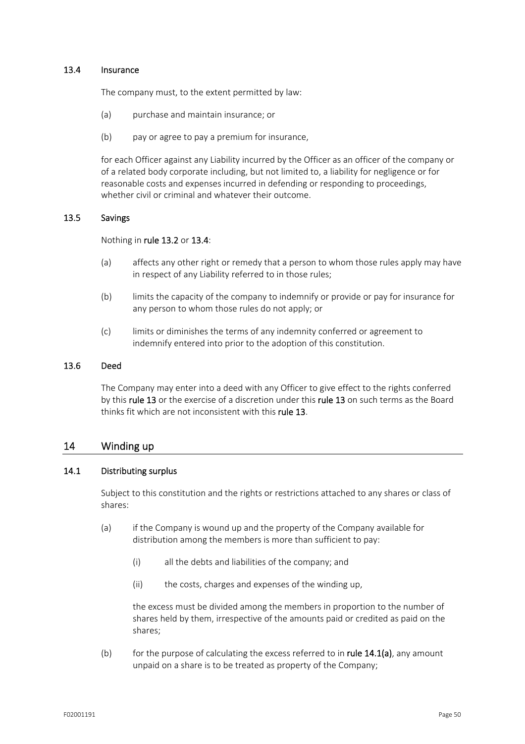### 13.4 Insurance

The company must, to the extent permitted by law:

(a) purchase and maintain insurance; or

(b) pay or agree to pay a premium for insurance,

for each Officer against any Liability incurred by the Officer as an officer of the company or of a related body corporate including, but not limited to, a liability for negligence or for reasonable costs and expenses incurred in defending or responding to proceedings, whether civil or criminal and whatever their outcome.

### 13.5 Savings

Nothing in **rule 13.2** or **13.4**:

(a) affects any other right or remedy that a person to whom those rules apply may have in respect of any Liability referred to in those rules;

(b) limits the capacity of the company to indemnify or provide or pay for insurance for any person to whom those rules do not apply; or

(c) limits or diminishes the terms of any indemnity conferred or agreement to indemnify entered into prior to the adoption of this constitution.

### 13.6 Deed

The Company may enter into a deed with any Officer to give effect to the rights conferred by this **rule 13** or the exercise of a discretion under this **rule 13** on such terms as the Board thinks fit which are not inconsistent with this **rule 13**.

## 14 Winding up

### 14.1 Distributing surplus

Subject to this constitution and the rights or restrictions attached to any shares or class of shares:

(a) if the Company is wound up and the property of the Company available for distribution among the members is more than sufficient to pay:

  (i) all the debts and liabilities of the company; and

  (ii) the costs, charges and expenses of the winding up,

  the excess must be divided among the members in proportion to the number of shares held by them, irrespective of the amounts paid or credited as paid on the shares;

(b) for the purpose of calculating the excess referred to in **rule 14.1(a)**, any amount unpaid on a share is to be treated as property of the Company;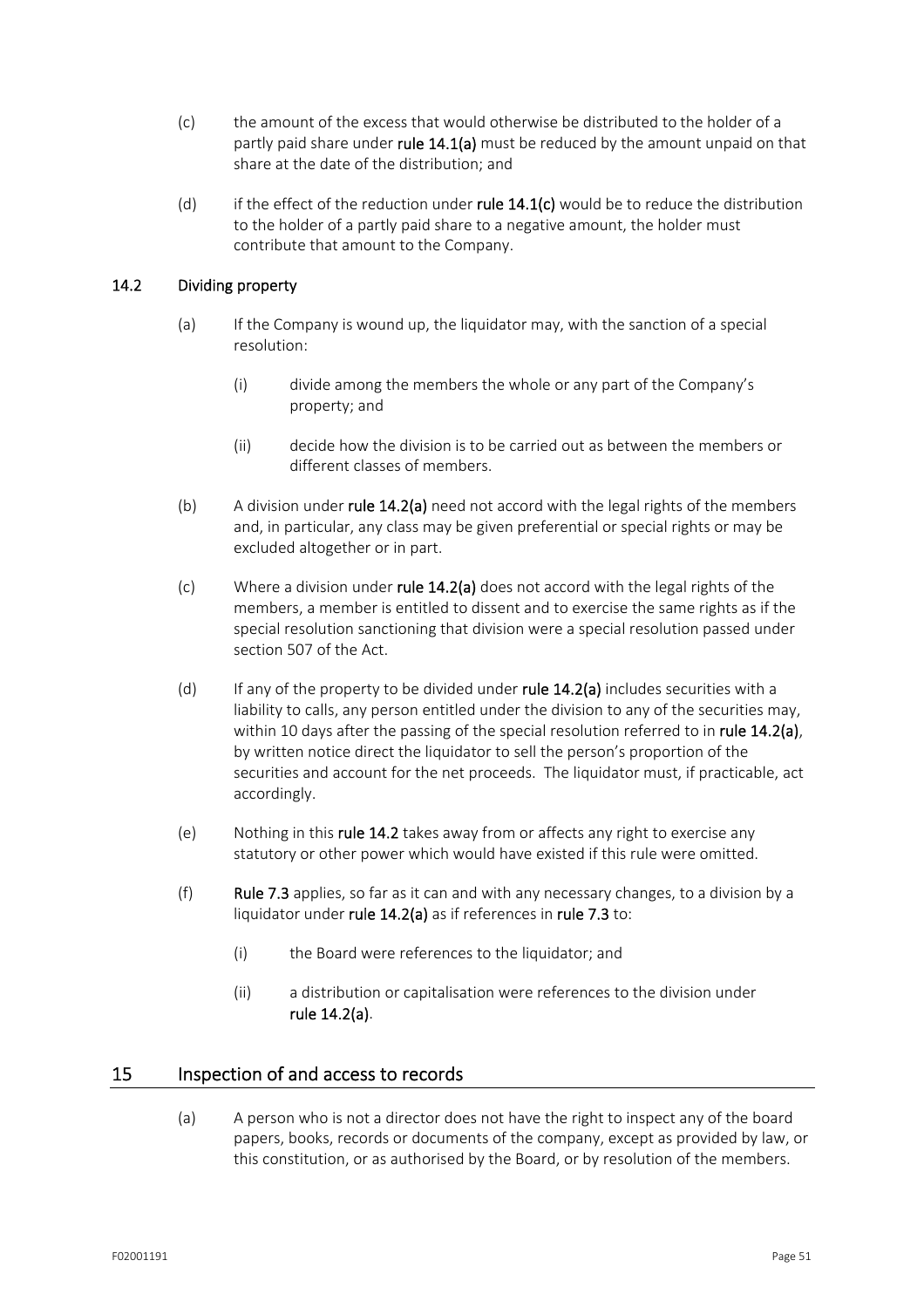(c) the amount of the excess that would otherwise be distributed to the holder of a partly paid share under **rule 14.1(a)** must be reduced by the amount unpaid on that share at the date of the distribution; and

(d) if the effect of the reduction under **rule 14.1(c)** would be to reduce the distribution to the holder of a partly paid share to a negative amount, the holder must contribute that amount to the Company.

### 14.2 Dividing property

(a) If the Company is wound up, the liquidator may, with the sanction of a special resolution:

(i) divide among the members the whole or any part of the Company's property; and

(ii) decide how the division is to be carried out as between the members or different classes of members.

(b) A division under **rule 14.2(a)** need not accord with the legal rights of the members and, in particular, any class may be given preferential or special rights or may be excluded altogether or in part.

(c) Where a division under **rule 14.2(a)** does not accord with the legal rights of the members, a member is entitled to dissent and to exercise the same rights as if the special resolution sanctioning that division were a special resolution passed under section 507 of the Act.

(d) If any of the property to be divided under **rule 14.2(a)** includes securities with a liability to calls, any person entitled under the division to any of the securities may, within 10 days after the passing of the special resolution referred to in **rule 14.2(a)**, by written notice direct the liquidator to sell the person's proportion of the securities and account for the net proceeds. The liquidator must, if practicable, act accordingly.

(e) Nothing in this **rule 14.2** takes away from or affects any right to exercise any statutory or other power which would have existed if this rule were omitted.

(f) **Rule 7.3** applies, so far as it can and with any necessary changes, to a division by a liquidator under **rule 14.2(a)** as if references in **rule 7.3** to:

(i) the Board were references to the liquidator; and

(ii) a distribution or capitalisation were references to the division under **rule 14.2(a)**.

## 15 Inspection of and access to records

(a) A person who is not a director does not have the right to inspect any of the board papers, books, records or documents of the company, except as provided by law, or this constitution, or as authorised by the Board, or by resolution of the members.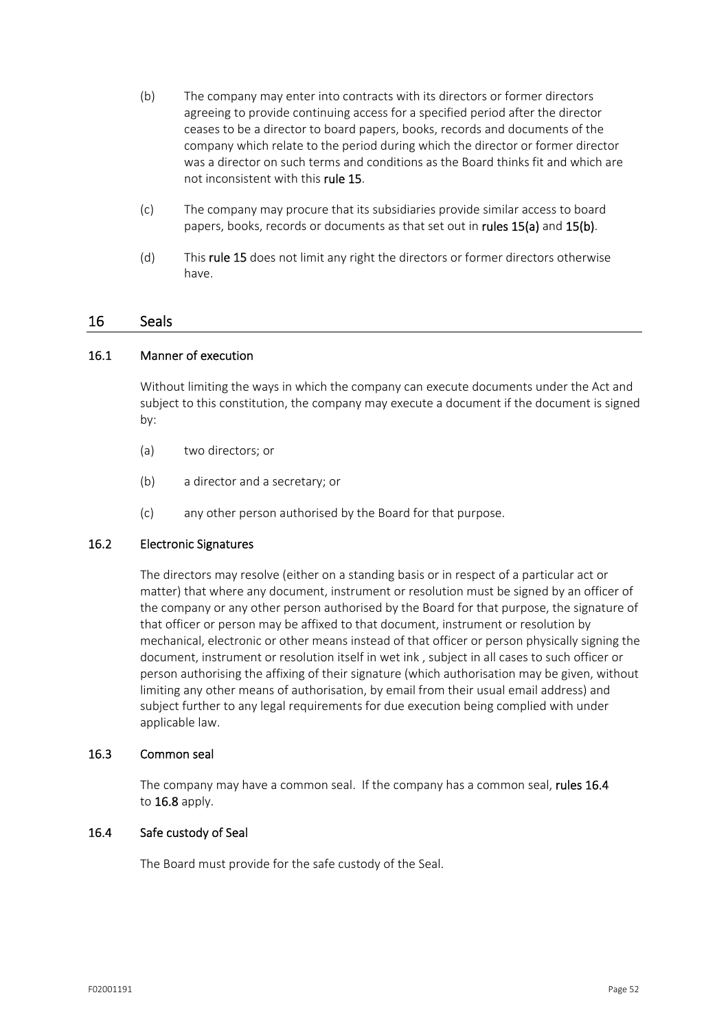(b) The company may enter into contracts with its directors or former directors agreeing to provide continuing access for a specified period after the director ceases to be a director to board papers, books, records and documents of the company which relate to the period during which the director or former director was a director on such terms and conditions as the Board thinks fit and which are not inconsistent with this **rule 15**.

(c) The company may procure that its subsidiaries provide similar access to board papers, books, records or documents as that set out in **rules 15(a)** and **15(b)**.

(d) This **rule 15** does not limit any right the directors or former directors otherwise have.

## 16 Seals

### 16.1 Manner of execution

Without limiting the ways in which the company can execute documents under the Act and subject to this constitution, the company may execute a document if the document is signed by:

(a) two directors; or

(b) a director and a secretary; or

(c) any other person authorised by the Board for that purpose.

### 16.2 Electronic Signatures

The directors may resolve (either on a standing basis or in respect of a particular act or matter) that where any document, instrument or resolution must be signed by an officer of the company or any other person authorised by the Board for that purpose, the signature of that officer or person may be affixed to that document, instrument or resolution by mechanical, electronic or other means instead of that officer or person physically signing the document, instrument or resolution itself in wet ink , subject in all cases to such officer or person authorising the affixing of their signature (which authorisation may be given, without limiting any other means of authorisation, by email from their usual email address) and subject further to any legal requirements for due execution being complied with under applicable law.

### 16.3 Common seal

The company may have a common seal. If the company has a common seal, **rules 16.4** to **16.8** apply.

### 16.4 Safe custody of Seal

The Board must provide for the safe custody of the Seal.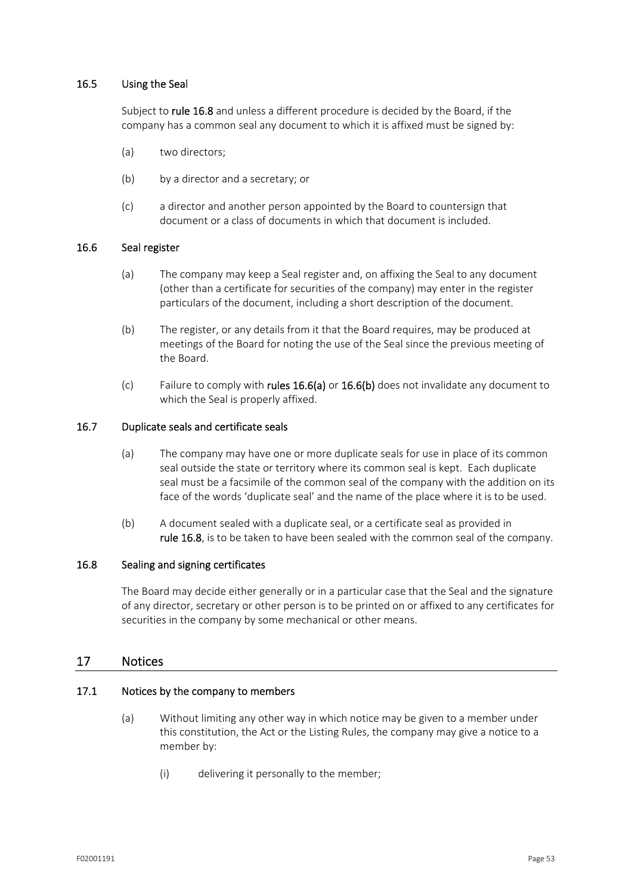### 16.5 Using the Seal

Subject to **rule 16.8** and unless a different procedure is decided by the Board, if the company has a common seal any document to which it is affixed must be signed by:

(a) two directors;

(b) by a director and a secretary; or

(c) a director and another person appointed by the Board to countersign that document or a class of documents in which that document is included.

### 16.6 Seal register

(a) The company may keep a Seal register and, on affixing the Seal to any document (other than a certificate for securities of the company) may enter in the register particulars of the document, including a short description of the document.

(b) The register, or any details from it that the Board requires, may be produced at meetings of the Board for noting the use of the Seal since the previous meeting of the Board.

(c) Failure to comply with **rules 16.6(a)** or **16.6(b)** does not invalidate any document to which the Seal is properly affixed.

### 16.7 Duplicate seals and certificate seals

(a) The company may have one or more duplicate seals for use in place of its common seal outside the state or territory where its common seal is kept. Each duplicate seal must be a facsimile of the common seal of the company with the addition on its face of the words 'duplicate seal' and the name of the place where it is to be used.

(b) A document sealed with a duplicate seal, or a certificate seal as provided in **rule 16.8**, is to be taken to have been sealed with the common seal of the company.

### 16.8 Sealing and signing certificates

The Board may decide either generally or in a particular case that the Seal and the signature of any director, secretary or other person is to be printed on or affixed to any certificates for securities in the company by some mechanical or other means.

## 17 Notices

### 17.1 Notices by the company to members

(a) Without limiting any other way in which notice may be given to a member under this constitution, the Act or the Listing Rules, the company may give a notice to a member by:

(i) delivering it personally to the member;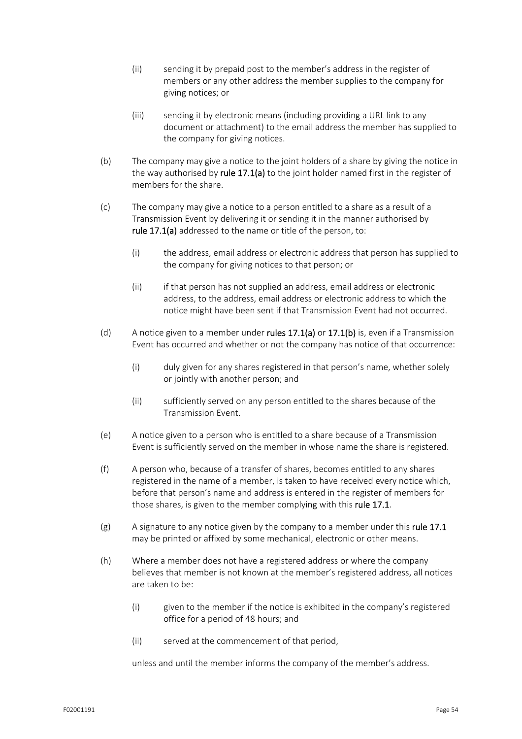(ii) sending it by prepaid post to the member's address in the register of members or any other address the member supplies to the company for giving notices; or

(iii) sending it by electronic means (including providing a URL link to any document or attachment) to the email address the member has supplied to the company for giving notices.

(b) The company may give a notice to the joint holders of a share by giving the notice in the way authorised by **rule 17.1(a)** to the joint holder named first in the register of members for the share.

(c) The company may give a notice to a person entitled to a share as a result of a Transmission Event by delivering it or sending it in the manner authorised by **rule 17.1(a)** addressed to the name or title of the person, to:

(i) the address, email address or electronic address that person has supplied to the company for giving notices to that person; or

(ii) if that person has not supplied an address, email address or electronic address, to the address, email address or electronic address to which the notice might have been sent if that Transmission Event had not occurred.

(d) A notice given to a member under **rules 17.1(a)** or **17.1(b)** is, even if a Transmission Event has occurred and whether or not the company has notice of that occurrence:

(i) duly given for any shares registered in that person's name, whether solely or jointly with another person; and

(ii) sufficiently served on any person entitled to the shares because of the Transmission Event.

(e) A notice given to a person who is entitled to a share because of a Transmission Event is sufficiently served on the member in whose name the share is registered.

(f) A person who, because of a transfer of shares, becomes entitled to any shares registered in the name of a member, is taken to have received every notice which, before that person's name and address is entered in the register of members for those shares, is given to the member complying with this **rule 17.1**.

(g) A signature to any notice given by the company to a member under this **rule 17.1** may be printed or affixed by some mechanical, electronic or other means.

(h) Where a member does not have a registered address or where the company believes that member is not known at the member's registered address, all notices are taken to be:

(i) given to the member if the notice is exhibited in the company's registered office for a period of 48 hours; and

(ii) served at the commencement of that period,

unless and until the member informs the company of the member's address.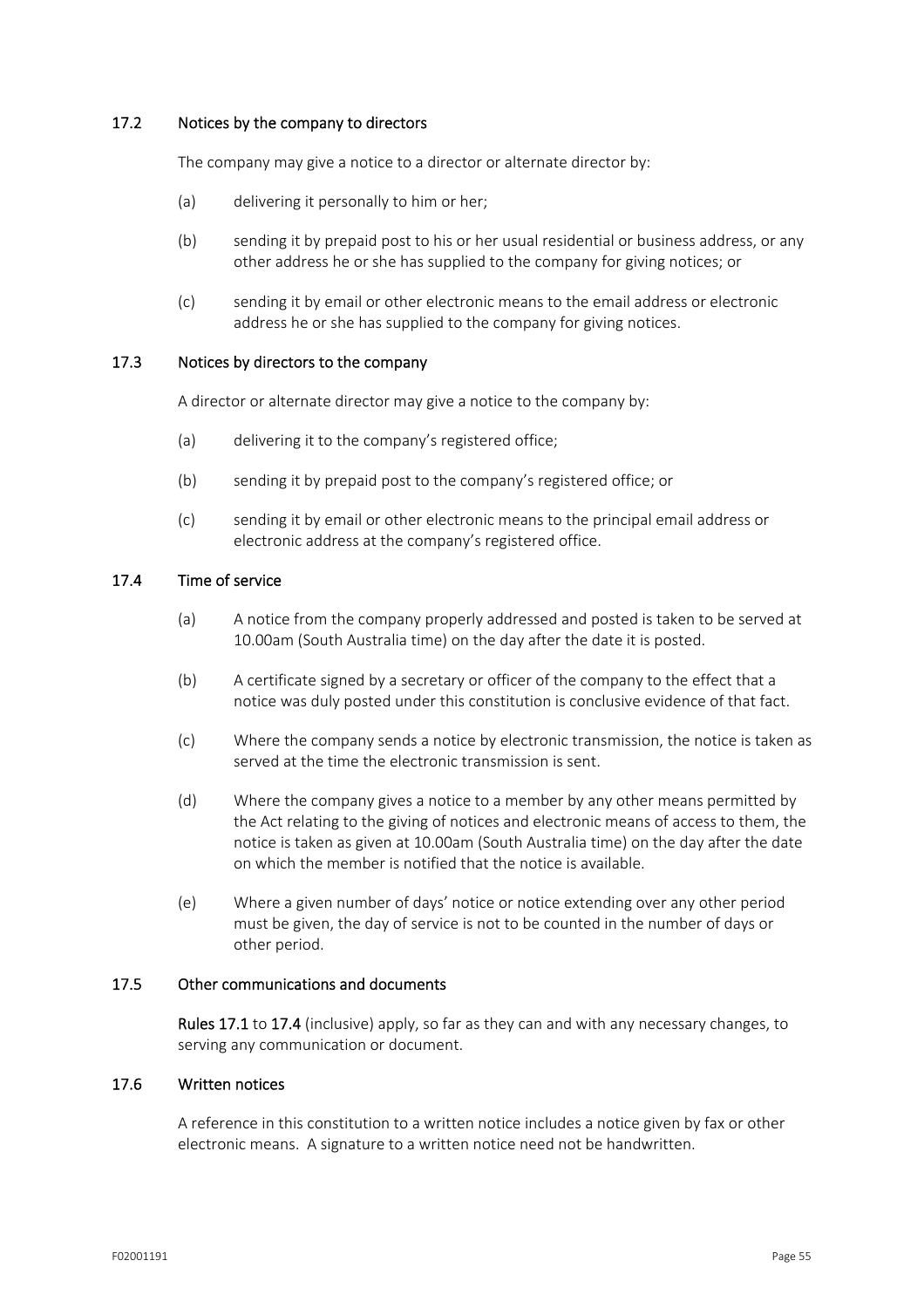### 17.2 Notices by the company to directors

The company may give a notice to a director or alternate director by:

(a) delivering it personally to him or her;

(b) sending it by prepaid post to his or her usual residential or business address, or any other address he or she has supplied to the company for giving notices; or

(c) sending it by email or other electronic means to the email address or electronic address he or she has supplied to the company for giving notices.

### 17.3 Notices by directors to the company

A director or alternate director may give a notice to the company by:

(a) delivering it to the company's registered office;

(b) sending it by prepaid post to the company's registered office; or

(c) sending it by email or other electronic means to the principal email address or electronic address at the company's registered office.

### 17.4 Time of service

(a) A notice from the company properly addressed and posted is taken to be served at 10.00am (South Australia time) on the day after the date it is posted.

(b) A certificate signed by a secretary or officer of the company to the effect that a notice was duly posted under this constitution is conclusive evidence of that fact.

(c) Where the company sends a notice by electronic transmission, the notice is taken as served at the time the electronic transmission is sent.

(d) Where the company gives a notice to a member by any other means permitted by the Act relating to the giving of notices and electronic means of access to them, the notice is taken as given at 10.00am (South Australia time) on the day after the date on which the member is notified that the notice is available.

(e) Where a given number of days' notice or notice extending over any other period must be given, the day of service is not to be counted in the number of days or other period.

### 17.5 Other communications and documents

**Rules 17.1** to **17.4** (inclusive) apply, so far as they can and with any necessary changes, to serving any communication or document.

### 17.6 Written notices

A reference in this constitution to a written notice includes a notice given by fax or other electronic means. A signature to a written notice need not be handwritten.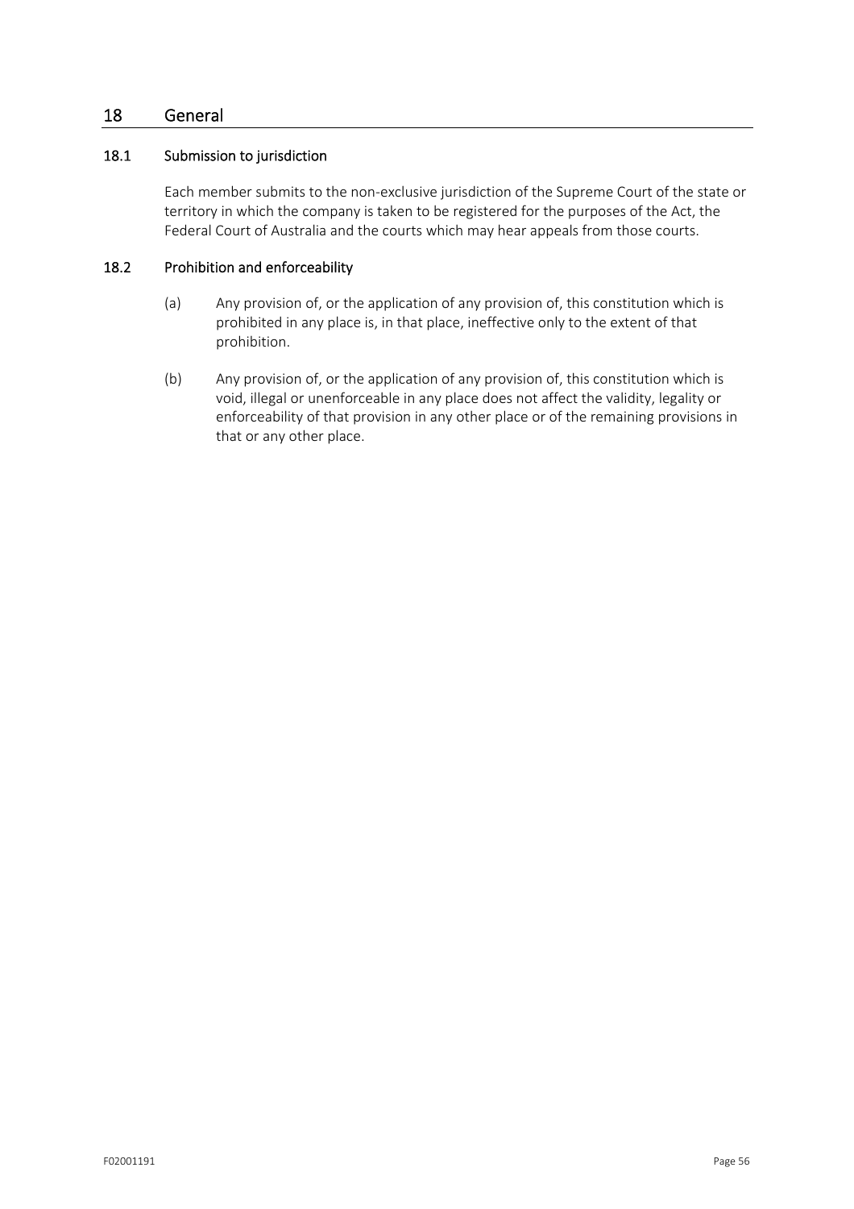## 18 General

### 18.1 Submission to jurisdiction

Each member submits to the non-exclusive jurisdiction of the Supreme Court of the state or territory in which the company is taken to be registered for the purposes of the Act, the Federal Court of Australia and the courts which may hear appeals from those courts.

### 18.2 Prohibition and enforceability

(a) Any provision of, or the application of any provision of, this constitution which is prohibited in any place is, in that place, ineffective only to the extent of that prohibition.

(b) Any provision of, or the application of any provision of, this constitution which is void, illegal or unenforceable in any place does not affect the validity, legality or enforceability of that provision in any other place or of the remaining provisions in that or any other place.